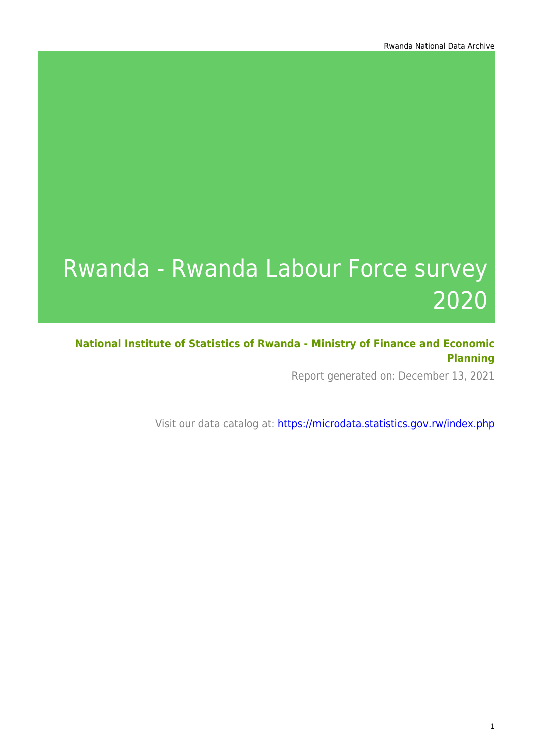# Rwanda - Rwanda Labour Force survey 2020

**National Institute of Statistics of Rwanda - Ministry of Finance and Economic Planning**

Report generated on: December 13, 2021

Visit our data catalog at: https://microdata.statistics.gov.rw/index.php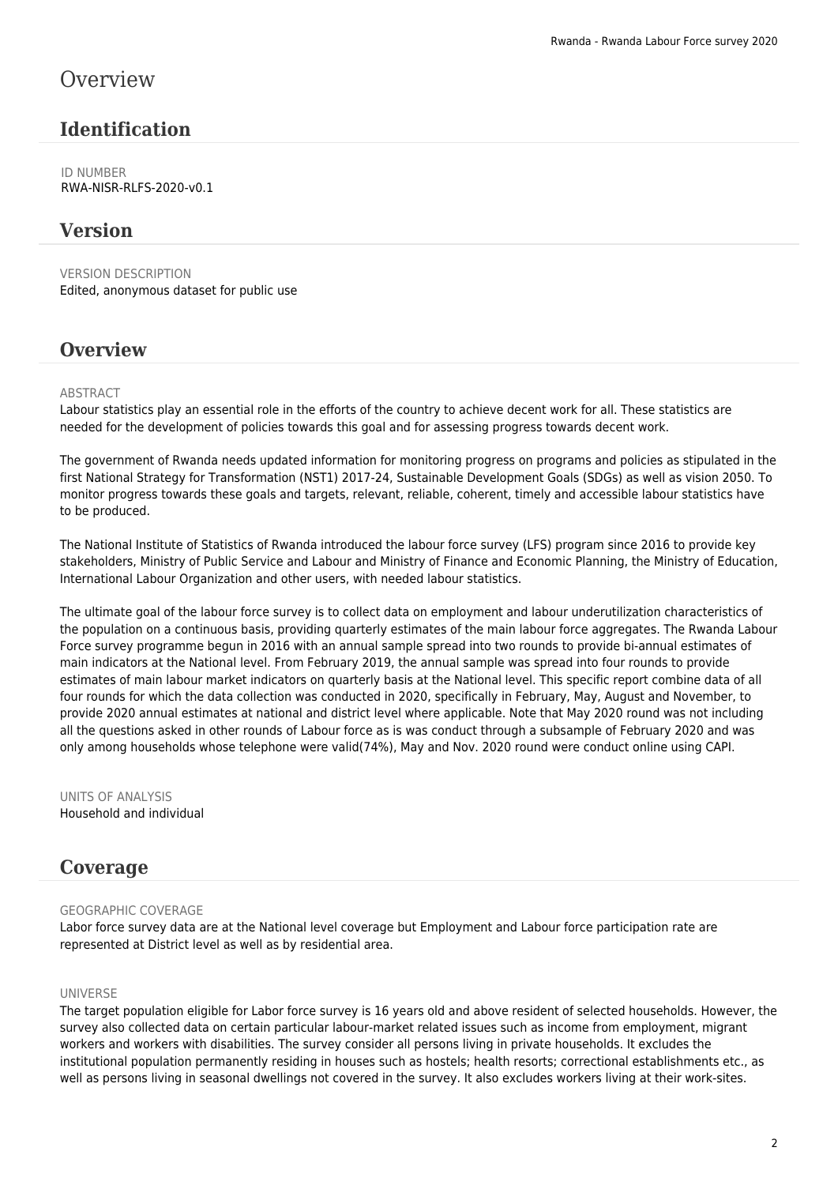# Overview

## Identification

ID NUMBER
RWA-NISR-RLFS-2020-v0.1

## Version

VERSION DESCRIPTION
Edited, anonymous dataset for public use

## Overview

ABSTRACT
Labour statistics play an essential role in the efforts of the country to achieve decent work for all. These statistics are needed for the development of policies towards this goal and for assessing progress towards decent work.

The government of Rwanda needs updated information for monitoring progress on programs and policies as stipulated in the first National Strategy for Transformation (NST1) 2017-24, Sustainable Development Goals (SDGs) as well as vision 2050. To monitor progress towards these goals and targets, relevant, reliable, coherent, timely and accessible labour statistics have to be produced.

The National Institute of Statistics of Rwanda introduced the labour force survey (LFS) program since 2016 to provide key stakeholders, Ministry of Public Service and Labour and Ministry of Finance and Economic Planning, the Ministry of Education, International Labour Organization and other users, with needed labour statistics.

The ultimate goal of the labour force survey is to collect data on employment and labour underutilization characteristics of the population on a continuous basis, providing quarterly estimates of the main labour force aggregates. The Rwanda Labour Force survey programme begun in 2016 with an annual sample spread into two rounds to provide bi-annual estimates of main indicators at the National level. From February 2019, the annual sample was spread into four rounds to provide estimates of main labour market indicators on quarterly basis at the National level. This specific report combine data of all four rounds for which the data collection was conducted in 2020, specifically in February, May, August and November, to provide 2020 annual estimates at national and district level where applicable. Note that May 2020 round was not including all the questions asked in other rounds of Labour force as is was conduct through a subsample of February 2020 and was only among households whose telephone were valid(74%), May and Nov. 2020 round were conduct online using CAPI.

UNITS OF ANALYSIS
Household and individual

## Coverage

GEOGRAPHIC COVERAGE
Labor force survey data are at the National level coverage but Employment and Labour force participation rate are represented at District level as well as by residential area.

UNIVERSE
The target population eligible for Labor force survey is 16 years old and above resident of selected households. However, the survey also collected data on certain particular labour-market related issues such as income from employment, migrant workers and workers with disabilities. The survey consider all persons living in private households. It excludes the institutional population permanently residing in houses such as hostels; health resorts; correctional establishments etc., as well as persons living in seasonal dwellings not covered in the survey. It also excludes workers living at their work-sites.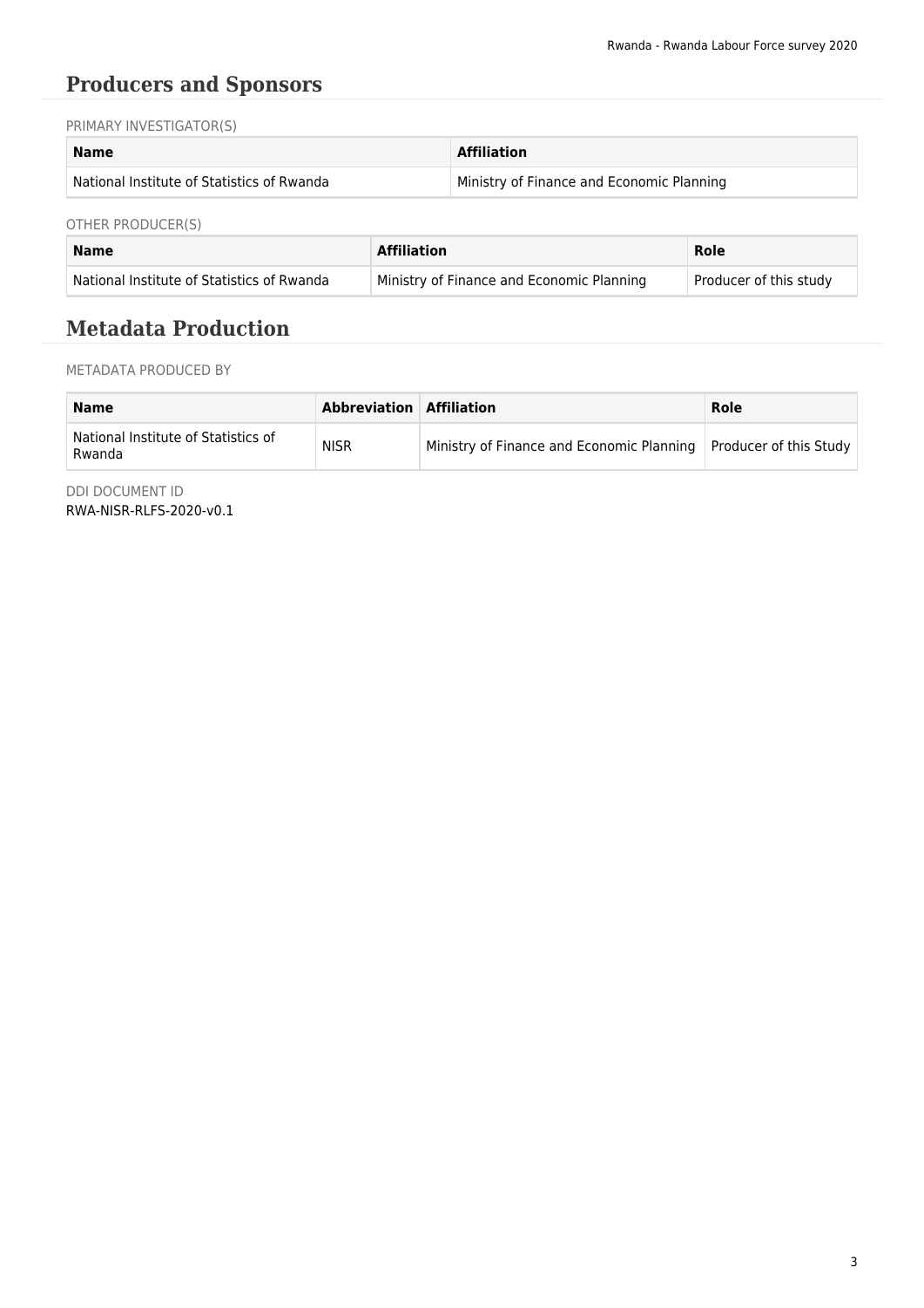## Producers and Sponsors

PRIMARY INVESTIGATOR(S)

| Name | Affiliation |
| --- | --- |
| National Institute of Statistics of Rwanda | Ministry of Finance and Economic Planning |

OTHER PRODUCER(S)

| Name | Affiliation | Role |
| --- | --- | --- |
| National Institute of Statistics of Rwanda | Ministry of Finance and Economic Planning | Producer of this study |

## Metadata Production

METADATA PRODUCED BY

| Name | Abbreviation | Affiliation | Role |
| --- | --- | --- | --- |
| National Institute of Statistics of Rwanda | NISR | Ministry of Finance and Economic Planning | Producer of this Study |

DDI DOCUMENT ID

RWA-NISR-RLFS-2020-v0.1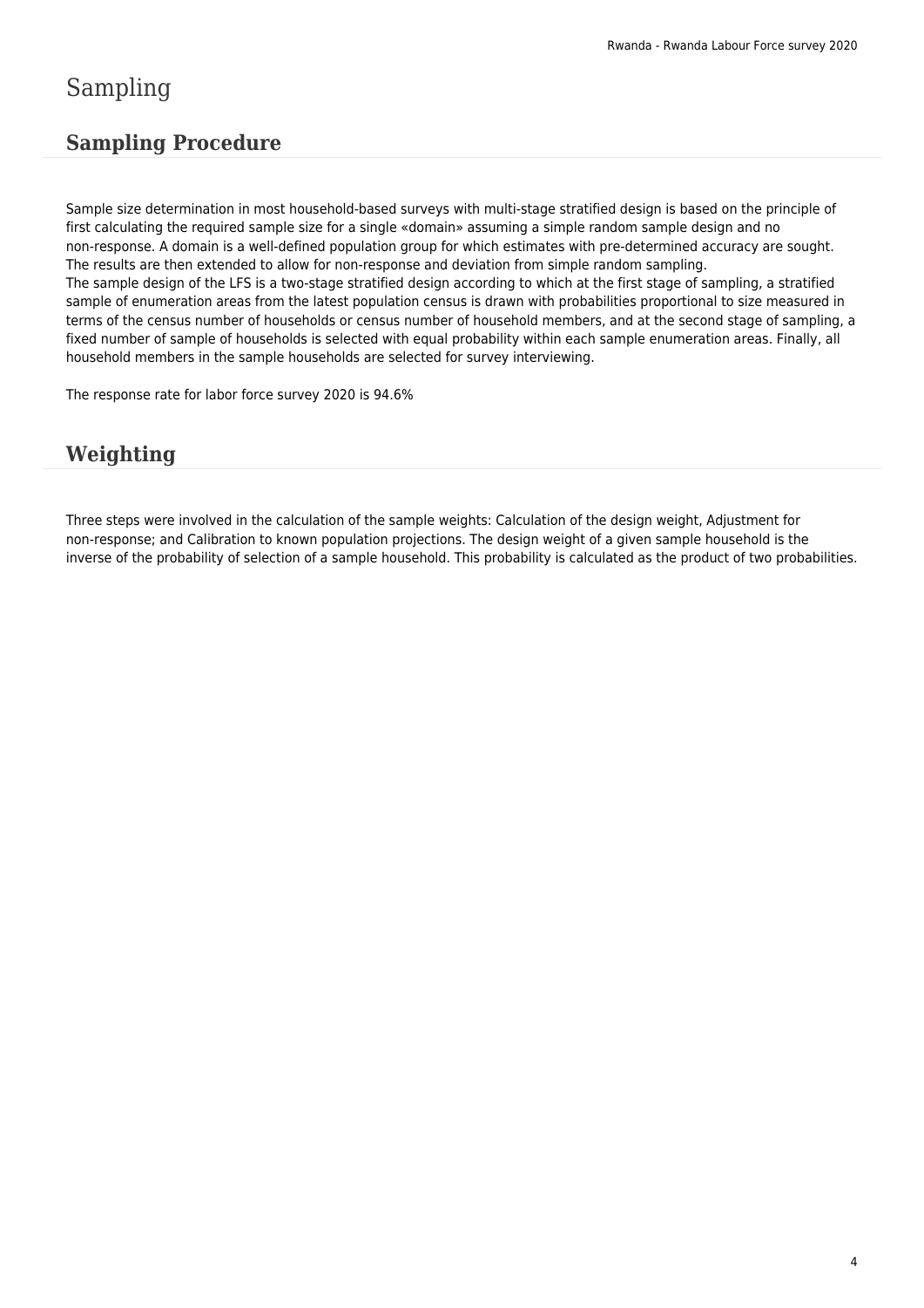# Sampling

## Sampling Procedure

Sample size determination in most household-based surveys with multi-stage stratified design is based on the principle of first calculating the required sample size for a single «domain» assuming a simple random sample design and no non-response. A domain is a well-defined population group for which estimates with pre-determined accuracy are sought. The results are then extended to allow for non-response and deviation from simple random sampling.
The sample design of the LFS is a two-stage stratified design according to which at the first stage of sampling, a stratified sample of enumeration areas from the latest population census is drawn with probabilities proportional to size measured in terms of the census number of households or census number of household members, and at the second stage of sampling, a fixed number of sample of households is selected with equal probability within each sample enumeration areas. Finally, all household members in the sample households are selected for survey interviewing.

The response rate for labor force survey 2020 is 94.6%

## Weighting

Three steps were involved in the calculation of the sample weights: Calculation of the design weight, Adjustment for non-response; and Calibration to known population projections. The design weight of a given sample household is the inverse of the probability of selection of a sample household. This probability is calculated as the product of two probabilities.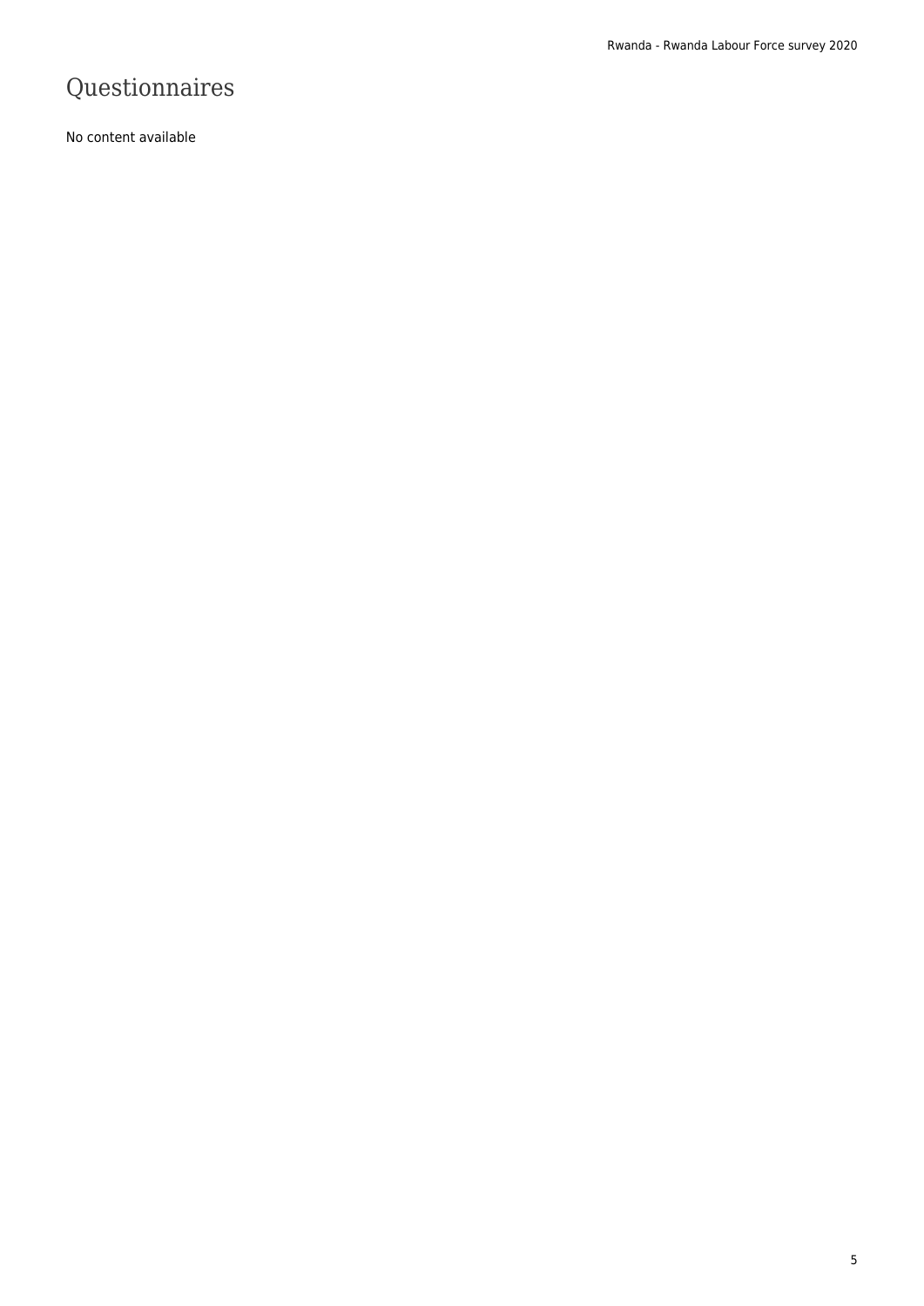# Questionnaires

No content available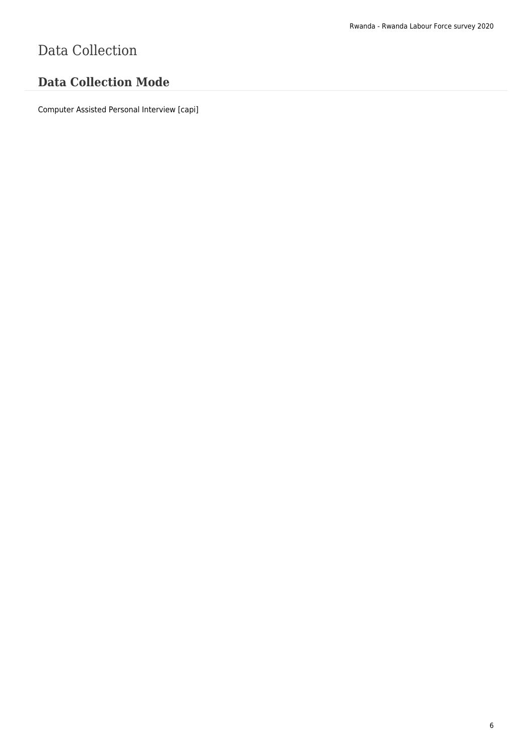# Data Collection

## Data Collection Mode

Computer Assisted Personal Interview [capi]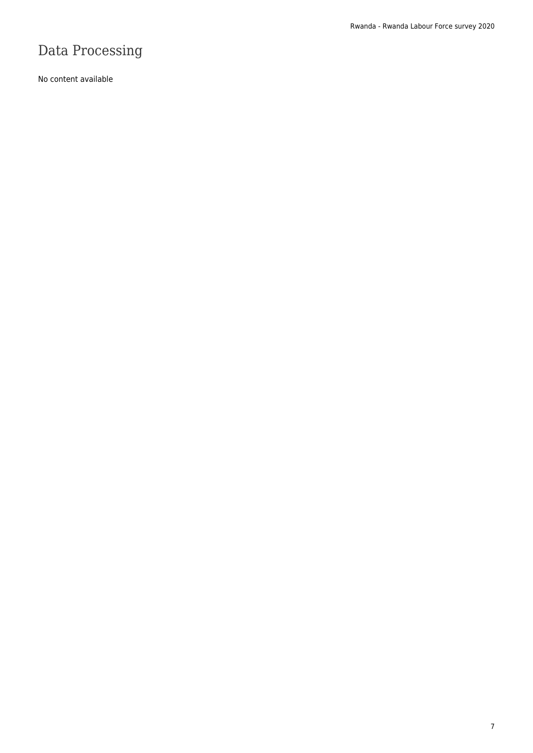# Data Processing

No content available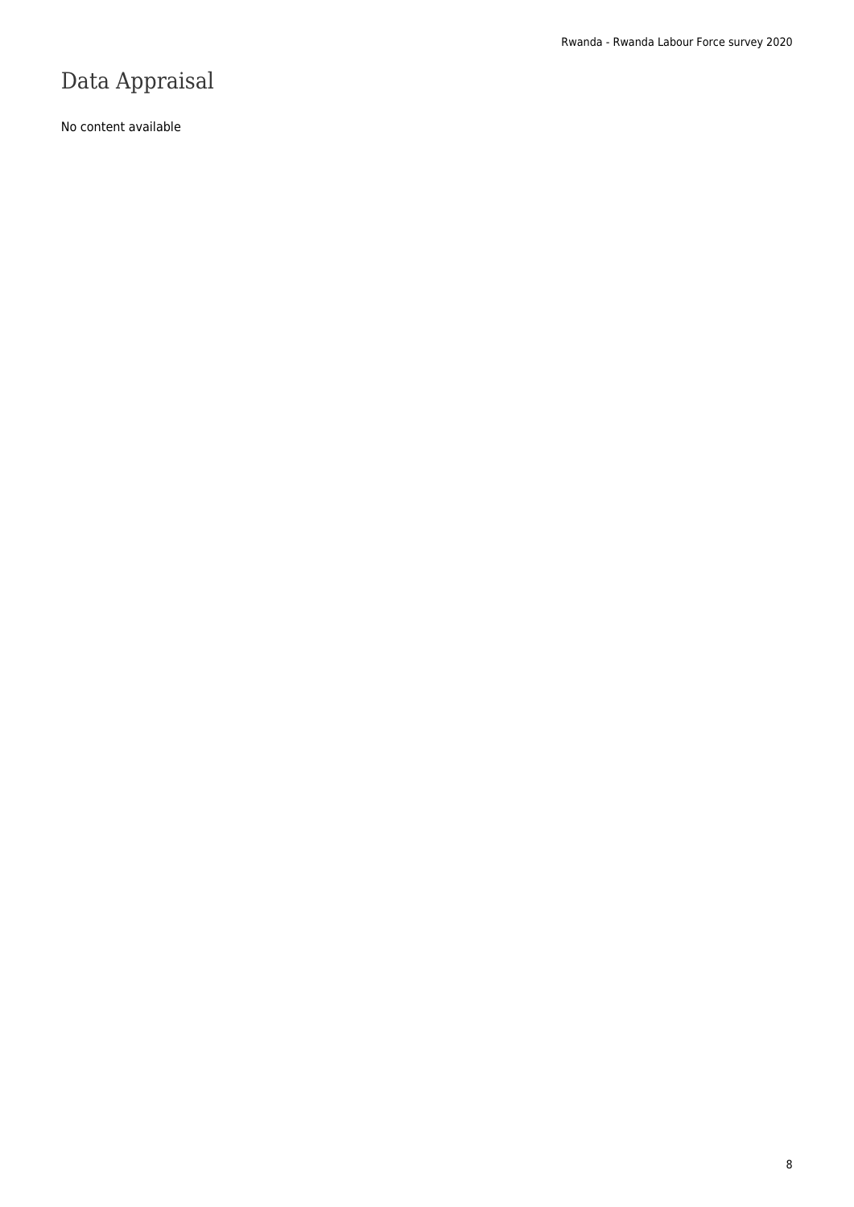# Data Appraisal

No content available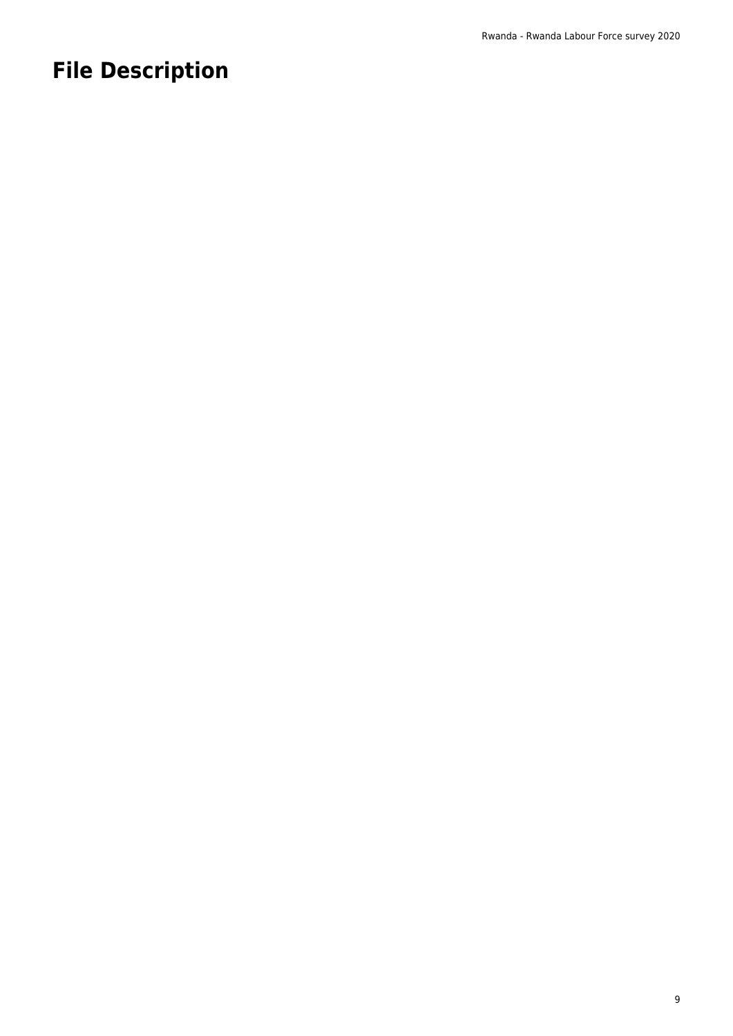# File Description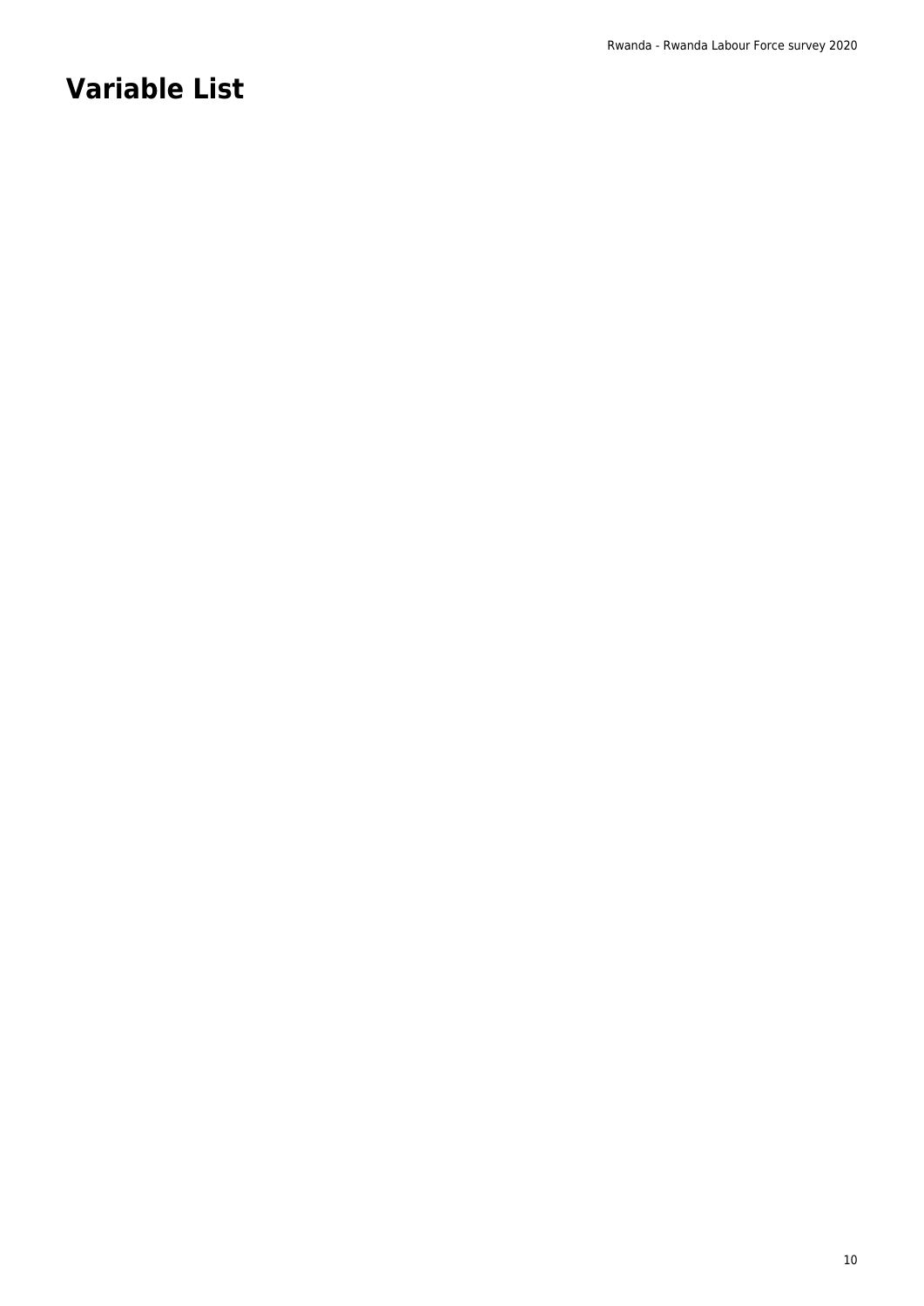# Variable List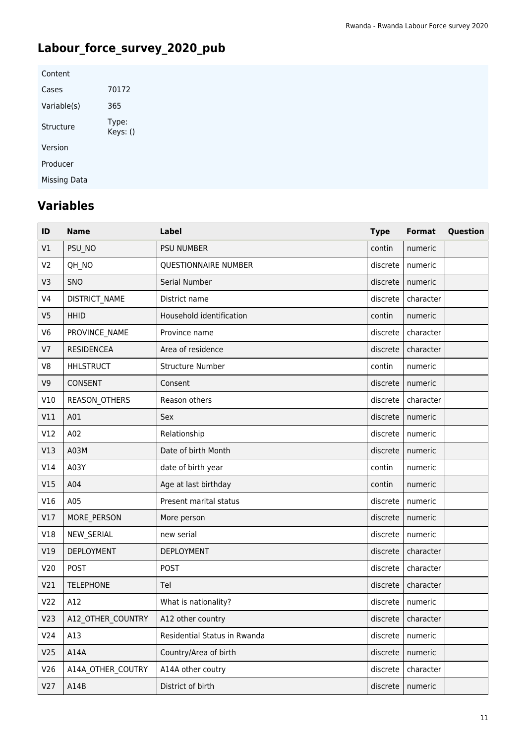## Labour_force_survey_2020_pub

| Content | |
|---|---|
| Cases | 70172 |
| Variable(s) | 365 |
| Structure | Type:<br>Keys: () |
| Version | |
| Producer | |
| Missing Data | |

## Variables

| ID | Name | Label | Type | Format | Question |
|---|---|---|---|---|---|
| V1 | PSU_NO | PSU NUMBER | contin | numeric | |
| V2 | QH_NO | QUESTIONNAIRE NUMBER | discrete | numeric | |
| V3 | SNO | Serial Number | discrete | numeric | |
| V4 | DISTRICT_NAME | District name | discrete | character | |
| V5 | HHID | Household identification | contin | numeric | |
| V6 | PROVINCE_NAME | Province name | discrete | character | |
| V7 | RESIDENCEA | Area of residence | discrete | character | |
| V8 | HHLSTRUCT | Structure Number | contin | numeric | |
| V9 | CONSENT | Consent | discrete | numeric | |
| V10 | REASON_OTHERS | Reason others | discrete | character | |
| V11 | A01 | Sex | discrete | numeric | |
| V12 | A02 | Relationship | discrete | numeric | |
| V13 | A03M | Date of birth Month | discrete | numeric | |
| V14 | A03Y | date of birth year | contin | numeric | |
| V15 | A04 | Age at last birthday | contin | numeric | |
| V16 | A05 | Present marital status | discrete | numeric | |
| V17 | MORE_PERSON | More person | discrete | numeric | |
| V18 | NEW_SERIAL | new serial | discrete | numeric | |
| V19 | DEPLOYMENT | DEPLOYMENT | discrete | character | |
| V20 | POST | POST | discrete | character | |
| V21 | TELEPHONE | Tel | discrete | character | |
| V22 | A12 | What is nationality? | discrete | numeric | |
| V23 | A12_OTHER_COUNTRY | A12 other country | discrete | character | |
| V24 | A13 | Residential Status in Rwanda | discrete | numeric | |
| V25 | A14A | Country/Area of birth | discrete | numeric | |
| V26 | A14A_OTHER_COUTRY | A14A other coutry | discrete | character | |
| V27 | A14B | District of birth | discrete | numeric | |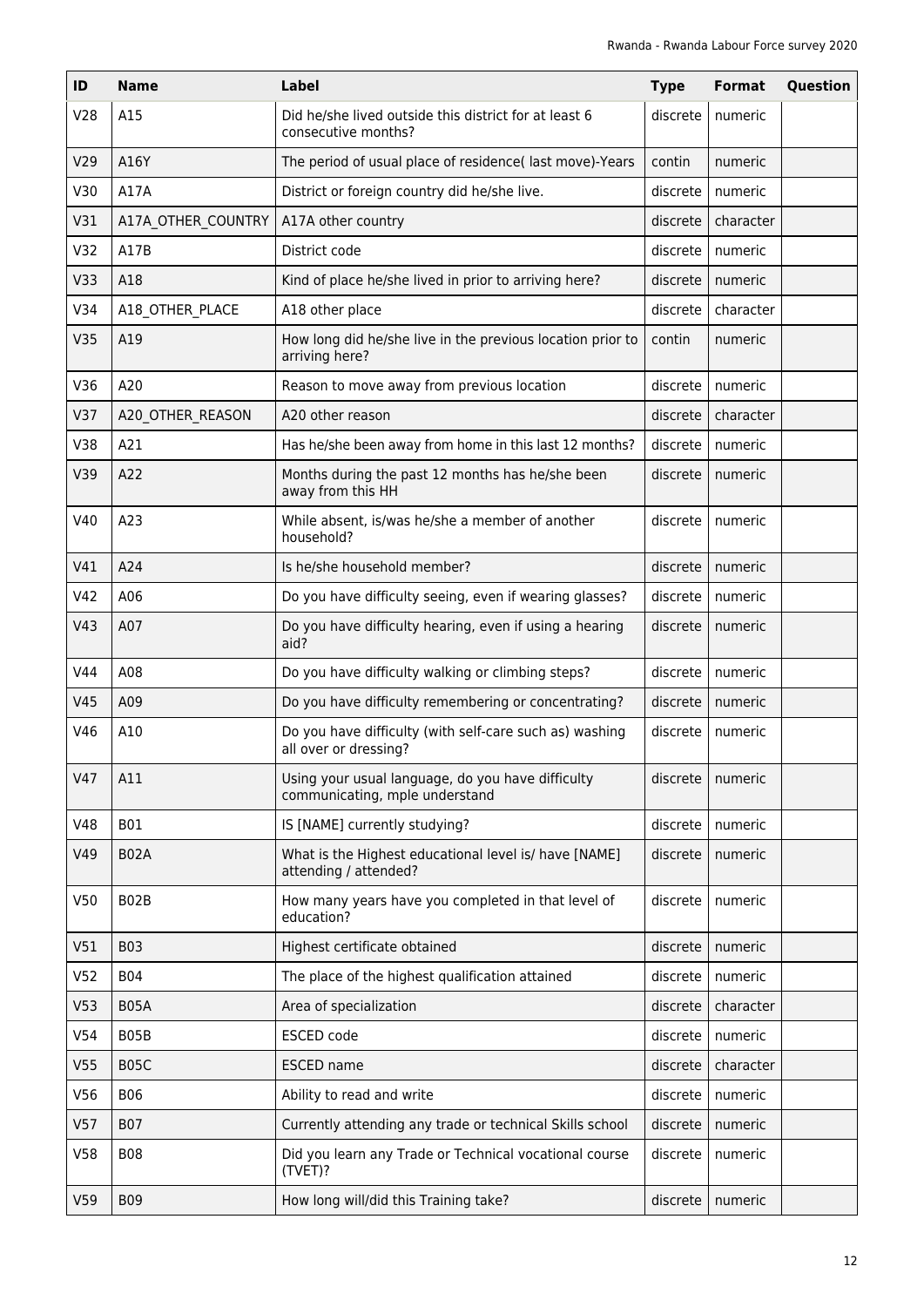| ID | Name | Label | Type | Format | Question |
|---|---|---|---|---|---|
| V28 | A15 | Did he/she lived outside this district for at least 6 consecutive months? | discrete | numeric | |
| V29 | A16Y | The period of usual place of residence( last move)-Years | contin | numeric | |
| V30 | A17A | District or foreign country did he/she live. | discrete | numeric | |
| V31 | A17A_OTHER_COUNTRY | A17A other country | discrete | character | |
| V32 | A17B | District code | discrete | numeric | |
| V33 | A18 | Kind of place he/she lived in prior to arriving here? | discrete | numeric | |
| V34 | A18_OTHER_PLACE | A18 other place | discrete | character | |
| V35 | A19 | How long did he/she live in the previous location prior to arriving here? | contin | numeric | |
| V36 | A20 | Reason to move away from previous location | discrete | numeric | |
| V37 | A20_OTHER_REASON | A20 other reason | discrete | character | |
| V38 | A21 | Has he/she been away from home in this last 12 months? | discrete | numeric | |
| V39 | A22 | Months during the past 12 months has he/she been away from this HH | discrete | numeric | |
| V40 | A23 | While absent, is/was he/she a member of another household? | discrete | numeric | |
| V41 | A24 | Is he/she household member? | discrete | numeric | |
| V42 | A06 | Do you have difficulty seeing, even if wearing glasses? | discrete | numeric | |
| V43 | A07 | Do you have difficulty hearing, even if using a hearing aid? | discrete | numeric | |
| V44 | A08 | Do you have difficulty walking or climbing steps? | discrete | numeric | |
| V45 | A09 | Do you have difficulty remembering or concentrating? | discrete | numeric | |
| V46 | A10 | Do you have difficulty (with self-care such as) washing all over or dressing? | discrete | numeric | |
| V47 | A11 | Using your usual language, do you have difficulty communicating, mple understand | discrete | numeric | |
| V48 | B01 | IS [NAME] currently studying? | discrete | numeric | |
| V49 | B02A | What is the Highest educational level is/ have [NAME] attending / attended? | discrete | numeric | |
| V50 | B02B | How many years have you completed in that level of education? | discrete | numeric | |
| V51 | B03 | Highest certificate obtained | discrete | numeric | |
| V52 | B04 | The place of the highest qualification attained | discrete | numeric | |
| V53 | B05A | Area of specialization | discrete | character | |
| V54 | B05B | ESCED code | discrete | numeric | |
| V55 | B05C | ESCED name | discrete | character | |
| V56 | B06 | Ability to read and write | discrete | numeric | |
| V57 | B07 | Currently attending any trade or technical Skills school | discrete | numeric | |
| V58 | B08 | Did you learn any Trade or Technical vocational course (TVET)? | discrete | numeric | |
| V59 | B09 | How long will/did this Training take? | discrete | numeric | |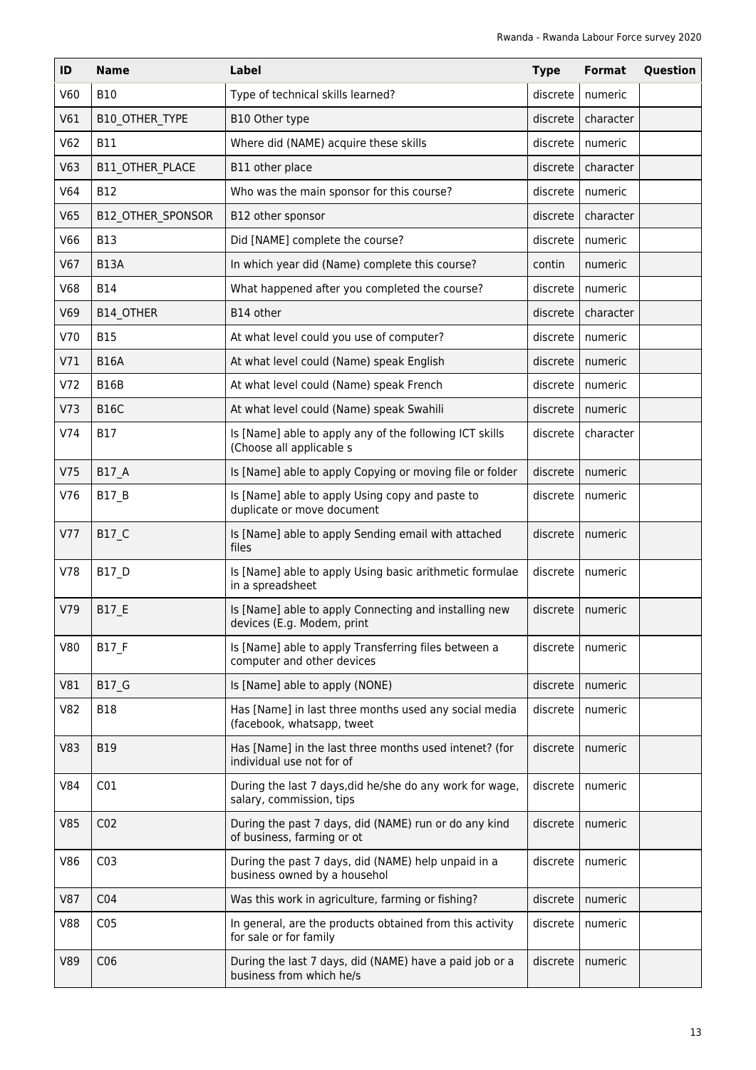| ID | Name | Label | Type | Format | Question |
|---|---|---|---|---|---|
| V60 | B10 | Type of technical skills learned? | discrete | numeric | |
| V61 | B10_OTHER_TYPE | B10 Other type | discrete | character | |
| V62 | B11 | Where did (NAME) acquire these skills | discrete | numeric | |
| V63 | B11_OTHER_PLACE | B11 other place | discrete | character | |
| V64 | B12 | Who was the main sponsor for this course? | discrete | numeric | |
| V65 | B12_OTHER_SPONSOR | B12 other sponsor | discrete | character | |
| V66 | B13 | Did [NAME] complete the course? | discrete | numeric | |
| V67 | B13A | In which year did (Name) complete this course? | contin | numeric | |
| V68 | B14 | What happened after you completed the course? | discrete | numeric | |
| V69 | B14_OTHER | B14 other | discrete | character | |
| V70 | B15 | At what level could you use of computer? | discrete | numeric | |
| V71 | B16A | At what level could (Name) speak English | discrete | numeric | |
| V72 | B16B | At what level could (Name) speak French | discrete | numeric | |
| V73 | B16C | At what level could (Name) speak Swahili | discrete | numeric | |
| V74 | B17 | Is [Name] able to apply any of the following ICT skills (Choose all applicable s | discrete | character | |
| V75 | B17_A | Is [Name] able to apply Copying or moving file or folder | discrete | numeric | |
| V76 | B17_B | Is [Name] able to apply Using copy and paste to duplicate or move document | discrete | numeric | |
| V77 | B17_C | Is [Name] able to apply Sending email with attached files | discrete | numeric | |
| V78 | B17_D | Is [Name] able to apply Using basic arithmetic formulae in a spreadsheet | discrete | numeric | |
| V79 | B17_E | Is [Name] able to apply Connecting and installing new devices (E.g. Modem, print | discrete | numeric | |
| V80 | B17_F | Is [Name] able to apply Transferring files between a computer and other devices | discrete | numeric | |
| V81 | B17_G | Is [Name] able to apply (NONE) | discrete | numeric | |
| V82 | B18 | Has [Name] in last three months used any social media (facebook, whatsapp, tweet | discrete | numeric | |
| V83 | B19 | Has [Name] in the last three months used intenet? (for individual use not for of | discrete | numeric | |
| V84 | C01 | During the last 7 days,did he/she do any work for wage, salary, commission, tips | discrete | numeric | |
| V85 | C02 | During the past 7 days, did (NAME) run or do any kind of business, farming or ot | discrete | numeric | |
| V86 | C03 | During the past 7 days, did (NAME) help unpaid in a business owned by a househol | discrete | numeric | |
| V87 | C04 | Was this work in agriculture, farming or fishing? | discrete | numeric | |
| V88 | C05 | In general, are the products obtained from this activity for sale or for family | discrete | numeric | |
| V89 | C06 | During the last 7 days, did (NAME) have a paid job or a business from which he/s | discrete | numeric | |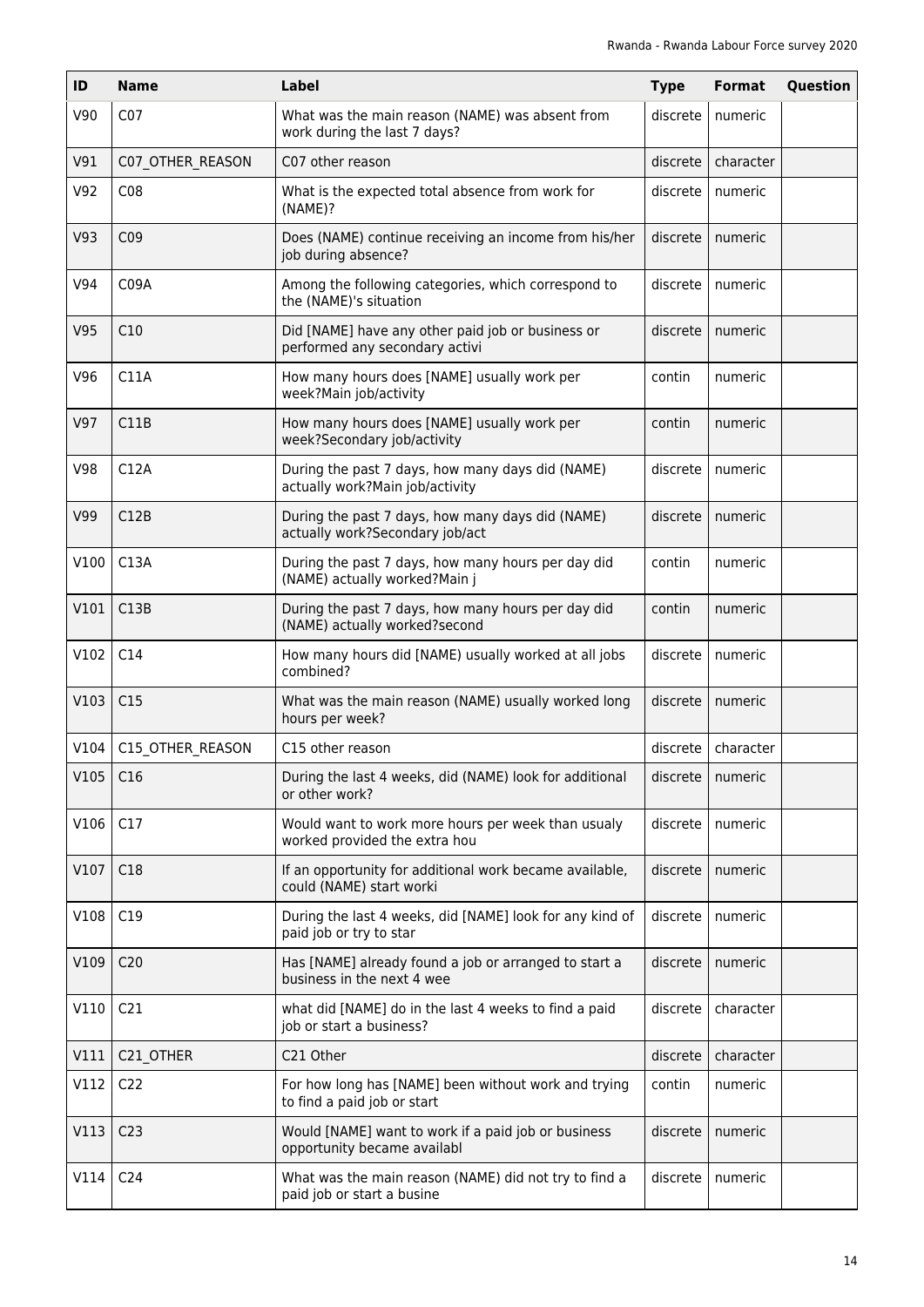| ID | Name | Label | Type | Format | Question |
|---|---|---|---|---|---|
| V90 | C07 | What was the main reason (NAME) was absent from work during the last 7 days? | discrete | numeric | |
| V91 | C07_OTHER_REASON | C07 other reason | discrete | character | |
| V92 | C08 | What is the expected total absence from work for (NAME)? | discrete | numeric | |
| V93 | C09 | Does (NAME) continue receiving an income from his/her job during absence? | discrete | numeric | |
| V94 | C09A | Among the following categories, which correspond to the (NAME)'s situation | discrete | numeric | |
| V95 | C10 | Did [NAME] have any other paid job or business or performed any secondary activi | discrete | numeric | |
| V96 | C11A | How many hours does [NAME] usually work per week?Main job/activity | contin | numeric | |
| V97 | C11B | How many hours does [NAME] usually work per week?Secondary job/activity | contin | numeric | |
| V98 | C12A | During the past 7 days, how many days did (NAME) actually work?Main job/activity | discrete | numeric | |
| V99 | C12B | During the past 7 days, how many days did (NAME) actually work?Secondary job/act | discrete | numeric | |
| V100 | C13A | During the past 7 days, how many hours per day did (NAME) actually worked?Main j | contin | numeric | |
| V101 | C13B | During the past 7 days, how many hours per day did (NAME) actually worked?second | contin | numeric | |
| V102 | C14 | How many hours did [NAME] usually worked at all jobs combined? | discrete | numeric | |
| V103 | C15 | What was the main reason (NAME) usually worked long hours per week? | discrete | numeric | |
| V104 | C15_OTHER_REASON | C15 other reason | discrete | character | |
| V105 | C16 | During the last 4 weeks, did (NAME) look for additional or other work? | discrete | numeric | |
| V106 | C17 | Would want to work more hours per week than usualy worked provided the extra hou | discrete | numeric | |
| V107 | C18 | If an opportunity for additional work became available, could (NAME) start worki | discrete | numeric | |
| V108 | C19 | During the last 4 weeks, did [NAME] look for any kind of paid job or try to star | discrete | numeric | |
| V109 | C20 | Has [NAME] already found a job or arranged to start a business in the next 4 wee | discrete | numeric | |
| V110 | C21 | what did [NAME] do in the last 4 weeks to find a paid job or start a business? | discrete | character | |
| V111 | C21_OTHER | C21 Other | discrete | character | |
| V112 | C22 | For how long has [NAME] been without work and trying to find a paid job or start | contin | numeric | |
| V113 | C23 | Would [NAME] want to work if a paid job or business opportunity became availabl | discrete | numeric | |
| V114 | C24 | What was the main reason (NAME) did not try to find a paid job or start a busine | discrete | numeric | |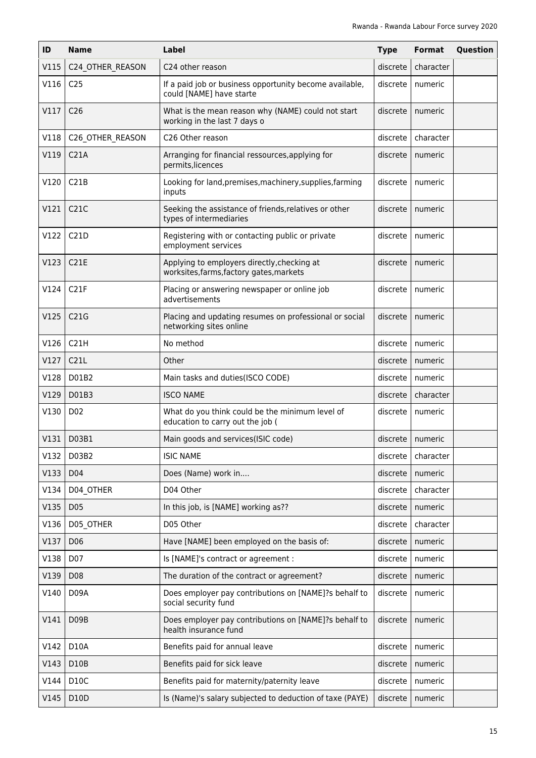| ID | Name | Label | Type | Format | Question |
|---|---|---|---|---|---|
| V115 | C24_OTHER_REASON | C24 other reason | discrete | character | |
| V116 | C25 | If a paid job or business opportunity become available, could [NAME] have starte | discrete | numeric | |
| V117 | C26 | What is the mean reason why (NAME) could not start working in the last 7 days o | discrete | numeric | |
| V118 | C26_OTHER_REASON | C26 Other reason | discrete | character | |
| V119 | C21A | Arranging for financial ressources,applying for permits,licences | discrete | numeric | |
| V120 | C21B | Looking for land,premises,machinery,supplies,farming inputs | discrete | numeric | |
| V121 | C21C | Seeking the assistance of friends,relatives or other types of intermediaries | discrete | numeric | |
| V122 | C21D | Registering with or contacting public or private employment services | discrete | numeric | |
| V123 | C21E | Applying to employers directly,checking at worksites,farms,factory gates,markets | discrete | numeric | |
| V124 | C21F | Placing or answering newspaper or online job advertisements | discrete | numeric | |
| V125 | C21G | Placing and updating resumes on professional or social networking sites online | discrete | numeric | |
| V126 | C21H | No method | discrete | numeric | |
| V127 | C21L | Other | discrete | numeric | |
| V128 | D01B2 | Main tasks and duties(ISCO CODE) | discrete | numeric | |
| V129 | D01B3 | ISCO NAME | discrete | character | |
| V130 | D02 | What do you think could be the minimum level of education to carry out the job ( | discrete | numeric | |
| V131 | D03B1 | Main goods and services(ISIC code) | discrete | numeric | |
| V132 | D03B2 | ISIC NAME | discrete | character | |
| V133 | D04 | Does (Name) work in.... | discrete | numeric | |
| V134 | D04_OTHER | D04 Other | discrete | character | |
| V135 | D05 | In this job, is [NAME] working as?? | discrete | numeric | |
| V136 | D05_OTHER | D05 Other | discrete | character | |
| V137 | D06 | Have [NAME] been employed on the basis of: | discrete | numeric | |
| V138 | D07 | Is [NAME]'s contract or agreement : | discrete | numeric | |
| V139 | D08 | The duration of the contract or agreement? | discrete | numeric | |
| V140 | D09A | Does employer pay contributions on [NAME]?s behalf to social security fund | discrete | numeric | |
| V141 | D09B | Does employer pay contributions on [NAME]?s behalf to health insurance fund | discrete | numeric | |
| V142 | D10A | Benefits paid for annual leave | discrete | numeric | |
| V143 | D10B | Benefits paid for sick leave | discrete | numeric | |
| V144 | D10C | Benefits paid for maternity/paternity leave | discrete | numeric | |
| V145 | D10D | Is (Name)'s salary subjected to deduction of taxe (PAYE) | discrete | numeric | |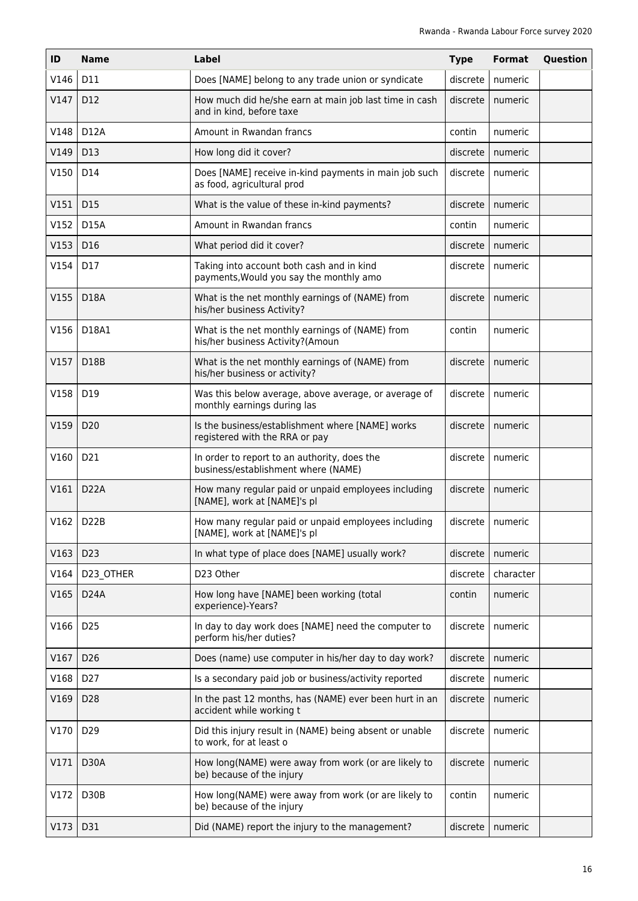| ID | Name | Label | Type | Format | Question |
|---|---|---|---|---|---|
| V146 | D11 | Does [NAME] belong to any trade union or syndicate | discrete | numeric | |
| V147 | D12 | How much did he/she earn at main job last time in cash and in kind, before taxe | discrete | numeric | |
| V148 | D12A | Amount in Rwandan francs | contin | numeric | |
| V149 | D13 | How long did it cover? | discrete | numeric | |
| V150 | D14 | Does [NAME] receive in-kind payments in main job such as food, agricultural prod | discrete | numeric | |
| V151 | D15 | What is the value of these in-kind payments? | discrete | numeric | |
| V152 | D15A | Amount in Rwandan francs | contin | numeric | |
| V153 | D16 | What period did it cover? | discrete | numeric | |
| V154 | D17 | Taking into account both cash and in kind payments,Would you say the monthly amo | discrete | numeric | |
| V155 | D18A | What is the net monthly earnings of (NAME) from his/her business Activity? | discrete | numeric | |
| V156 | D18A1 | What is the net monthly earnings of (NAME) from his/her business Activity?(Amoun | contin | numeric | |
| V157 | D18B | What is the net monthly earnings of (NAME) from his/her business or activity? | discrete | numeric | |
| V158 | D19 | Was this below average, above average, or average of monthly earnings during las | discrete | numeric | |
| V159 | D20 | Is the business/establishment where [NAME] works registered with the RRA or pay | discrete | numeric | |
| V160 | D21 | In order to report to an authority, does the business/establishment where (NAME) | discrete | numeric | |
| V161 | D22A | How many regular paid or unpaid employees including [NAME], work at [NAME]'s pl | discrete | numeric | |
| V162 | D22B | How many regular paid or unpaid employees including [NAME], work at [NAME]'s pl | discrete | numeric | |
| V163 | D23 | In what type of place does [NAME] usually work? | discrete | numeric | |
| V164 | D23_OTHER | D23 Other | discrete | character | |
| V165 | D24A | How long have [NAME] been working (total experience)-Years? | contin | numeric | |
| V166 | D25 | In day to day work does [NAME] need the computer to perform his/her duties? | discrete | numeric | |
| V167 | D26 | Does (name) use computer in his/her day to day work? | discrete | numeric | |
| V168 | D27 | Is a secondary paid job or business/activity reported | discrete | numeric | |
| V169 | D28 | In the past 12 months, has (NAME) ever been hurt in an accident while working t | discrete | numeric | |
| V170 | D29 | Did this injury result in (NAME) being absent or unable to work, for at least o | discrete | numeric | |
| V171 | D30A | How long(NAME) were away from work (or are likely to be) because of the injury | discrete | numeric | |
| V172 | D30B | How long(NAME) were away from work (or are likely to be) because of the injury | contin | numeric | |
| V173 | D31 | Did (NAME) report the injury to the management? | discrete | numeric | |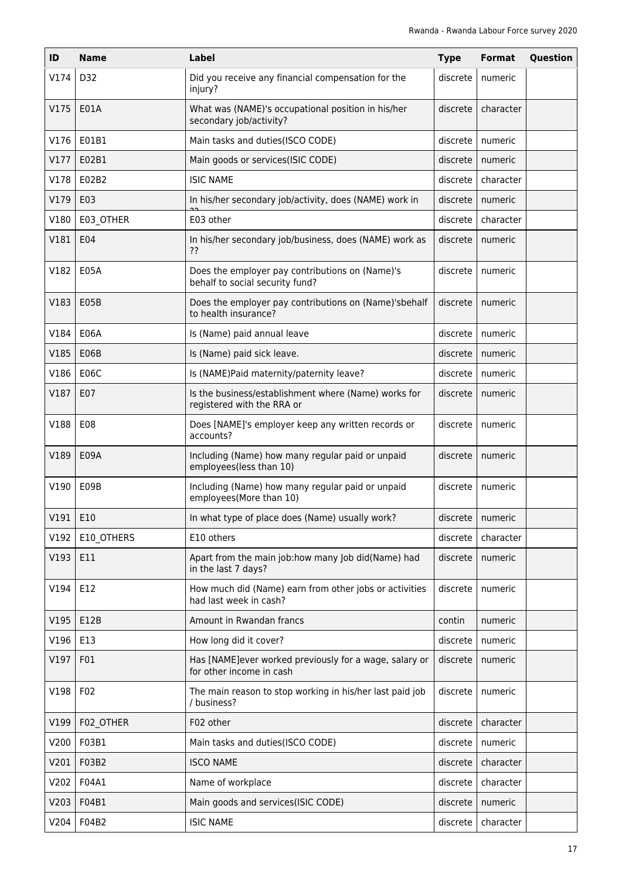| ID | Name | Label | Type | Format | Question |
|---|---|---|---|---|---|
| V174 | D32 | Did you receive any financial compensation for the injury? | discrete | numeric | |
| V175 | E01A | What was (NAME)'s occupational position in his/her secondary job/activity? | discrete | character | |
| V176 | E01B1 | Main tasks and duties(ISCO CODE) | discrete | numeric | |
| V177 | E02B1 | Main goods or services(ISIC CODE) | discrete | numeric | |
| V178 | E02B2 | ISIC NAME | discrete | character | |
| V179 | E03 | In his/her secondary job/activity, does (NAME) work in ?? | discrete | numeric | |
| V180 | E03_OTHER | E03 other | discrete | character | |
| V181 | E04 | In his/her secondary job/business, does (NAME) work as ?? | discrete | numeric | |
| V182 | E05A | Does the employer pay contributions on (Name)'s behalf to social security fund? | discrete | numeric | |
| V183 | E05B | Does the employer pay contributions on (Name)'sbehalf to health insurance? | discrete | numeric | |
| V184 | E06A | Is (Name) paid annual leave | discrete | numeric | |
| V185 | E06B | Is (Name) paid sick leave. | discrete | numeric | |
| V186 | E06C | Is (NAME)Paid maternity/paternity leave? | discrete | numeric | |
| V187 | E07 | Is the business/establishment where (Name) works for registered with the RRA or | discrete | numeric | |
| V188 | E08 | Does [NAME]'s employer keep any written records or accounts? | discrete | numeric | |
| V189 | E09A | Including (Name) how many regular paid or unpaid employees(less than 10) | discrete | numeric | |
| V190 | E09B | Including (Name) how many regular paid or unpaid employees(More than 10) | discrete | numeric | |
| V191 | E10 | In what type of place does (Name) usually work? | discrete | numeric | |
| V192 | E10_OTHERS | E10 others | discrete | character | |
| V193 | E11 | Apart from the main job:how many Job did(Name) had in the last 7 days? | discrete | numeric | |
| V194 | E12 | How much did (Name) earn from other jobs or activities had last week in cash? | discrete | numeric | |
| V195 | E12B | Amount in Rwandan francs | contin | numeric | |
| V196 | E13 | How long did it cover? | discrete | numeric | |
| V197 | F01 | Has [NAME]ever worked previously for a wage, salary or for other income in cash | discrete | numeric | |
| V198 | F02 | The main reason to stop working in his/her last paid job / business? | discrete | numeric | |
| V199 | F02_OTHER | F02 other | discrete | character | |
| V200 | F03B1 | Main tasks and duties(ISCO CODE) | discrete | numeric | |
| V201 | F03B2 | ISCO NAME | discrete | character | |
| V202 | F04A1 | Name of workplace | discrete | character | |
| V203 | F04B1 | Main goods and services(ISIC CODE) | discrete | numeric | |
| V204 | F04B2 | ISIC NAME | discrete | character | |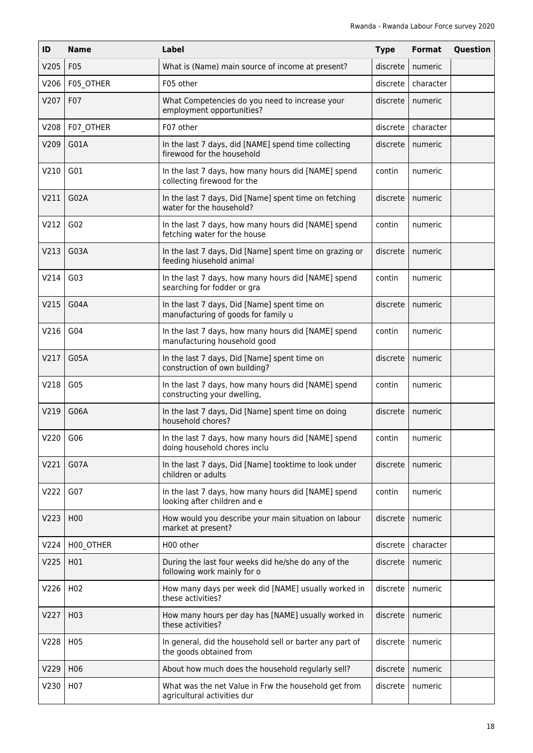| ID | Name | Label | Type | Format | Question |
|---|---|---|---|---|---|
| V205 | F05 | What is (Name) main source of income at present? | discrete | numeric | |
| V206 | F05_OTHER | F05 other | discrete | character | |
| V207 | F07 | What Competencies do you need to increase your employment opportunities? | discrete | numeric | |
| V208 | F07_OTHER | F07 other | discrete | character | |
| V209 | G01A | In the last 7 days, did [NAME] spend time collecting firewood for the household | discrete | numeric | |
| V210 | G01 | In the last 7 days, how many hours did [NAME] spend collecting firewood for the | contin | numeric | |
| V211 | G02A | In the last 7 days, Did [Name] spent time on fetching water for the household? | discrete | numeric | |
| V212 | G02 | In the last 7 days, how many hours did [NAME] spend fetching water for the house | contin | numeric | |
| V213 | G03A | In the last 7 days, Did [Name] spent time on grazing or feeding hiusehold animal | discrete | numeric | |
| V214 | G03 | In the last 7 days, how many hours did [NAME] spend searching for fodder or gra | contin | numeric | |
| V215 | G04A | In the last 7 days, Did [Name] spent time on manufacturing of goods for family u | discrete | numeric | |
| V216 | G04 | In the last 7 days, how many hours did [NAME] spend manufacturing household good | contin | numeric | |
| V217 | G05A | In the last 7 days, Did [Name] spent time on construction of own building? | discrete | numeric | |
| V218 | G05 | In the last 7 days, how many hours did [NAME] spend constructing your dwelling, | contin | numeric | |
| V219 | G06A | In the last 7 days, Did [Name] spent time on doing household chores? | discrete | numeric | |
| V220 | G06 | In the last 7 days, how many hours did [NAME] spend doing household chores inclu | contin | numeric | |
| V221 | G07A | In the last 7 days, Did [Name] tooktime to look under children or adults | discrete | numeric | |
| V222 | G07 | In the last 7 days, how many hours did [NAME] spend looking after children and e | contin | numeric | |
| V223 | H00 | How would you describe your main situation on labour market at present? | discrete | numeric | |
| V224 | H00_OTHER | H00 other | discrete | character | |
| V225 | H01 | During the last four weeks did he/she do any of the following work mainly for o | discrete | numeric | |
| V226 | H02 | How many days per week did [NAME] usually worked in these activities? | discrete | numeric | |
| V227 | H03 | How many hours per day has [NAME] usually worked in these activities? | discrete | numeric | |
| V228 | H05 | In general, did the household sell or barter any part of the goods obtained from | discrete | numeric | |
| V229 | H06 | About how much does the household regularly sell? | discrete | numeric | |
| V230 | H07 | What was the net Value in Frw the household get from agricultural activities dur | discrete | numeric | |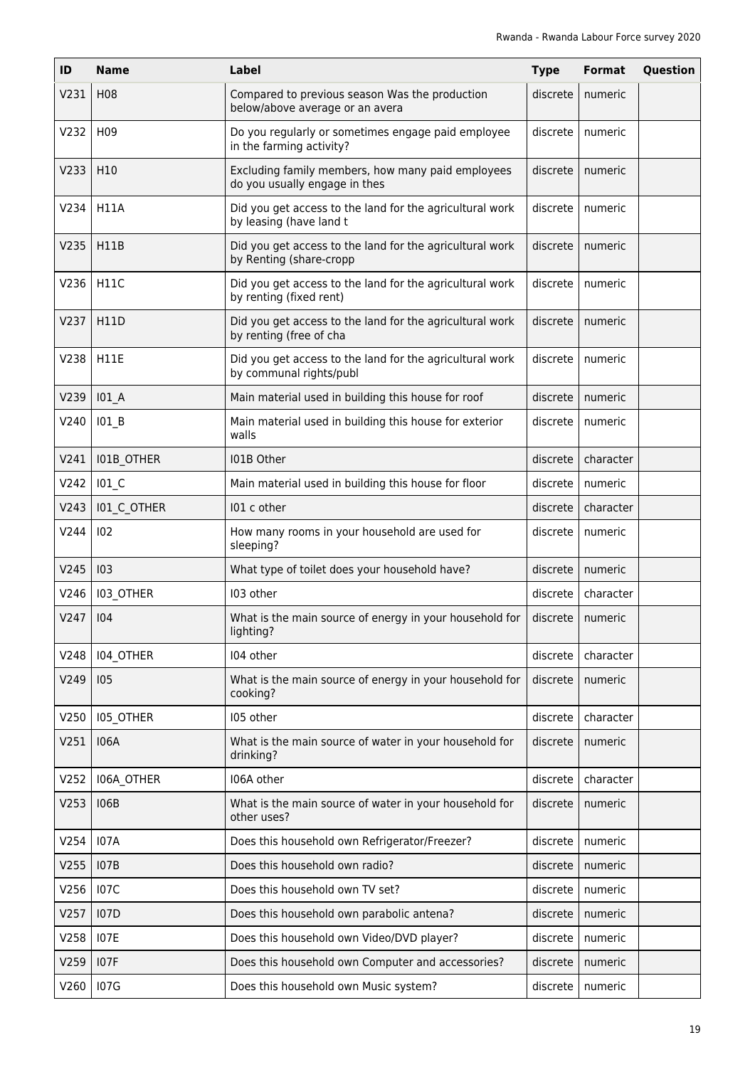| ID | Name | Label | Type | Format | Question |
|---|---|---|---|---|---|
| V231 | H08 | Compared to previous season Was the production below/above average or an avera | discrete | numeric | |
| V232 | H09 | Do you regularly or sometimes engage paid employee in the farming activity? | discrete | numeric | |
| V233 | H10 | Excluding family members, how many paid employees do you usually engage in thes | discrete | numeric | |
| V234 | H11A | Did you get access to the land for the agricultural work by leasing (have land t | discrete | numeric | |
| V235 | H11B | Did you get access to the land for the agricultural work by Renting (share-cropp | discrete | numeric | |
| V236 | H11C | Did you get access to the land for the agricultural work by renting (fixed rent) | discrete | numeric | |
| V237 | H11D | Did you get access to the land for the agricultural work by renting (free of cha | discrete | numeric | |
| V238 | H11E | Did you get access to the land for the agricultural work by communal rights/publ | discrete | numeric | |
| V239 | I01_A | Main material used in building this house for roof | discrete | numeric | |
| V240 | I01_B | Main material used in building this house for exterior walls | discrete | numeric | |
| V241 | I01B_OTHER | I01B Other | discrete | character | |
| V242 | I01_C | Main material used in building this house for floor | discrete | numeric | |
| V243 | I01_C_OTHER | I01 c other | discrete | character | |
| V244 | I02 | How many rooms in your household are used for sleeping? | discrete | numeric | |
| V245 | I03 | What type of toilet does your household have? | discrete | numeric | |
| V246 | I03_OTHER | I03 other | discrete | character | |
| V247 | I04 | What is the main source of energy in your household for lighting? | discrete | numeric | |
| V248 | I04_OTHER | I04 other | discrete | character | |
| V249 | I05 | What is the main source of energy in your household for cooking? | discrete | numeric | |
| V250 | I05_OTHER | I05 other | discrete | character | |
| V251 | I06A | What is the main source of water in your household for drinking? | discrete | numeric | |
| V252 | I06A_OTHER | I06A other | discrete | character | |
| V253 | I06B | What is the main source of water in your household for other uses? | discrete | numeric | |
| V254 | I07A | Does this household own Refrigerator/Freezer? | discrete | numeric | |
| V255 | I07B | Does this household own radio? | discrete | numeric | |
| V256 | I07C | Does this household own TV set? | discrete | numeric | |
| V257 | I07D | Does this household own parabolic antena? | discrete | numeric | |
| V258 | I07E | Does this household own Video/DVD player? | discrete | numeric | |
| V259 | I07F | Does this household own Computer and accessories? | discrete | numeric | |
| V260 | I07G | Does this household own Music system? | discrete | numeric | |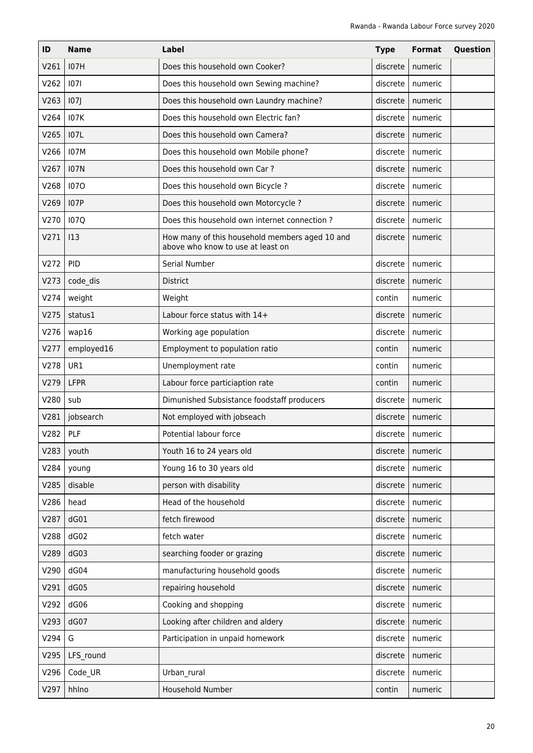| ID | Name | Label | Type | Format | Question |
|---|---|---|---|---|---|
| V261 | I07H | Does this household own Cooker? | discrete | numeric | |
| V262 | I07I | Does this household own Sewing machine? | discrete | numeric | |
| V263 | I07J | Does this household own Laundry machine? | discrete | numeric | |
| V264 | I07K | Does this household own Electric fan? | discrete | numeric | |
| V265 | I07L | Does this household own Camera? | discrete | numeric | |
| V266 | I07M | Does this household own Mobile phone? | discrete | numeric | |
| V267 | I07N | Does this household own Car ? | discrete | numeric | |
| V268 | I07O | Does this household own Bicycle ? | discrete | numeric | |
| V269 | I07P | Does this household own Motorcycle ? | discrete | numeric | |
| V270 | I07Q | Does this household own internet connection ? | discrete | numeric | |
| V271 | I13 | How many of this household members aged 10 and above who know to use at least on | discrete | numeric | |
| V272 | PID | Serial Number | discrete | numeric | |
| V273 | code_dis | District | discrete | numeric | |
| V274 | weight | Weight | contin | numeric | |
| V275 | status1 | Labour force status with 14+ | discrete | numeric | |
| V276 | wap16 | Working age population | discrete | numeric | |
| V277 | employed16 | Employment to population ratio | contin | numeric | |
| V278 | UR1 | Unemployment rate | contin | numeric | |
| V279 | LFPR | Labour force particiaption rate | contin | numeric | |
| V280 | sub | Dimunished Subsistance foodstaff producers | discrete | numeric | |
| V281 | jobsearch | Not employed with jobseach | discrete | numeric | |
| V282 | PLF | Potential labour force | discrete | numeric | |
| V283 | youth | Youth 16 to 24 years old | discrete | numeric | |
| V284 | young | Young 16 to 30 years old | discrete | numeric | |
| V285 | disable | person with disability | discrete | numeric | |
| V286 | head | Head of the household | discrete | numeric | |
| V287 | dG01 | fetch firewood | discrete | numeric | |
| V288 | dG02 | fetch water | discrete | numeric | |
| V289 | dG03 | searching fooder or grazing | discrete | numeric | |
| V290 | dG04 | manufacturing household goods | discrete | numeric | |
| V291 | dG05 | repairing household | discrete | numeric | |
| V292 | dG06 | Cooking and shopping | discrete | numeric | |
| V293 | dG07 | Looking after children and aldery | discrete | numeric | |
| V294 | G | Participation in unpaid homework | discrete | numeric | |
| V295 | LFS_round | | discrete | numeric | |
| V296 | Code_UR | Urban_rural | discrete | numeric | |
| V297 | hhlno | Household Number | contin | numeric | |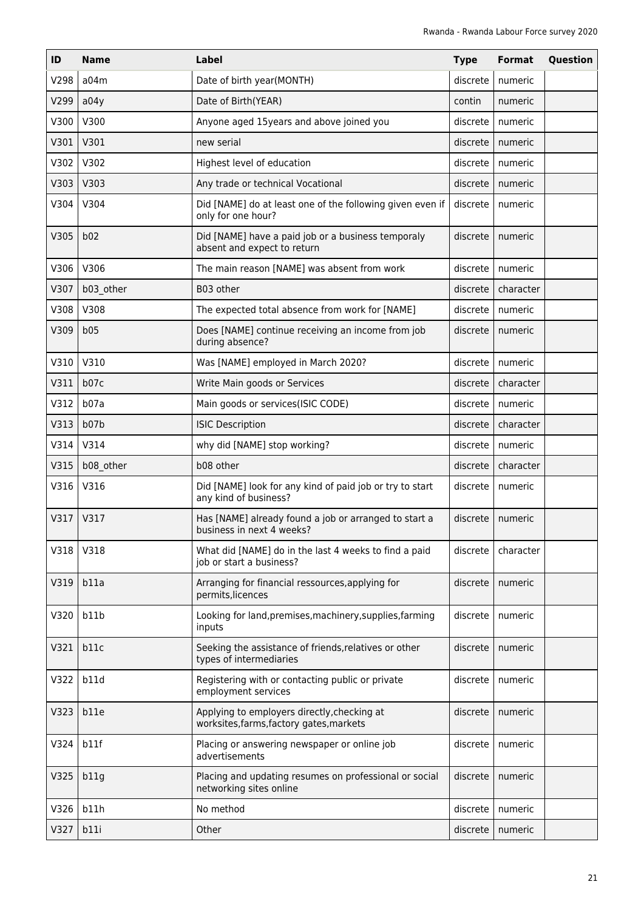| ID | Name | Label | Type | Format | Question |
|---|---|---|---|---|---|
| V298 | a04m | Date of birth year(MONTH) | discrete | numeric | |
| V299 | a04y | Date of Birth(YEAR) | contin | numeric | |
| V300 | V300 | Anyone aged 15years and above joined you | discrete | numeric | |
| V301 | V301 | new serial | discrete | numeric | |
| V302 | V302 | Highest level of education | discrete | numeric | |
| V303 | V303 | Any trade or technical Vocational | discrete | numeric | |
| V304 | V304 | Did [NAME] do at least one of the following given even if only for one hour? | discrete | numeric | |
| V305 | b02 | Did [NAME] have a paid job or a business temporaly absent and expect to return | discrete | numeric | |
| V306 | V306 | The main reason [NAME] was absent from work | discrete | numeric | |
| V307 | b03_other | B03 other | discrete | character | |
| V308 | V308 | The expected total absence from work for [NAME] | discrete | numeric | |
| V309 | b05 | Does [NAME] continue receiving an income from job during absence? | discrete | numeric | |
| V310 | V310 | Was [NAME] employed in March 2020? | discrete | numeric | |
| V311 | b07c | Write Main goods or Services | discrete | character | |
| V312 | b07a | Main goods or services(ISIC CODE) | discrete | numeric | |
| V313 | b07b | ISIC Description | discrete | character | |
| V314 | V314 | why did [NAME] stop working? | discrete | numeric | |
| V315 | b08_other | b08 other | discrete | character | |
| V316 | V316 | Did [NAME] look for any kind of paid job or try to start any kind of business? | discrete | numeric | |
| V317 | V317 | Has [NAME] already found a job or arranged to start a business in next 4 weeks? | discrete | numeric | |
| V318 | V318 | What did [NAME] do in the last 4 weeks to find a paid job or start a business? | discrete | character | |
| V319 | b11a | Arranging for financial ressources,applying for permits,licences | discrete | numeric | |
| V320 | b11b | Looking for land,premises,machinery,supplies,farming inputs | discrete | numeric | |
| V321 | b11c | Seeking the assistance of friends,relatives or other types of intermediaries | discrete | numeric | |
| V322 | b11d | Registering with or contacting public or private employment services | discrete | numeric | |
| V323 | b11e | Applying to employers directly,checking at worksites,farms,factory gates,markets | discrete | numeric | |
| V324 | b11f | Placing or answering newspaper or online job advertisements | discrete | numeric | |
| V325 | b11g | Placing and updating resumes on professional or social networking sites online | discrete | numeric | |
| V326 | b11h | No method | discrete | numeric | |
| V327 | b11i | Other | discrete | numeric | |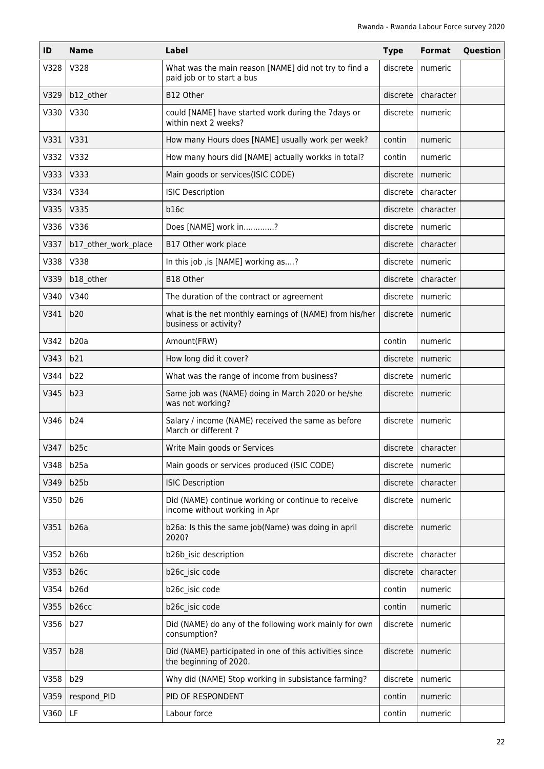| ID | Name | Label | Type | Format | Question |
|---|---|---|---|---|---|
| V328 | V328 | What was the main reason [NAME] did not try to find a paid job or to start a bus | discrete | numeric | |
| V329 | b12_other | B12 Other | discrete | character | |
| V330 | V330 | could [NAME] have started work during the 7days or within next 2 weeks? | discrete | numeric | |
| V331 | V331 | How many Hours does [NAME] usually work per week? | contin | numeric | |
| V332 | V332 | How many hours did [NAME] actually workks in total? | contin | numeric | |
| V333 | V333 | Main goods or services(ISIC CODE) | discrete | numeric | |
| V334 | V334 | ISIC Description | discrete | character | |
| V335 | V335 | b16c | discrete | character | |
| V336 | V336 | Does [NAME] work in.............? | discrete | numeric | |
| V337 | b17_other_work_place | B17 Other work place | discrete | character | |
| V338 | V338 | In this job ,is [NAME] working as....? | discrete | numeric | |
| V339 | b18_other | B18 Other | discrete | character | |
| V340 | V340 | The duration of the contract or agreement | discrete | numeric | |
| V341 | b20 | what is the net monthly earnings of (NAME) from his/her business or activity? | discrete | numeric | |
| V342 | b20a | Amount(FRW) | contin | numeric | |
| V343 | b21 | How long did it cover? | discrete | numeric | |
| V344 | b22 | What was the range of income from business? | discrete | numeric | |
| V345 | b23 | Same job was (NAME) doing in March 2020 or he/she was not working? | discrete | numeric | |
| V346 | b24 | Salary / income (NAME) received the same as before March or different ? | discrete | numeric | |
| V347 | b25c | Write Main goods or Services | discrete | character | |
| V348 | b25a | Main goods or services produced (ISIC CODE) | discrete | numeric | |
| V349 | b25b | ISIC Description | discrete | character | |
| V350 | b26 | Did (NAME) continue working or continue to receive income without working in Apr | discrete | numeric | |
| V351 | b26a | b26a: Is this the same job(Name) was doing in april 2020? | discrete | numeric | |
| V352 | b26b | b26b_isic description | discrete | character | |
| V353 | b26c | b26c_isic code | discrete | character | |
| V354 | b26d | b26c_isic code | contin | numeric | |
| V355 | b26cc | b26c_isic code | contin | numeric | |
| V356 | b27 | Did (NAME) do any of the following work mainly for own consumption? | discrete | numeric | |
| V357 | b28 | Did (NAME) participated in one of this activities since the beginning of 2020. | discrete | numeric | |
| V358 | b29 | Why did (NAME) Stop working in subsistance farming? | discrete | numeric | |
| V359 | respond_PID | PID OF RESPONDENT | contin | numeric | |
| V360 | LF | Labour force | contin | numeric | |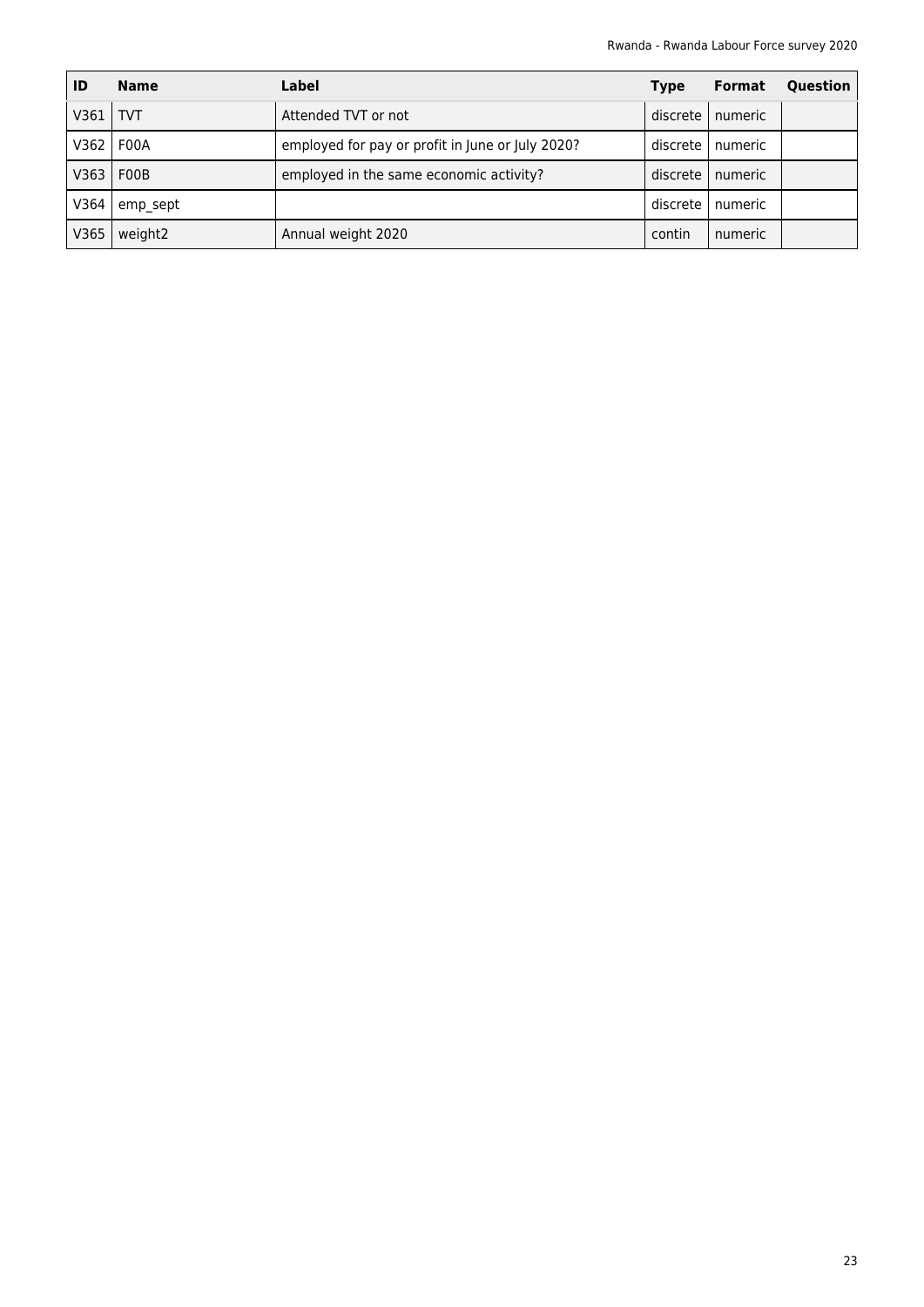| ID | Name | Label | Type | Format | Question |
|---|---|---|---|---|---|
| V361 | TVT | Attended TVT or not | discrete | numeric | |
| V362 | F00A | employed for pay or profit in June or July 2020? | discrete | numeric | |
| V363 | F00B | employed in the same economic activity? | discrete | numeric | |
| V364 | emp_sept | | discrete | numeric | |
| V365 | weight2 | Annual weight 2020 | contin | numeric | |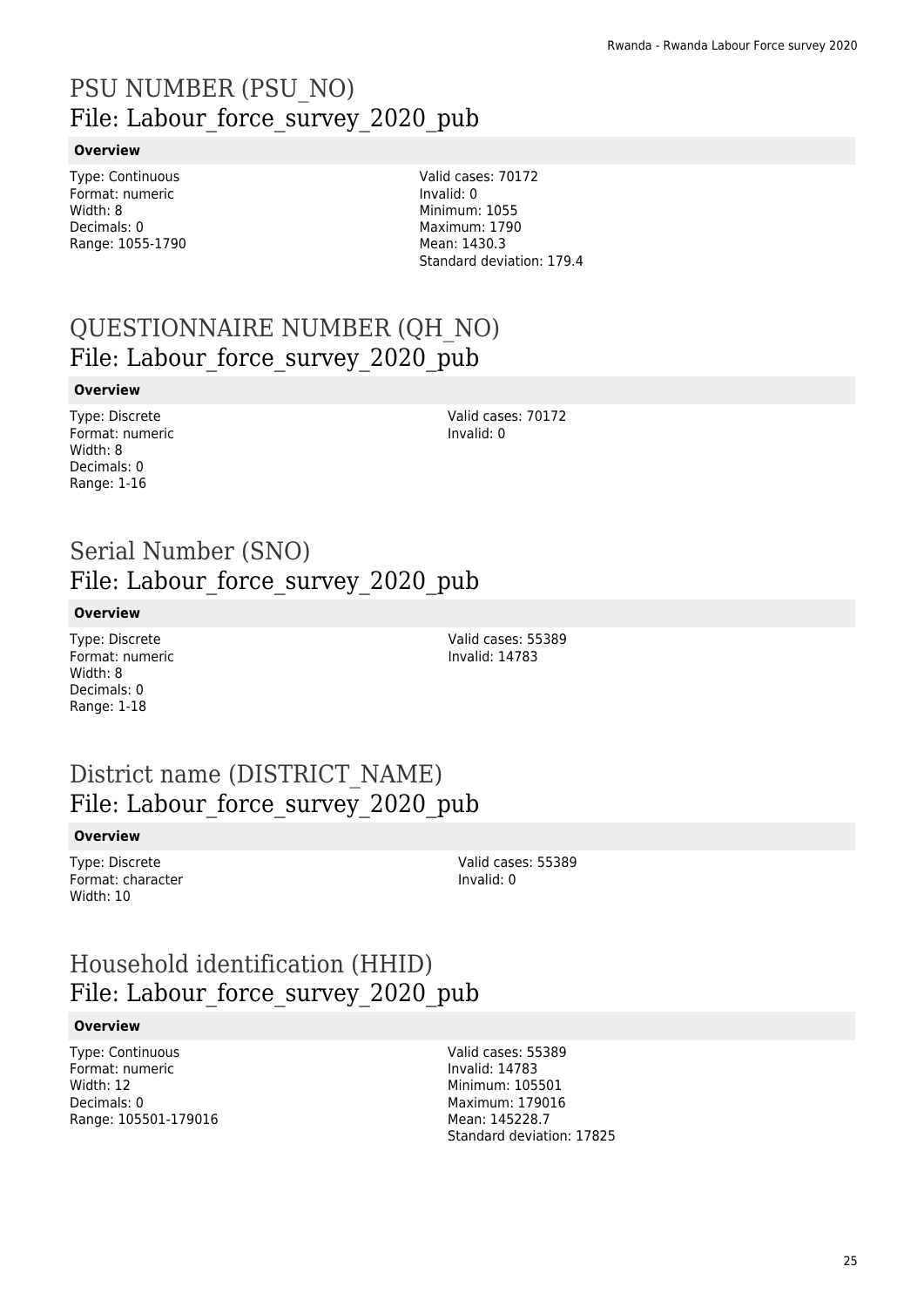# PSU NUMBER (PSU_NO)
File: Labour_force_survey_2020_pub

**Overview**

Type: Continuous
Format: numeric
Width: 8
Decimals: 0
Range: 1055-1790

Valid cases: 70172
Invalid: 0
Minimum: 1055
Maximum: 1790
Mean: 1430.3
Standard deviation: 179.4

# QUESTIONNAIRE NUMBER (QH_NO)
File: Labour_force_survey_2020_pub

**Overview**

Type: Discrete
Format: numeric
Width: 8
Decimals: 0
Range: 1-16

Valid cases: 70172
Invalid: 0

# Serial Number (SNO)
File: Labour_force_survey_2020_pub

**Overview**

Type: Discrete
Format: numeric
Width: 8
Decimals: 0
Range: 1-18

Valid cases: 55389
Invalid: 14783

# District name (DISTRICT_NAME)
File: Labour_force_survey_2020_pub

**Overview**

Type: Discrete
Format: character
Width: 10

Valid cases: 55389
Invalid: 0

# Household identification (HHID)
File: Labour_force_survey_2020_pub

**Overview**

Type: Continuous
Format: numeric
Width: 12
Decimals: 0
Range: 105501-179016

Valid cases: 55389
Invalid: 14783
Minimum: 105501
Maximum: 179016
Mean: 145228.7
Standard deviation: 17825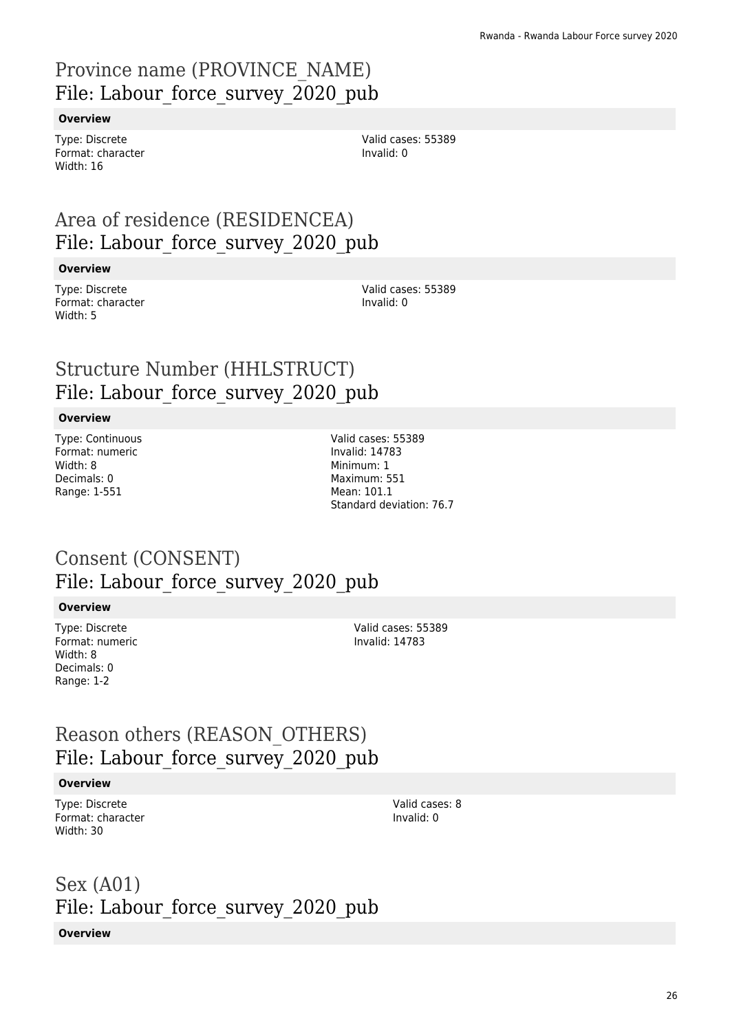## Province name (PROVINCE_NAME)
## File: Labour_force_survey_2020_pub

**Overview**

Type: Discrete
Format: character
Width: 16

Valid cases: 55389
Invalid: 0

## Area of residence (RESIDENCEA)
## File: Labour_force_survey_2020_pub

**Overview**

Type: Discrete
Format: character
Width: 5

Valid cases: 55389
Invalid: 0

## Structure Number (HHLSTRUCT)
## File: Labour_force_survey_2020_pub

**Overview**

Type: Continuous
Format: numeric
Width: 8
Decimals: 0
Range: 1-551

Valid cases: 55389
Invalid: 14783
Minimum: 1
Maximum: 551
Mean: 101.1
Standard deviation: 76.7

## Consent (CONSENT)
## File: Labour_force_survey_2020_pub

**Overview**

Type: Discrete
Format: numeric
Width: 8
Decimals: 0
Range: 1-2

Valid cases: 55389
Invalid: 14783

## Reason others (REASON_OTHERS)
## File: Labour_force_survey_2020_pub

**Overview**

Type: Discrete
Format: character
Width: 30

Valid cases: 8
Invalid: 0

## Sex (A01)
## File: Labour_force_survey_2020_pub

**Overview**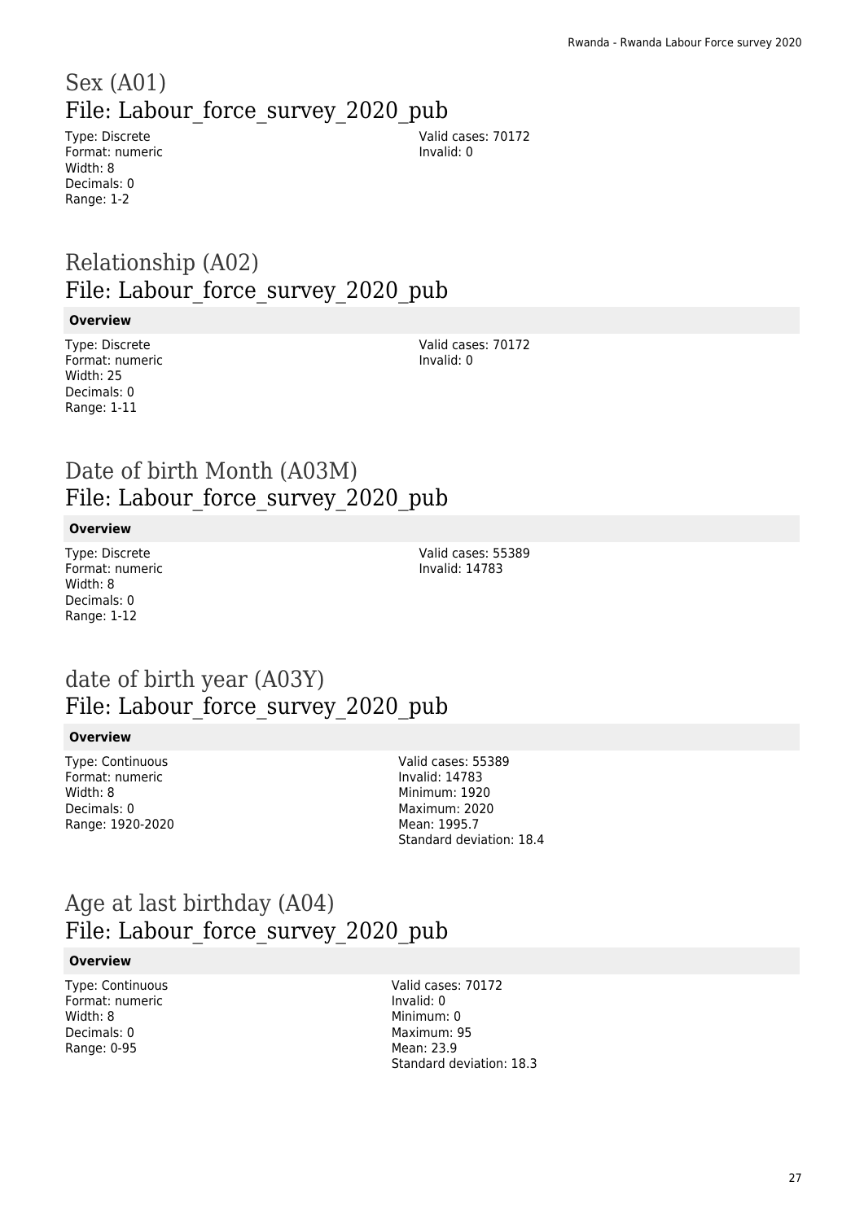# Sex (A01)
## File: Labour_force_survey_2020_pub

Type: Discrete
Format: numeric
Width: 8
Decimals: 0
Range: 1-2

Valid cases: 70172
Invalid: 0

# Relationship (A02)
## File: Labour_force_survey_2020_pub

**Overview**

Type: Discrete
Format: numeric
Width: 25
Decimals: 0
Range: 1-11

Valid cases: 70172
Invalid: 0

# Date of birth Month (A03M)
## File: Labour_force_survey_2020_pub

**Overview**

Type: Discrete
Format: numeric
Width: 8
Decimals: 0
Range: 1-12

Valid cases: 55389
Invalid: 14783

# date of birth year (A03Y)
## File: Labour_force_survey_2020_pub

**Overview**

Type: Continuous
Format: numeric
Width: 8
Decimals: 0
Range: 1920-2020

Valid cases: 55389
Invalid: 14783
Minimum: 1920
Maximum: 2020
Mean: 1995.7
Standard deviation: 18.4

# Age at last birthday (A04)
## File: Labour_force_survey_2020_pub

**Overview**

Type: Continuous
Format: numeric
Width: 8
Decimals: 0
Range: 0-95

Valid cases: 70172
Invalid: 0
Minimum: 0
Maximum: 95
Mean: 23.9
Standard deviation: 18.3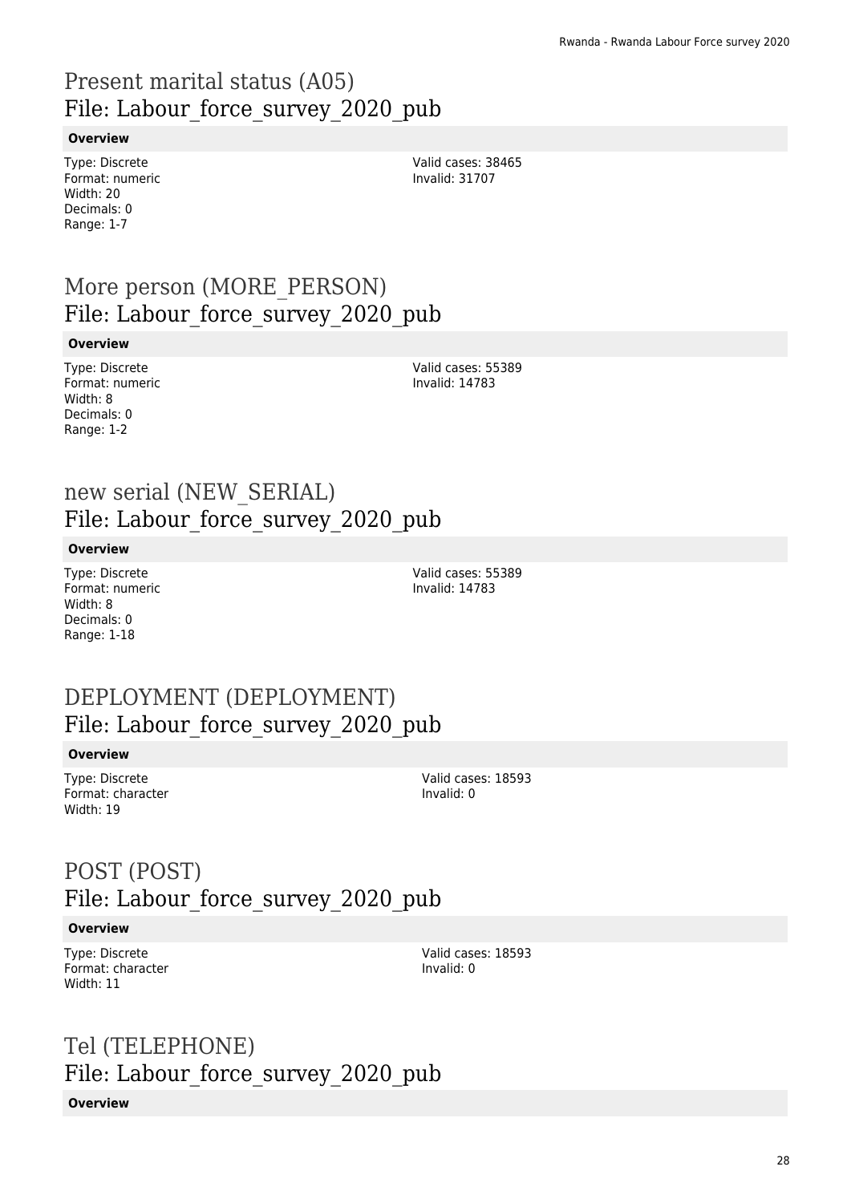# Present marital status (A05)
## File: Labour_force_survey_2020_pub

**Overview**

Type: Discrete
Format: numeric
Width: 20
Decimals: 0
Range: 1-7

Valid cases: 38465
Invalid: 31707

# More person (MORE_PERSON)
## File: Labour_force_survey_2020_pub

**Overview**

Type: Discrete
Format: numeric
Width: 8
Decimals: 0
Range: 1-2

Valid cases: 55389
Invalid: 14783

# new serial (NEW_SERIAL)
## File: Labour_force_survey_2020_pub

**Overview**

Type: Discrete
Format: numeric
Width: 8
Decimals: 0
Range: 1-18

Valid cases: 55389
Invalid: 14783

# DEPLOYMENT (DEPLOYMENT)
## File: Labour_force_survey_2020_pub

**Overview**

Type: Discrete
Format: character
Width: 19

Valid cases: 18593
Invalid: 0

# POST (POST)
## File: Labour_force_survey_2020_pub

**Overview**

Type: Discrete
Format: character
Width: 11

Valid cases: 18593
Invalid: 0

# Tel (TELEPHONE)
## File: Labour_force_survey_2020_pub

**Overview**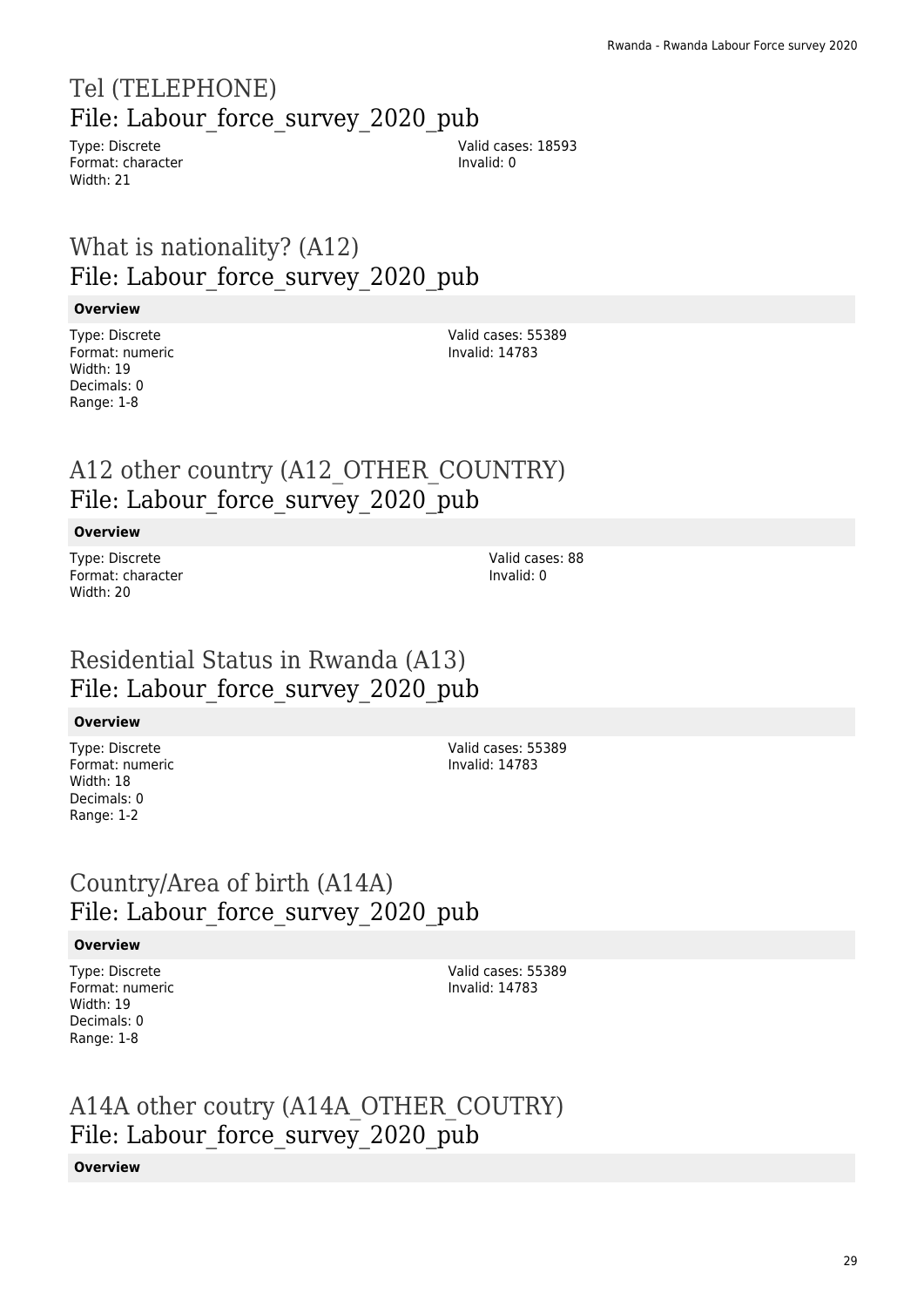## Tel (TELEPHONE)
## File: Labour_force_survey_2020_pub

Type: Discrete
Format: character
Width: 21

Valid cases: 18593
Invalid: 0

## What is nationality? (A12)
## File: Labour_force_survey_2020_pub

**Overview**

Type: Discrete
Format: numeric
Width: 19
Decimals: 0
Range: 1-8

Valid cases: 55389
Invalid: 14783

## A12 other country (A12_OTHER_COUNTRY)
## File: Labour_force_survey_2020_pub

**Overview**

Type: Discrete
Format: character
Width: 20

Valid cases: 88
Invalid: 0

## Residential Status in Rwanda (A13)
## File: Labour_force_survey_2020_pub

**Overview**

Type: Discrete
Format: numeric
Width: 18
Decimals: 0
Range: 1-2

Valid cases: 55389
Invalid: 14783

## Country/Area of birth (A14A)
## File: Labour_force_survey_2020_pub

**Overview**

Type: Discrete
Format: numeric
Width: 19
Decimals: 0
Range: 1-8

Valid cases: 55389
Invalid: 14783

## A14A other coutry (A14A_OTHER_COUTRY)
## File: Labour_force_survey_2020_pub

**Overview**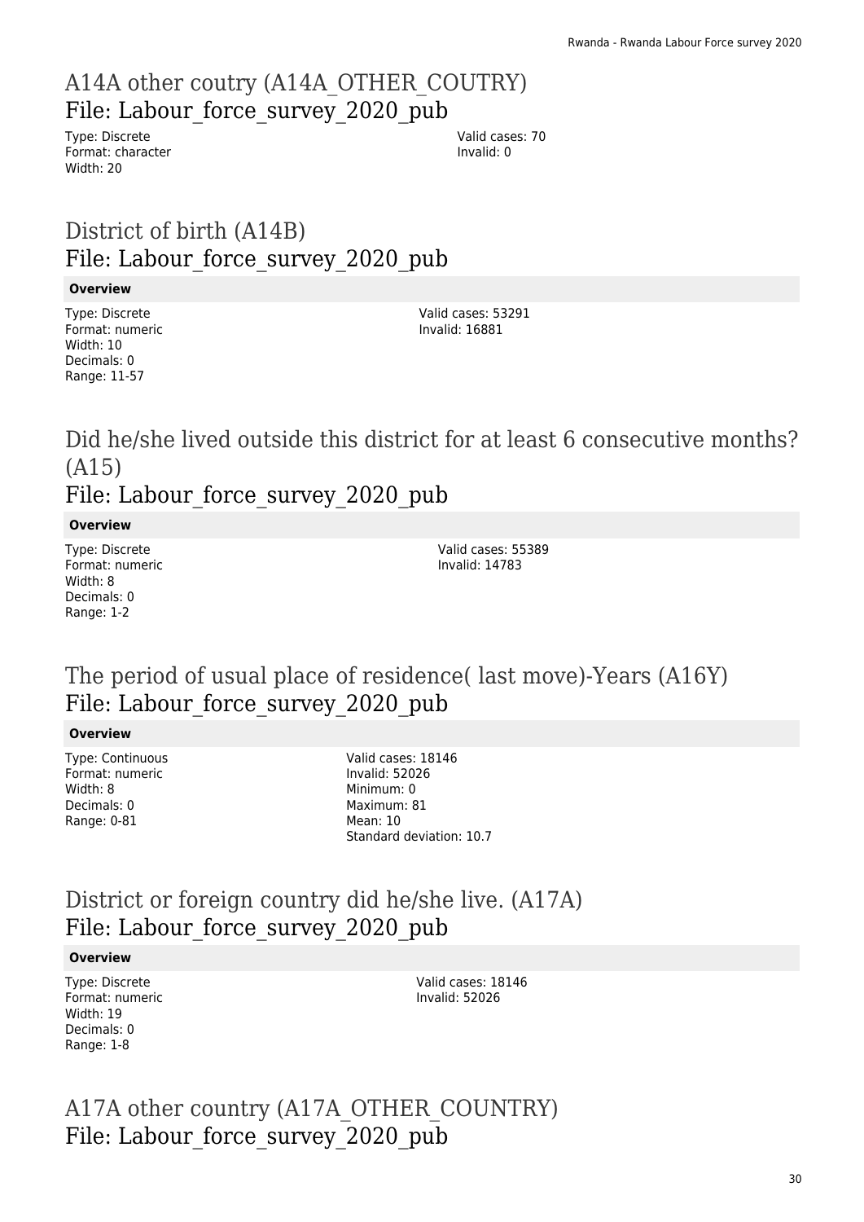## A14A other coutry (A14A_OTHER_COUTRY)
File: Labour_force_survey_2020_pub

Type: Discrete
Format: character
Width: 20

Valid cases: 70
Invalid: 0

## District of birth (A14B)
File: Labour_force_survey_2020_pub

**Overview**

Type: Discrete
Format: numeric
Width: 10
Decimals: 0
Range: 11-57

Valid cases: 53291
Invalid: 16881

## Did he/she lived outside this district for at least 6 consecutive months? (A15)
File: Labour_force_survey_2020_pub

**Overview**

Type: Discrete
Format: numeric
Width: 8
Decimals: 0
Range: 1-2

Valid cases: 55389
Invalid: 14783

## The period of usual place of residence( last move)-Years (A16Y)
File: Labour_force_survey_2020_pub

**Overview**

Type: Continuous
Format: numeric
Width: 8
Decimals: 0
Range: 0-81

Valid cases: 18146
Invalid: 52026
Minimum: 0
Maximum: 81
Mean: 10
Standard deviation: 10.7

## District or foreign country did he/she live. (A17A)
File: Labour_force_survey_2020_pub

**Overview**

Type: Discrete
Format: numeric
Width: 19
Decimals: 0
Range: 1-8

Valid cases: 18146
Invalid: 52026

## A17A other country (A17A_OTHER_COUNTRY)
File: Labour_force_survey_2020_pub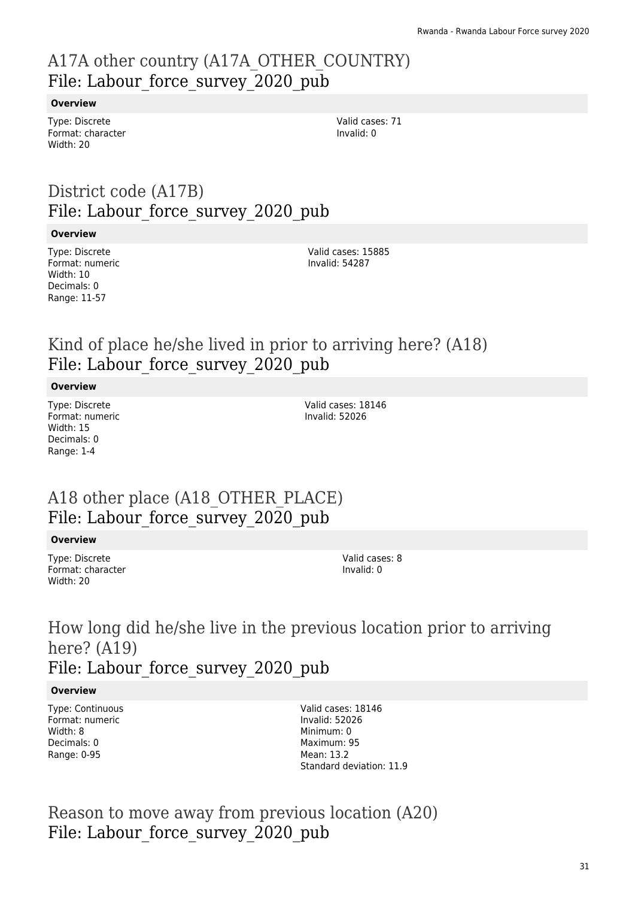# A17A other country (A17A_OTHER_COUNTRY)
## File: Labour_force_survey_2020_pub

**Overview**

Type: Discrete
Format: character
Width: 20

Valid cases: 71
Invalid: 0

# District code (A17B)
## File: Labour_force_survey_2020_pub

**Overview**

Type: Discrete
Format: numeric
Width: 10
Decimals: 0
Range: 11-57

Valid cases: 15885
Invalid: 54287

# Kind of place he/she lived in prior to arriving here? (A18)
## File: Labour_force_survey_2020_pub

**Overview**

Type: Discrete
Format: numeric
Width: 15
Decimals: 0
Range: 1-4

Valid cases: 18146
Invalid: 52026

# A18 other place (A18_OTHER_PLACE)
## File: Labour_force_survey_2020_pub

**Overview**

Type: Discrete
Format: character
Width: 20

Valid cases: 8
Invalid: 0

# How long did he/she live in the previous location prior to arriving here? (A19)
## File: Labour_force_survey_2020_pub

**Overview**

Type: Continuous
Format: numeric
Width: 8
Decimals: 0
Range: 0-95

Valid cases: 18146
Invalid: 52026
Minimum: 0
Maximum: 95
Mean: 13.2
Standard deviation: 11.9

# Reason to move away from previous location (A20)
## File: Labour_force_survey_2020_pub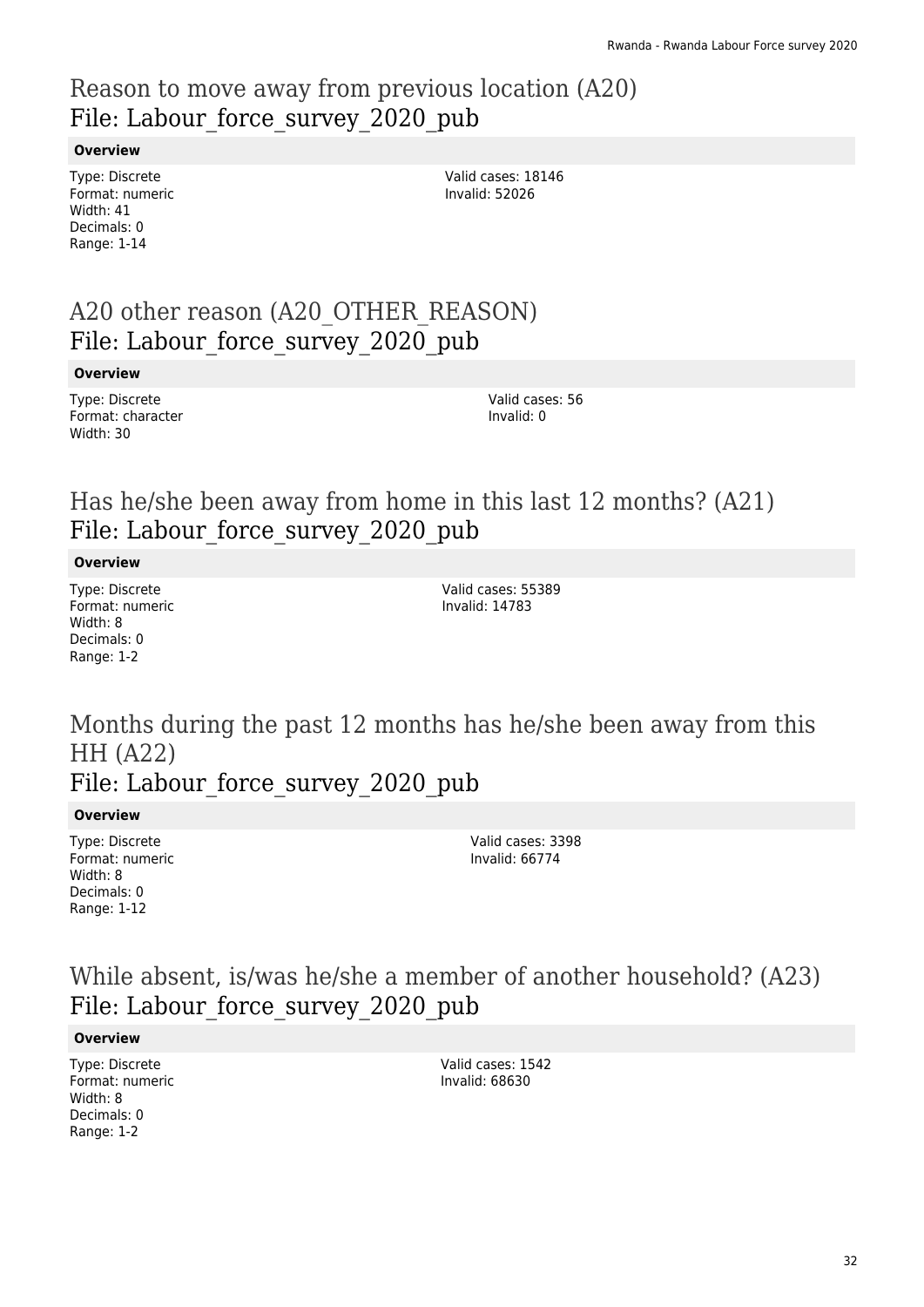## Reason to move away from previous location (A20)
## File: Labour_force_survey_2020_pub

**Overview**

Type: Discrete
Format: numeric
Width: 41
Decimals: 0
Range: 1-14

Valid cases: 18146
Invalid: 52026

## A20 other reason (A20_OTHER_REASON)
## File: Labour_force_survey_2020_pub

**Overview**

Type: Discrete
Format: character
Width: 30

Valid cases: 56
Invalid: 0

## Has he/she been away from home in this last 12 months? (A21)
## File: Labour_force_survey_2020_pub

**Overview**

Type: Discrete
Format: numeric
Width: 8
Decimals: 0
Range: 1-2

Valid cases: 55389
Invalid: 14783

## Months during the past 12 months has he/she been away from this HH (A22)
## File: Labour_force_survey_2020_pub

**Overview**

Type: Discrete
Format: numeric
Width: 8
Decimals: 0
Range: 1-12

Valid cases: 3398
Invalid: 66774

## While absent, is/was he/she a member of another household? (A23)
## File: Labour_force_survey_2020_pub

**Overview**

Type: Discrete
Format: numeric
Width: 8
Decimals: 0
Range: 1-2

Valid cases: 1542
Invalid: 68630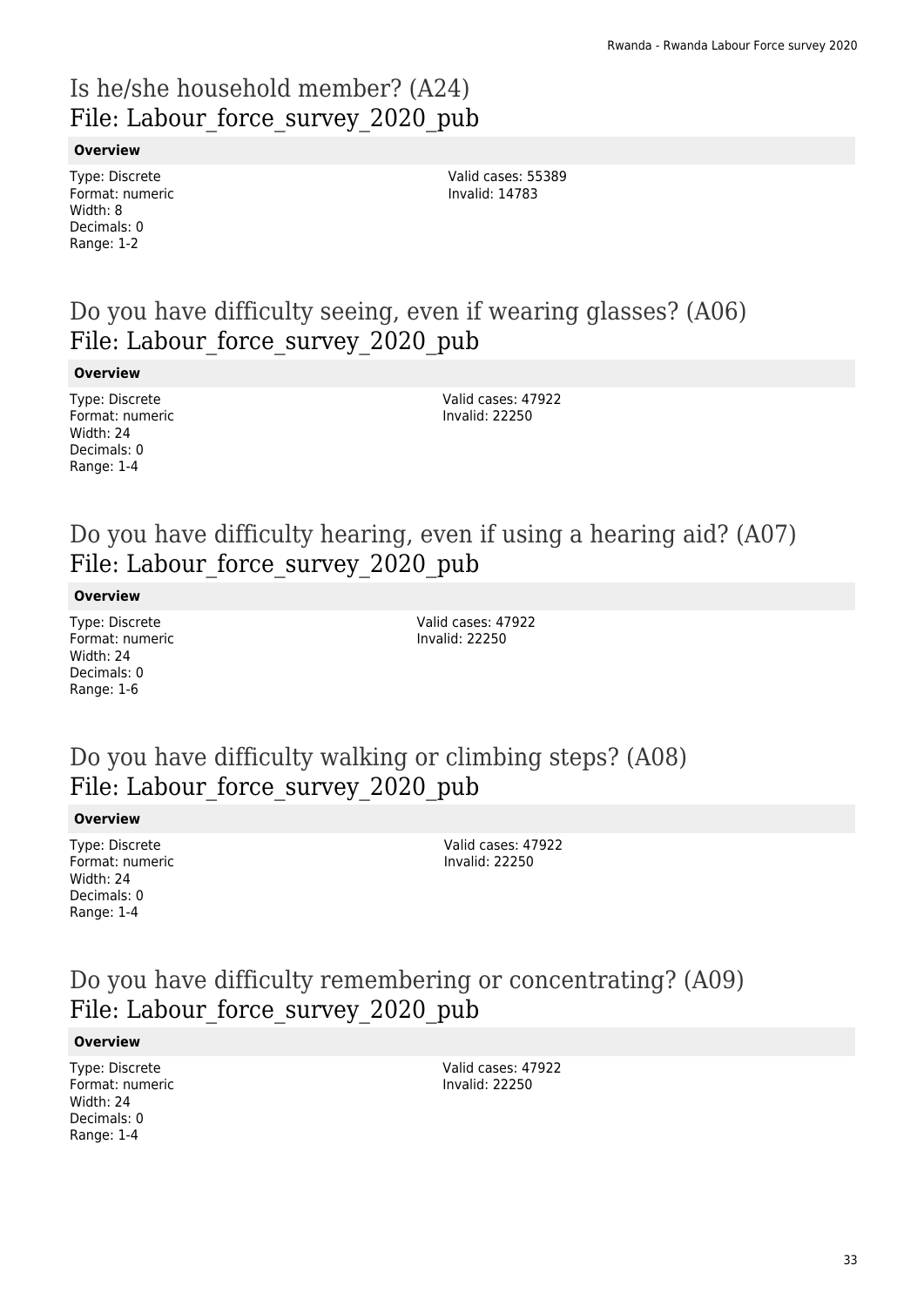# Is he/she household member? (A24)
File: Labour_force_survey_2020_pub

**Overview**

Type: Discrete
Format: numeric
Width: 8
Decimals: 0
Range: 1-2

Valid cases: 55389
Invalid: 14783

# Do you have difficulty seeing, even if wearing glasses? (A06)
File: Labour_force_survey_2020_pub

**Overview**

Type: Discrete
Format: numeric
Width: 24
Decimals: 0
Range: 1-4

Valid cases: 47922
Invalid: 22250

# Do you have difficulty hearing, even if using a hearing aid? (A07)
File: Labour_force_survey_2020_pub

**Overview**

Type: Discrete
Format: numeric
Width: 24
Decimals: 0
Range: 1-6

Valid cases: 47922
Invalid: 22250

# Do you have difficulty walking or climbing steps? (A08)
File: Labour_force_survey_2020_pub

**Overview**

Type: Discrete
Format: numeric
Width: 24
Decimals: 0
Range: 1-4

Valid cases: 47922
Invalid: 22250

# Do you have difficulty remembering or concentrating? (A09)
File: Labour_force_survey_2020_pub

**Overview**

Type: Discrete
Format: numeric
Width: 24
Decimals: 0
Range: 1-4

Valid cases: 47922
Invalid: 22250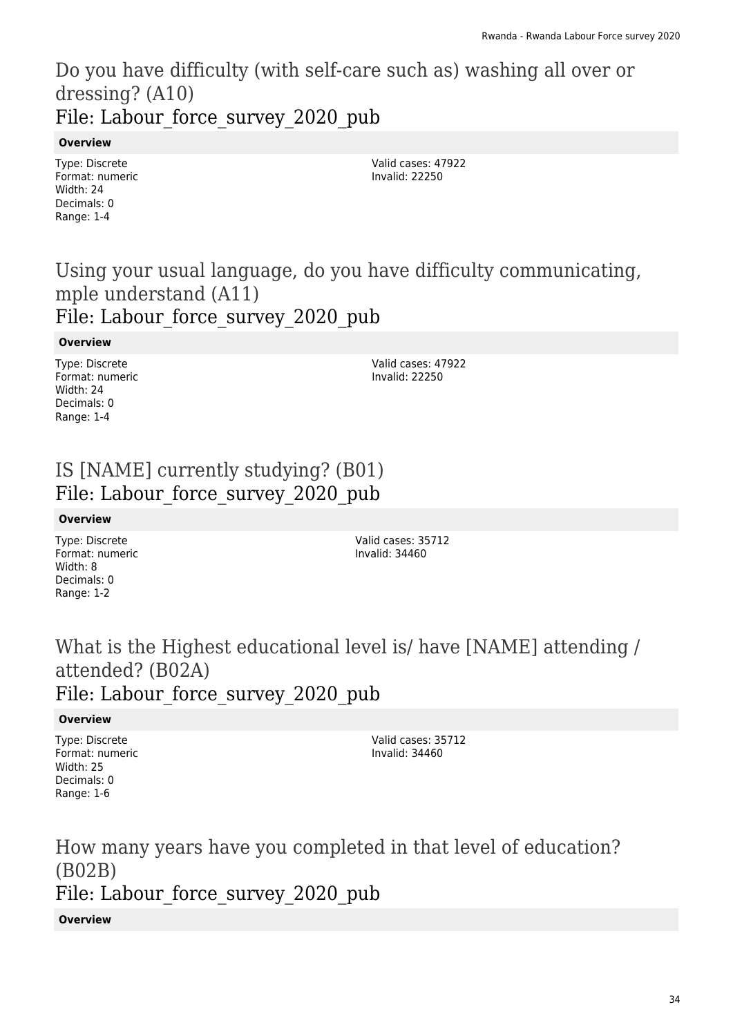## Do you have difficulty (with self-care such as) washing all over or dressing? (A10)
## File: Labour_force_survey_2020_pub

**Overview**

Type: Discrete
Format: numeric
Width: 24
Decimals: 0
Range: 1-4

Valid cases: 47922
Invalid: 22250

## Using your usual language, do you have difficulty communicating, mple understand (A11)
## File: Labour_force_survey_2020_pub

**Overview**

Type: Discrete
Format: numeric
Width: 24
Decimals: 0
Range: 1-4

Valid cases: 47922
Invalid: 22250

## IS [NAME] currently studying? (B01)
## File: Labour_force_survey_2020_pub

**Overview**

Type: Discrete
Format: numeric
Width: 8
Decimals: 0
Range: 1-2

Valid cases: 35712
Invalid: 34460

## What is the Highest educational level is/ have [NAME] attending / attended? (B02A)
## File: Labour_force_survey_2020_pub

**Overview**

Type: Discrete
Format: numeric
Width: 25
Decimals: 0
Range: 1-6

Valid cases: 35712
Invalid: 34460

## How many years have you completed in that level of education? (B02B)
## File: Labour_force_survey_2020_pub

**Overview**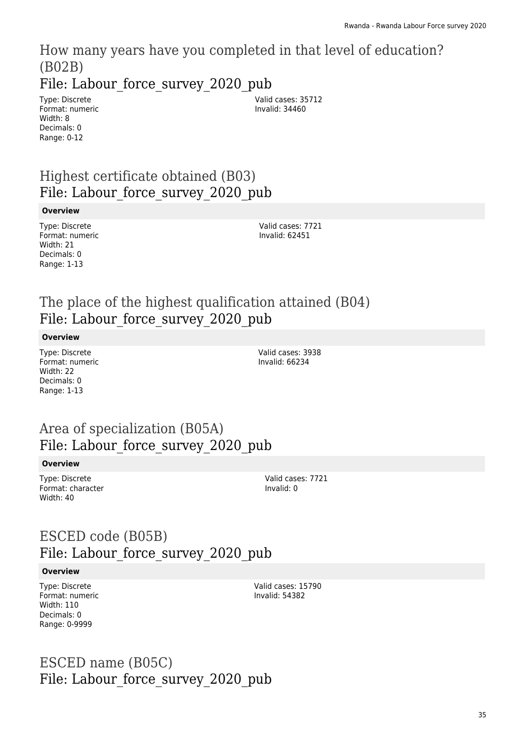## How many years have you completed in that level of education? (B02B)
## File: Labour_force_survey_2020_pub

Type: Discrete
Format: numeric
Width: 8
Decimals: 0
Range: 0-12

Valid cases: 35712
Invalid: 34460

## Highest certificate obtained (B03)
## File: Labour_force_survey_2020_pub

**Overview**

Type: Discrete
Format: numeric
Width: 21
Decimals: 0
Range: 1-13

Valid cases: 7721
Invalid: 62451

## The place of the highest qualification attained (B04)
## File: Labour_force_survey_2020_pub

**Overview**

Type: Discrete
Format: numeric
Width: 22
Decimals: 0
Range: 1-13

Valid cases: 3938
Invalid: 66234

## Area of specialization (B05A)
## File: Labour_force_survey_2020_pub

**Overview**

Type: Discrete
Format: character
Width: 40

Valid cases: 7721
Invalid: 0

## ESCED code (B05B)
## File: Labour_force_survey_2020_pub

**Overview**

Type: Discrete
Format: numeric
Width: 110
Decimals: 0
Range: 0-9999

Valid cases: 15790
Invalid: 54382

## ESCED name (B05C)
## File: Labour_force_survey_2020_pub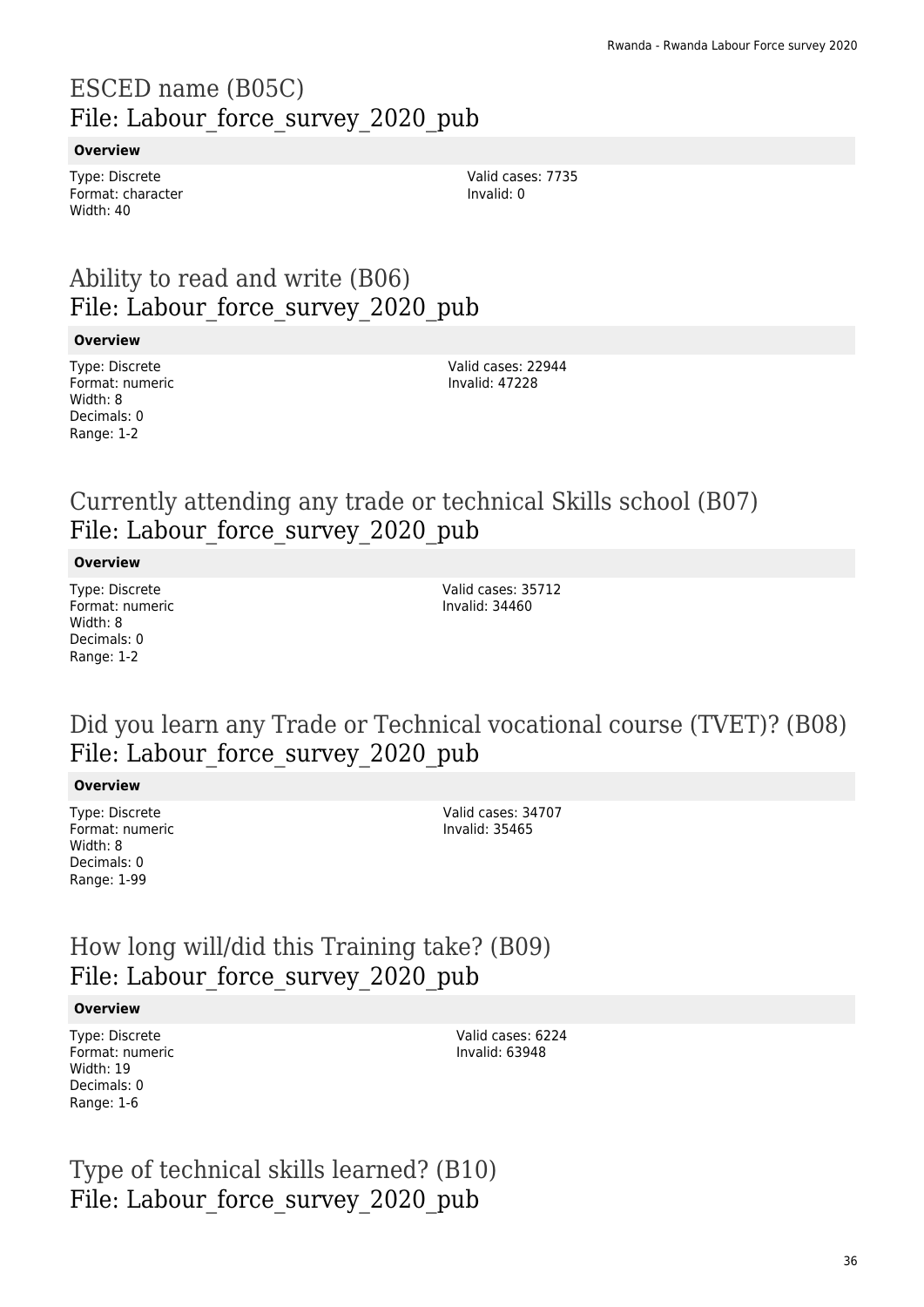## ESCED name (B05C)
File: Labour_force_survey_2020_pub

**Overview**

Type: Discrete
Format: character
Width: 40

Valid cases: 7735
Invalid: 0

## Ability to read and write (B06)
File: Labour_force_survey_2020_pub

**Overview**

Type: Discrete
Format: numeric
Width: 8
Decimals: 0
Range: 1-2

Valid cases: 22944
Invalid: 47228

## Currently attending any trade or technical Skills school (B07)
File: Labour_force_survey_2020_pub

**Overview**

Type: Discrete
Format: numeric
Width: 8
Decimals: 0
Range: 1-2

Valid cases: 35712
Invalid: 34460

## Did you learn any Trade or Technical vocational course (TVET)? (B08)
File: Labour_force_survey_2020_pub

**Overview**

Type: Discrete
Format: numeric
Width: 8
Decimals: 0
Range: 1-99

Valid cases: 34707
Invalid: 35465

## How long will/did this Training take? (B09)
File: Labour_force_survey_2020_pub

**Overview**

Type: Discrete
Format: numeric
Width: 19
Decimals: 0
Range: 1-6

Valid cases: 6224
Invalid: 63948

## Type of technical skills learned? (B10)
File: Labour_force_survey_2020_pub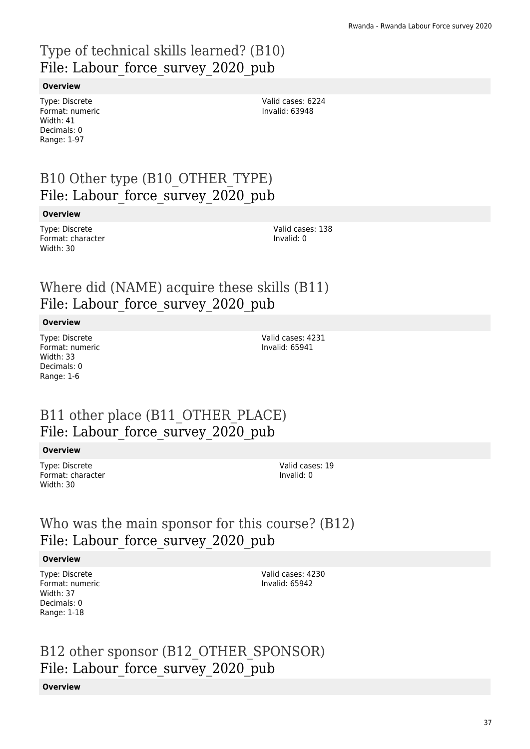# Type of technical skills learned? (B10)
File: Labour_force_survey_2020_pub

**Overview**

Type: Discrete
Format: numeric
Width: 41
Decimals: 0
Range: 1-97

Valid cases: 6224
Invalid: 63948

# B10 Other type (B10_OTHER_TYPE)
File: Labour_force_survey_2020_pub

**Overview**

Type: Discrete
Format: character
Width: 30

Valid cases: 138
Invalid: 0

# Where did (NAME) acquire these skills (B11)
File: Labour_force_survey_2020_pub

**Overview**

Type: Discrete
Format: numeric
Width: 33
Decimals: 0
Range: 1-6

Valid cases: 4231
Invalid: 65941

# B11 other place (B11_OTHER_PLACE)
File: Labour_force_survey_2020_pub

**Overview**

Type: Discrete
Format: character
Width: 30

Valid cases: 19
Invalid: 0

# Who was the main sponsor for this course? (B12)
File: Labour_force_survey_2020_pub

**Overview**

Type: Discrete
Format: numeric
Width: 37
Decimals: 0
Range: 1-18

Valid cases: 4230
Invalid: 65942

# B12 other sponsor (B12_OTHER_SPONSOR)
File: Labour_force_survey_2020_pub

**Overview**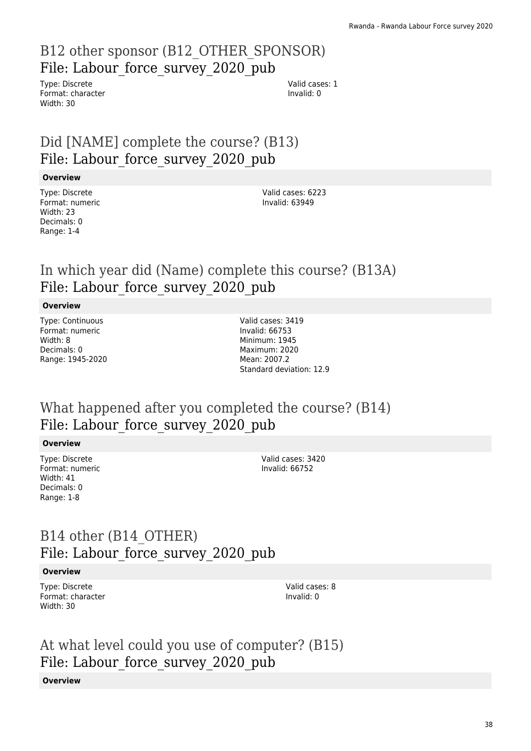## B12 other sponsor (B12_OTHER_SPONSOR)
## File: Labour_force_survey_2020_pub

Type: Discrete
Format: character
Width: 30

Valid cases: 1
Invalid: 0

## Did [NAME] complete the course? (B13)
## File: Labour_force_survey_2020_pub

**Overview**

Type: Discrete
Format: numeric
Width: 23
Decimals: 0
Range: 1-4

Valid cases: 6223
Invalid: 63949

## In which year did (Name) complete this course? (B13A)
## File: Labour_force_survey_2020_pub

**Overview**

Type: Continuous
Format: numeric
Width: 8
Decimals: 0
Range: 1945-2020

Valid cases: 3419
Invalid: 66753
Minimum: 1945
Maximum: 2020
Mean: 2007.2
Standard deviation: 12.9

## What happened after you completed the course? (B14)
## File: Labour_force_survey_2020_pub

**Overview**

Type: Discrete
Format: numeric
Width: 41
Decimals: 0
Range: 1-8

Valid cases: 3420
Invalid: 66752

## B14 other (B14_OTHER)
## File: Labour_force_survey_2020_pub

**Overview**

Type: Discrete
Format: character
Width: 30

Valid cases: 8
Invalid: 0

## At what level could you use of computer? (B15)
## File: Labour_force_survey_2020_pub

**Overview**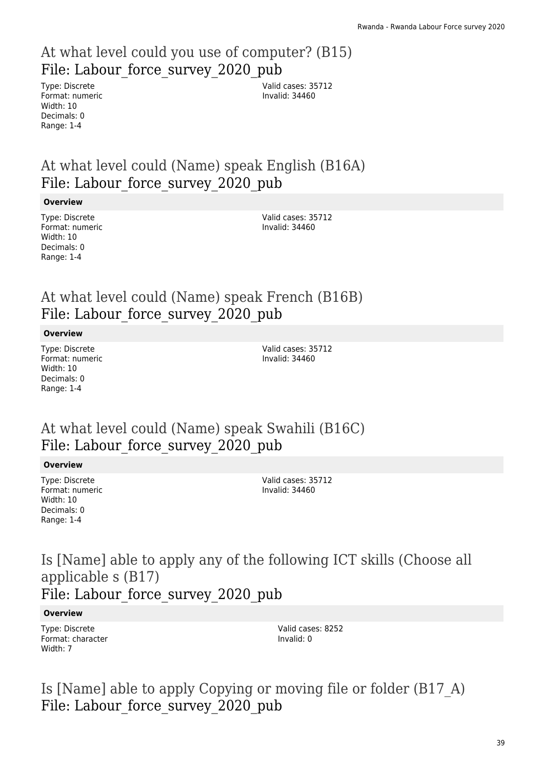## At what level could you use of computer? (B15)
## File: Labour_force_survey_2020_pub

Type: Discrete
Format: numeric
Width: 10
Decimals: 0
Range: 1-4

Valid cases: 35712
Invalid: 34460

## At what level could (Name) speak English (B16A)
## File: Labour_force_survey_2020_pub

**Overview**

Type: Discrete
Format: numeric
Width: 10
Decimals: 0
Range: 1-4

Valid cases: 35712
Invalid: 34460

## At what level could (Name) speak French (B16B)
## File: Labour_force_survey_2020_pub

**Overview**

Type: Discrete
Format: numeric
Width: 10
Decimals: 0
Range: 1-4

Valid cases: 35712
Invalid: 34460

## At what level could (Name) speak Swahili (B16C)
## File: Labour_force_survey_2020_pub

**Overview**

Type: Discrete
Format: numeric
Width: 10
Decimals: 0
Range: 1-4

Valid cases: 35712
Invalid: 34460

## Is [Name] able to apply any of the following ICT skills (Choose all applicable s (B17)
## File: Labour_force_survey_2020_pub

**Overview**

Type: Discrete
Format: character
Width: 7

Valid cases: 8252
Invalid: 0

## Is [Name] able to apply Copying or moving file or folder (B17_A)
## File: Labour_force_survey_2020_pub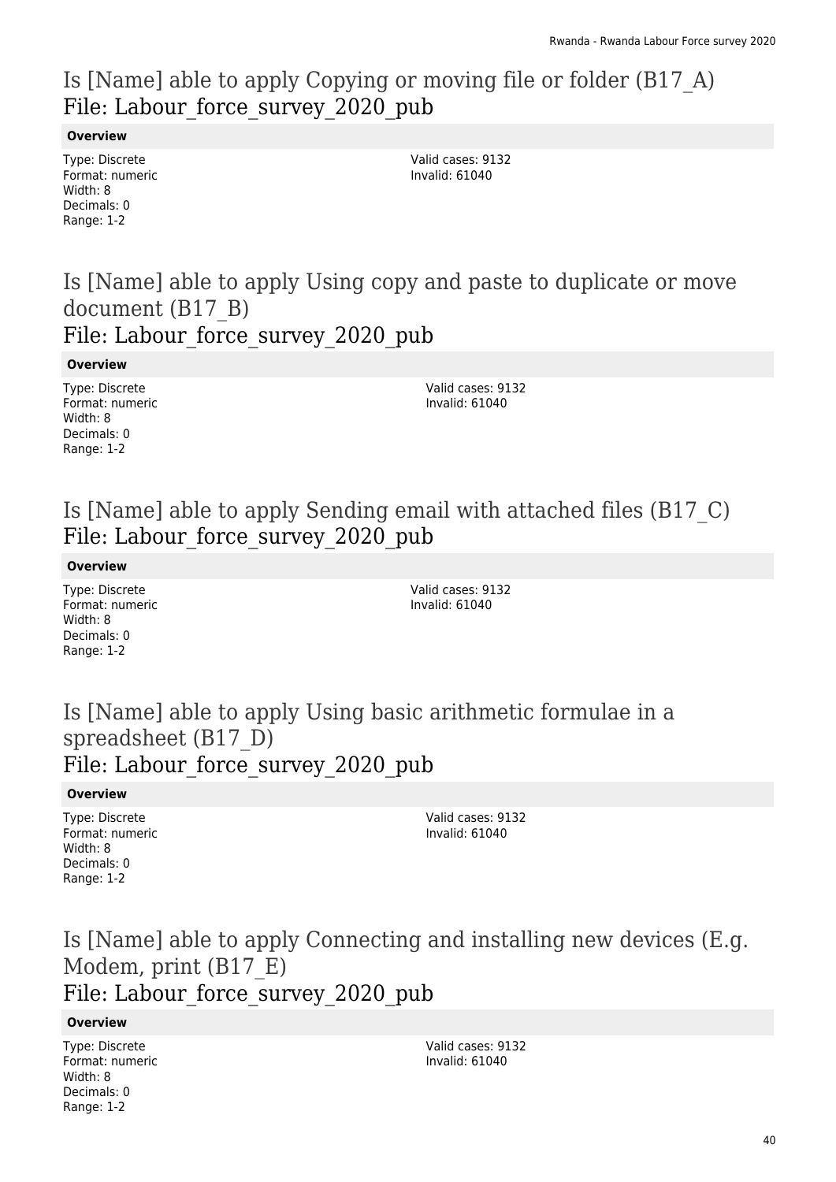## Is [Name] able to apply Copying or moving file or folder (B17_A)
## File: Labour_force_survey_2020_pub

**Overview**

Type: Discrete
Format: numeric
Width: 8
Decimals: 0
Range: 1-2

Valid cases: 9132
Invalid: 61040

## Is [Name] able to apply Using copy and paste to duplicate or move document (B17_B)
## File: Labour_force_survey_2020_pub

**Overview**

Type: Discrete
Format: numeric
Width: 8
Decimals: 0
Range: 1-2

Valid cases: 9132
Invalid: 61040

## Is [Name] able to apply Sending email with attached files (B17_C)
## File: Labour_force_survey_2020_pub

**Overview**

Type: Discrete
Format: numeric
Width: 8
Decimals: 0
Range: 1-2

Valid cases: 9132
Invalid: 61040

## Is [Name] able to apply Using basic arithmetic formulae in a spreadsheet (B17_D)
## File: Labour_force_survey_2020_pub

**Overview**

Type: Discrete
Format: numeric
Width: 8
Decimals: 0
Range: 1-2

Valid cases: 9132
Invalid: 61040

## Is [Name] able to apply Connecting and installing new devices (E.g. Modem, print (B17_E)
## File: Labour_force_survey_2020_pub

**Overview**

Type: Discrete
Format: numeric
Width: 8
Decimals: 0
Range: 1-2

Valid cases: 9132
Invalid: 61040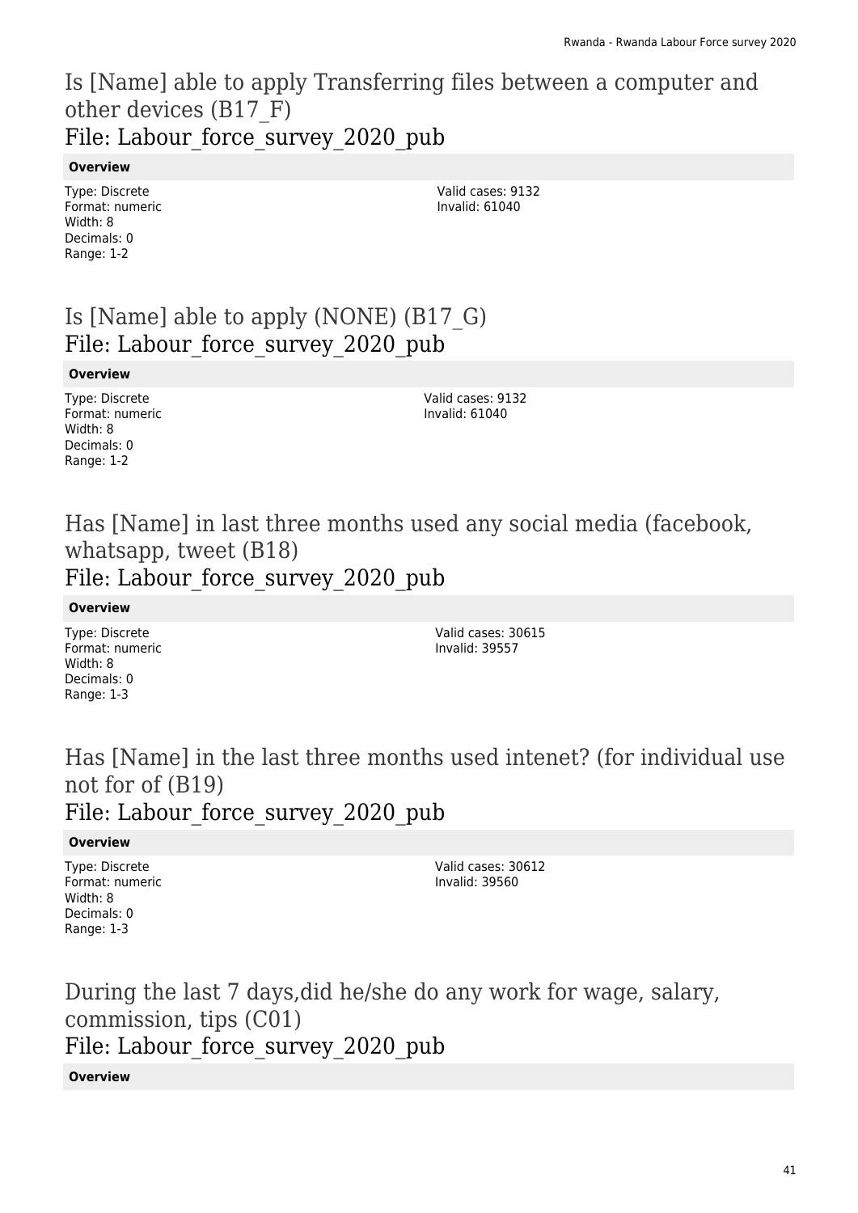## Is [Name] able to apply Transferring files between a computer and other devices (B17_F)
## File: Labour_force_survey_2020_pub

**Overview**

Type: Discrete
Format: numeric
Width: 8
Decimals: 0
Range: 1-2

Valid cases: 9132
Invalid: 61040

## Is [Name] able to apply (NONE) (B17_G)
## File: Labour_force_survey_2020_pub

**Overview**

Type: Discrete
Format: numeric
Width: 8
Decimals: 0
Range: 1-2

Valid cases: 9132
Invalid: 61040

## Has [Name] in last three months used any social media (facebook, whatsapp, tweet (B18)
## File: Labour_force_survey_2020_pub

**Overview**

Type: Discrete
Format: numeric
Width: 8
Decimals: 0
Range: 1-3

Valid cases: 30615
Invalid: 39557

## Has [Name] in the last three months used intenet? (for individual use not for of (B19)
## File: Labour_force_survey_2020_pub

**Overview**

Type: Discrete
Format: numeric
Width: 8
Decimals: 0
Range: 1-3

Valid cases: 30612
Invalid: 39560

## During the last 7 days,did he/she do any work for wage, salary, commission, tips (C01)
## File: Labour_force_survey_2020_pub

**Overview**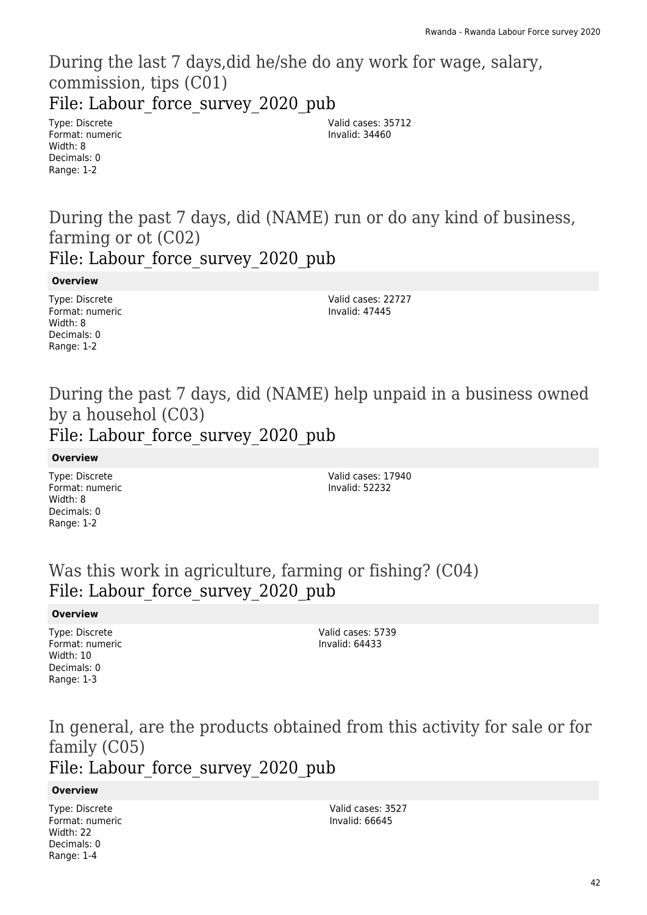## During the last 7 days,did he/she do any work for wage, salary, commission, tips (C01)

### File: Labour_force_survey_2020_pub

Type: Discrete
Format: numeric
Width: 8
Decimals: 0
Range: 1-2

Valid cases: 35712
Invalid: 34460

## During the past 7 days, did (NAME) run or do any kind of business, farming or ot (C02)

### File: Labour_force_survey_2020_pub

**Overview**

Type: Discrete
Format: numeric
Width: 8
Decimals: 0
Range: 1-2

Valid cases: 22727
Invalid: 47445

## During the past 7 days, did (NAME) help unpaid in a business owned by a househol (C03)

### File: Labour_force_survey_2020_pub

**Overview**

Type: Discrete
Format: numeric
Width: 8
Decimals: 0
Range: 1-2

Valid cases: 17940
Invalid: 52232

## Was this work in agriculture, farming or fishing? (C04)

### File: Labour_force_survey_2020_pub

**Overview**

Type: Discrete
Format: numeric
Width: 10
Decimals: 0
Range: 1-3

Valid cases: 5739
Invalid: 64433

## In general, are the products obtained from this activity for sale or for family (C05)

### File: Labour_force_survey_2020_pub

**Overview**

Type: Discrete
Format: numeric
Width: 22
Decimals: 0
Range: 1-4

Valid cases: 3527
Invalid: 66645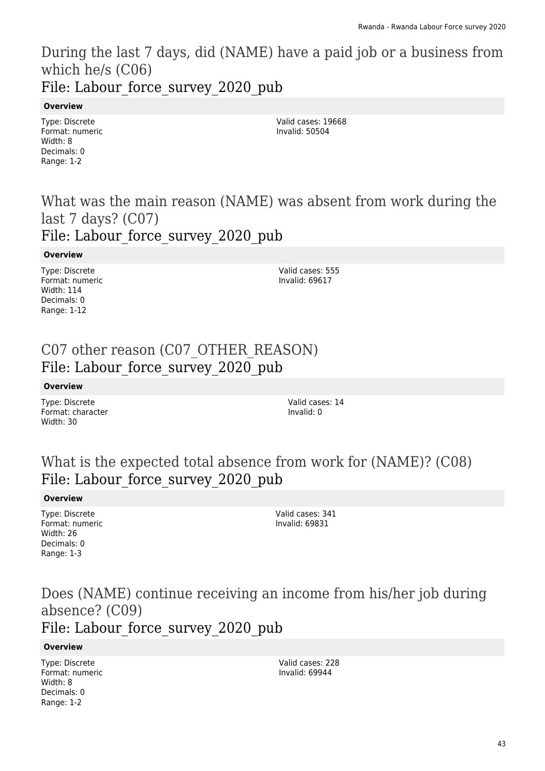## During the last 7 days, did (NAME) have a paid job or a business from which he/s (C06)

### File: Labour_force_survey_2020_pub

**Overview**

Type: Discrete
Format: numeric
Width: 8
Decimals: 0
Range: 1-2

Valid cases: 19668
Invalid: 50504

## What was the main reason (NAME) was absent from work during the last 7 days? (C07)

### File: Labour_force_survey_2020_pub

**Overview**

Type: Discrete
Format: numeric
Width: 114
Decimals: 0
Range: 1-12

Valid cases: 555
Invalid: 69617

## C07 other reason (C07_OTHER_REASON)

### File: Labour_force_survey_2020_pub

**Overview**

Type: Discrete
Format: character
Width: 30

Valid cases: 14
Invalid: 0

## What is the expected total absence from work for (NAME)? (C08)

### File: Labour_force_survey_2020_pub

**Overview**

Type: Discrete
Format: numeric
Width: 26
Decimals: 0
Range: 1-3

Valid cases: 341
Invalid: 69831

## Does (NAME) continue receiving an income from his/her job during absence? (C09)

### File: Labour_force_survey_2020_pub

**Overview**

Type: Discrete
Format: numeric
Width: 8
Decimals: 0
Range: 1-2

Valid cases: 228
Invalid: 69944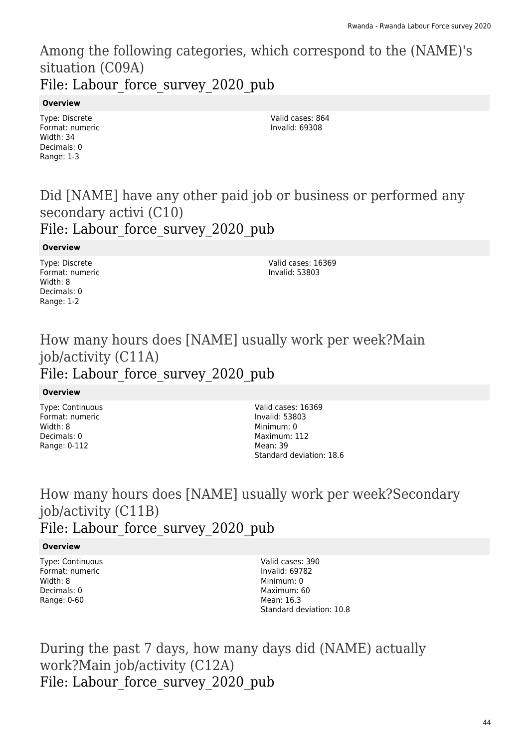## Among the following categories, which correspond to the (NAME)'s situation (C09A)

### File: Labour_force_survey_2020_pub

**Overview**

Type: Discrete
Format: numeric
Width: 34
Decimals: 0
Range: 1-3

Valid cases: 864
Invalid: 69308

## Did [NAME] have any other paid job or business or performed any secondary activi (C10)

### File: Labour_force_survey_2020_pub

**Overview**

Type: Discrete
Format: numeric
Width: 8
Decimals: 0
Range: 1-2

Valid cases: 16369
Invalid: 53803

## How many hours does [NAME] usually work per week?Main job/activity (C11A)

### File: Labour_force_survey_2020_pub

**Overview**

Type: Continuous
Format: numeric
Width: 8
Decimals: 0
Range: 0-112

Valid cases: 16369
Invalid: 53803
Minimum: 0
Maximum: 112
Mean: 39
Standard deviation: 18.6

## How many hours does [NAME] usually work per week?Secondary job/activity (C11B)

### File: Labour_force_survey_2020_pub

**Overview**

Type: Continuous
Format: numeric
Width: 8
Decimals: 0
Range: 0-60

Valid cases: 390
Invalid: 69782
Minimum: 0
Maximum: 60
Mean: 16.3
Standard deviation: 10.8

## During the past 7 days, how many days did (NAME) actually work?Main job/activity (C12A)

### File: Labour_force_survey_2020_pub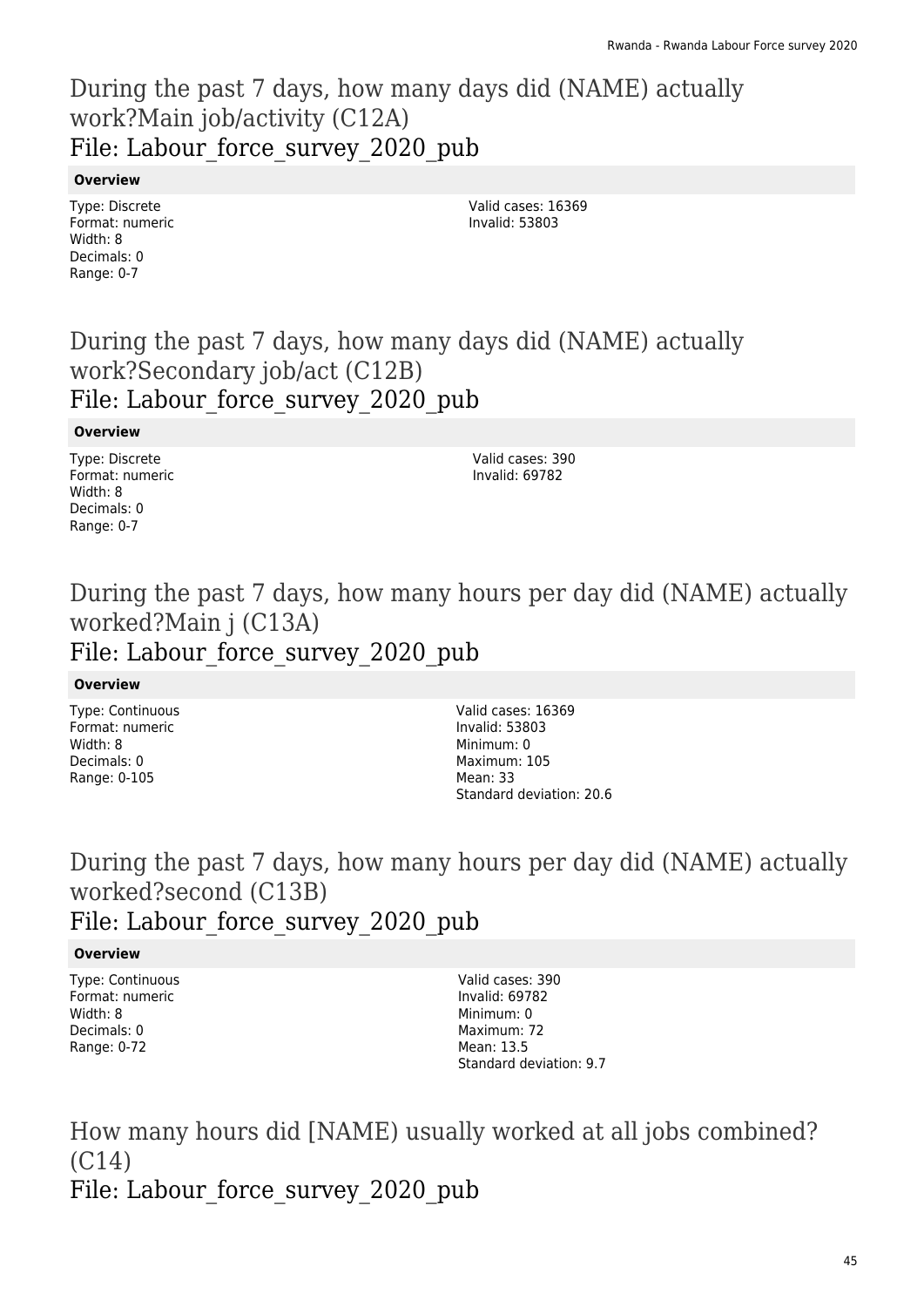## During the past 7 days, how many days did (NAME) actually work?Main job/activity (C12A)
## File: Labour_force_survey_2020_pub

**Overview**

Type: Discrete
Format: numeric
Width: 8
Decimals: 0
Range: 0-7

Valid cases: 16369
Invalid: 53803

## During the past 7 days, how many days did (NAME) actually work?Secondary job/act (C12B)
## File: Labour_force_survey_2020_pub

**Overview**

Type: Discrete
Format: numeric
Width: 8
Decimals: 0
Range: 0-7

Valid cases: 390
Invalid: 69782

## During the past 7 days, how many hours per day did (NAME) actually worked?Main j (C13A)
## File: Labour_force_survey_2020_pub

**Overview**

Type: Continuous
Format: numeric
Width: 8
Decimals: 0
Range: 0-105

Valid cases: 16369
Invalid: 53803
Minimum: 0
Maximum: 105
Mean: 33
Standard deviation: 20.6

## During the past 7 days, how many hours per day did (NAME) actually worked?second (C13B)
## File: Labour_force_survey_2020_pub

**Overview**

Type: Continuous
Format: numeric
Width: 8
Decimals: 0
Range: 0-72

Valid cases: 390
Invalid: 69782
Minimum: 0
Maximum: 72
Mean: 13.5
Standard deviation: 9.7

## How many hours did [NAME) usually worked at all jobs combined? (C14)
## File: Labour_force_survey_2020_pub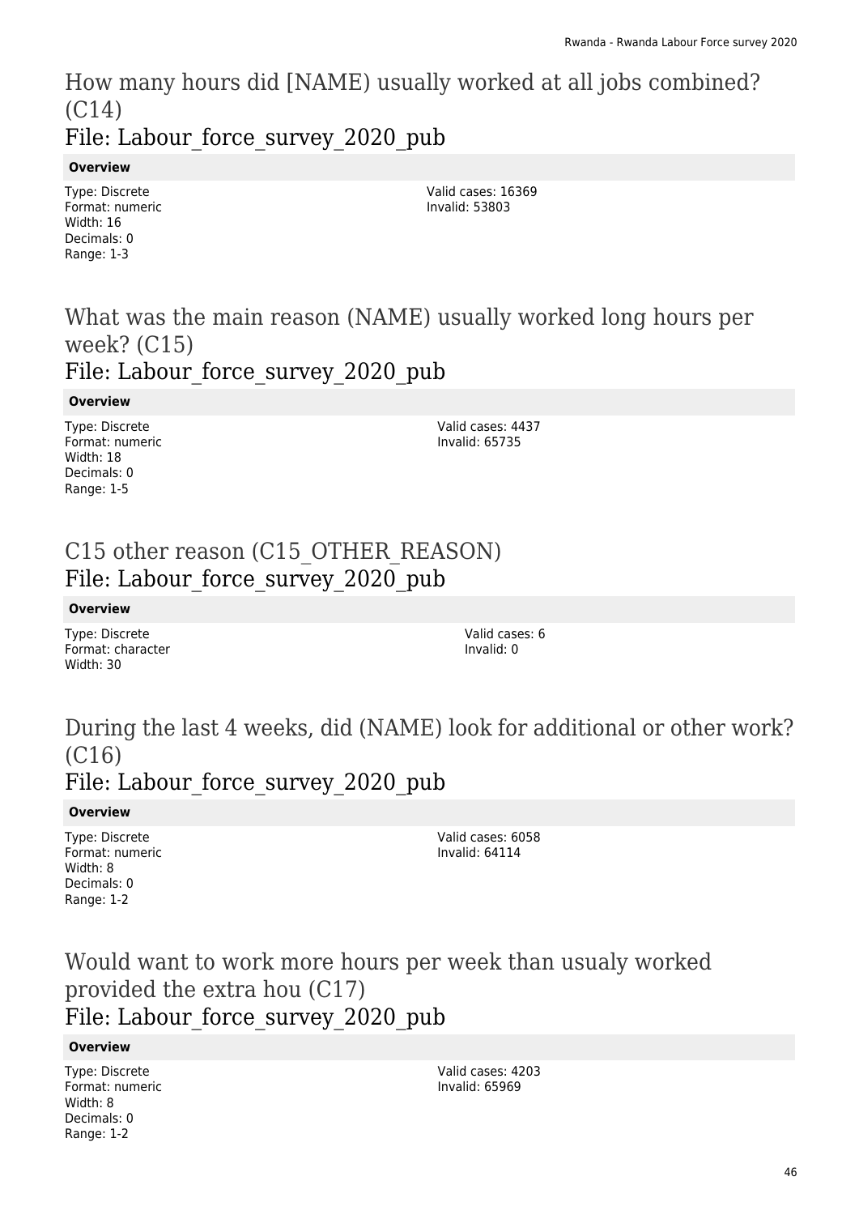## How many hours did [NAME) usually worked at all jobs combined? (C14)

### File: Labour_force_survey_2020_pub

**Overview**

Type: Discrete
Format: numeric
Width: 16
Decimals: 0
Range: 1-3

Valid cases: 16369
Invalid: 53803

## What was the main reason (NAME) usually worked long hours per week? (C15)

### File: Labour_force_survey_2020_pub

**Overview**

Type: Discrete
Format: numeric
Width: 18
Decimals: 0
Range: 1-5

Valid cases: 4437
Invalid: 65735

## C15 other reason (C15_OTHER_REASON)

### File: Labour_force_survey_2020_pub

**Overview**

Type: Discrete
Format: character
Width: 30

Valid cases: 6
Invalid: 0

## During the last 4 weeks, did (NAME) look for additional or other work? (C16)

### File: Labour_force_survey_2020_pub

**Overview**

Type: Discrete
Format: numeric
Width: 8
Decimals: 0
Range: 1-2

Valid cases: 6058
Invalid: 64114

## Would want to work more hours per week than usualy worked provided the extra hou (C17)

### File: Labour_force_survey_2020_pub

**Overview**

Type: Discrete
Format: numeric
Width: 8
Decimals: 0
Range: 1-2

Valid cases: 4203
Invalid: 65969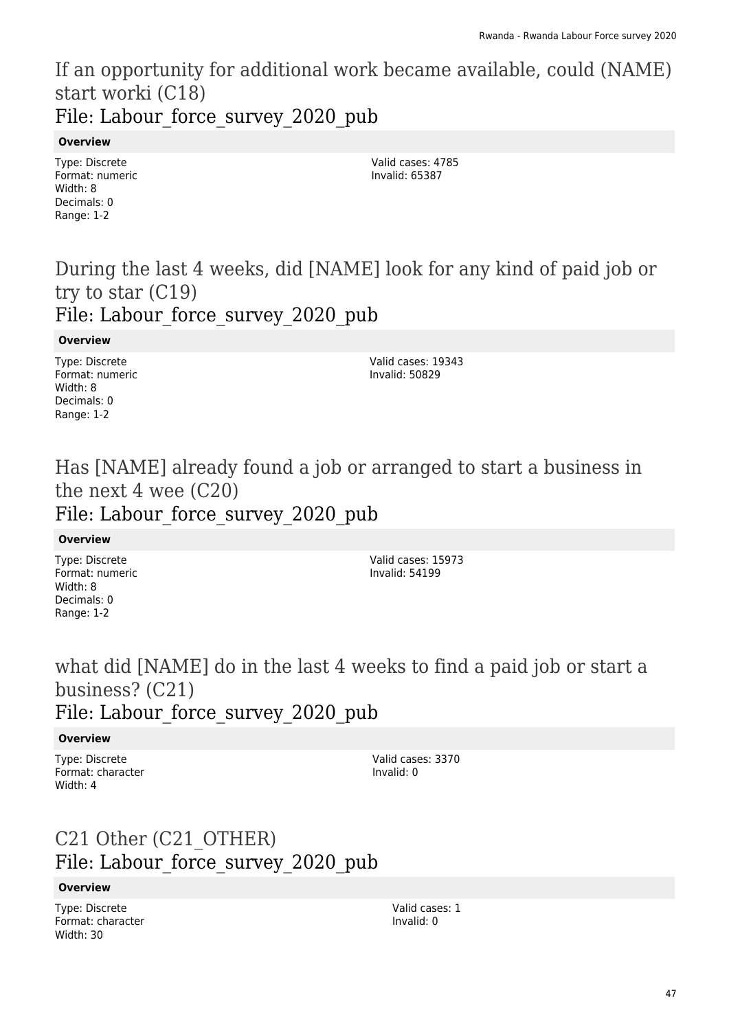# If an opportunity for additional work became available, could (NAME) start worki (C18)

## File: Labour_force_survey_2020_pub

**Overview**

Type: Discrete
Format: numeric
Width: 8
Decimals: 0
Range: 1-2

Valid cases: 4785
Invalid: 65387

# During the last 4 weeks, did [NAME] look for any kind of paid job or try to star (C19)

## File: Labour_force_survey_2020_pub

**Overview**

Type: Discrete
Format: numeric
Width: 8
Decimals: 0
Range: 1-2

Valid cases: 19343
Invalid: 50829

# Has [NAME] already found a job or arranged to start a business in the next 4 wee (C20)

## File: Labour_force_survey_2020_pub

**Overview**

Type: Discrete
Format: numeric
Width: 8
Decimals: 0
Range: 1-2

Valid cases: 15973
Invalid: 54199

# what did [NAME] do in the last 4 weeks to find a paid job or start a business? (C21)

## File: Labour_force_survey_2020_pub

**Overview**

Type: Discrete
Format: character
Width: 4

Valid cases: 3370
Invalid: 0

# C21 Other (C21_OTHER)

## File: Labour_force_survey_2020_pub

**Overview**

Type: Discrete
Format: character
Width: 30

Valid cases: 1
Invalid: 0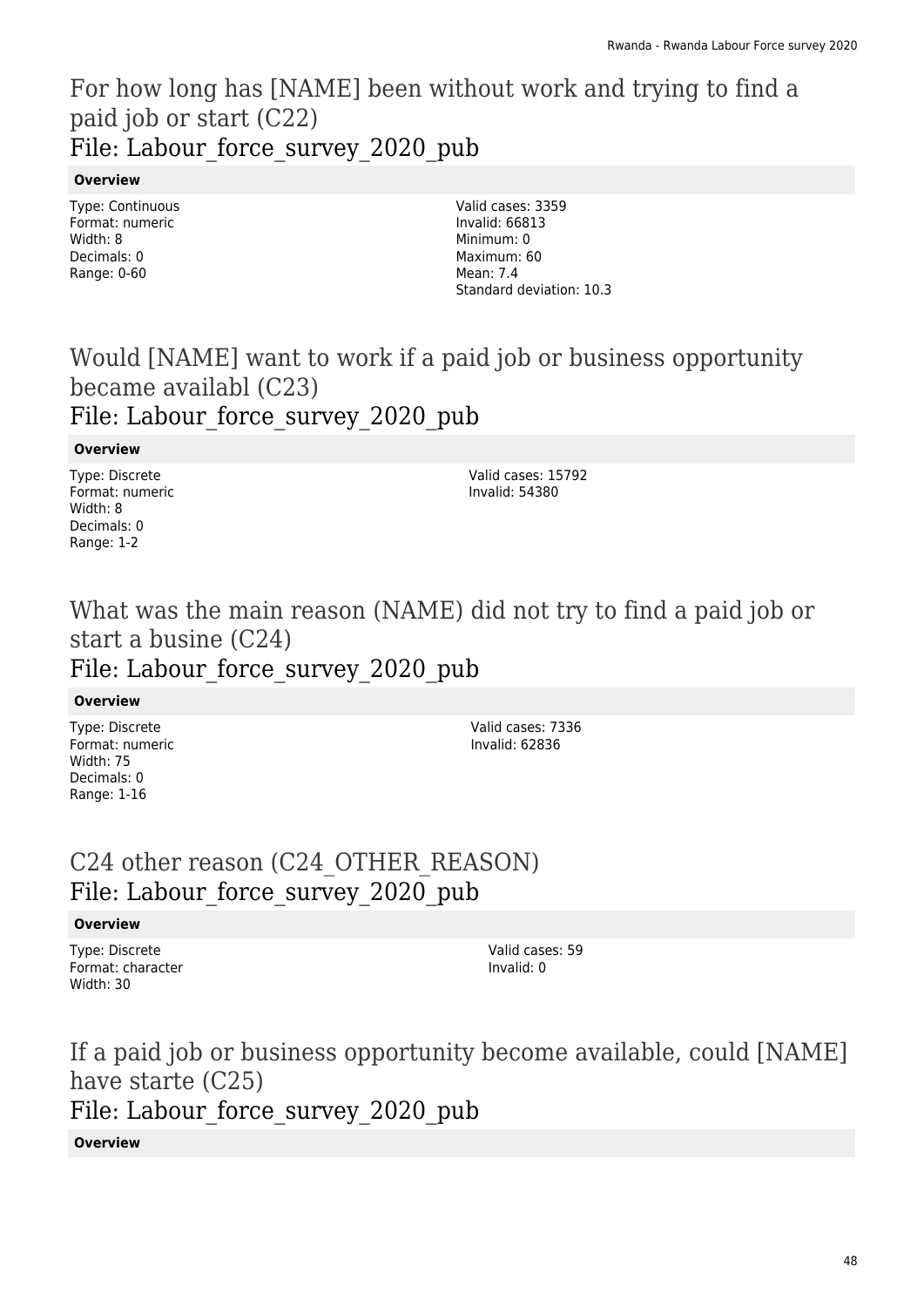## For how long has [NAME] been without work and trying to find a paid job or start (C22)
### File: Labour_force_survey_2020_pub

**Overview**

Type: Continuous
Format: numeric
Width: 8
Decimals: 0
Range: 0-60

Valid cases: 3359
Invalid: 66813
Minimum: 0
Maximum: 60
Mean: 7.4
Standard deviation: 10.3

## Would [NAME] want to work if a paid job or business opportunity became availabl (C23)
### File: Labour_force_survey_2020_pub

**Overview**

Type: Discrete
Format: numeric
Width: 8
Decimals: 0
Range: 1-2

Valid cases: 15792
Invalid: 54380

## What was the main reason (NAME) did not try to find a paid job or start a busine (C24)
### File: Labour_force_survey_2020_pub

**Overview**

Type: Discrete
Format: numeric
Width: 75
Decimals: 0
Range: 1-16

Valid cases: 7336
Invalid: 62836

## C24 other reason (C24_OTHER_REASON)
### File: Labour_force_survey_2020_pub

**Overview**

Type: Discrete
Format: character
Width: 30

Valid cases: 59
Invalid: 0

## If a paid job or business opportunity become available, could [NAME] have starte (C25)
### File: Labour_force_survey_2020_pub

**Overview**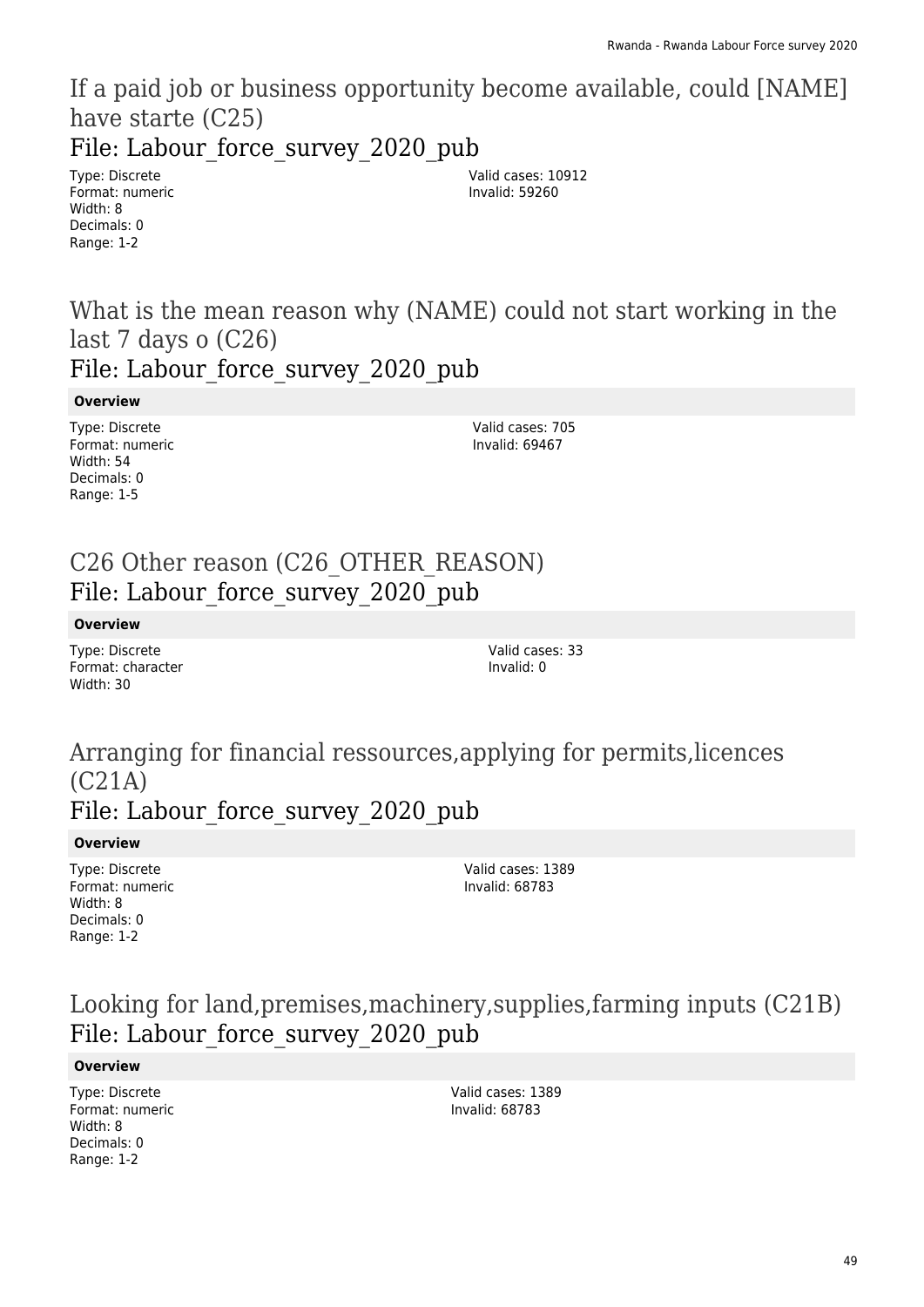# If a paid job or business opportunity become available, could [NAME] have starte (C25)

## File: Labour_force_survey_2020_pub

Type: Discrete
Format: numeric
Width: 8
Decimals: 0
Range: 1-2

Valid cases: 10912
Invalid: 59260

# What is the mean reason why (NAME) could not start working in the last 7 days o (C26)

## File: Labour_force_survey_2020_pub

**Overview**

Type: Discrete
Format: numeric
Width: 54
Decimals: 0
Range: 1-5

Valid cases: 705
Invalid: 69467

# C26 Other reason (C26_OTHER_REASON)

## File: Labour_force_survey_2020_pub

**Overview**

Type: Discrete
Format: character
Width: 30

Valid cases: 33
Invalid: 0

# Arranging for financial ressources,applying for permits,licences (C21A)

## File: Labour_force_survey_2020_pub

**Overview**

Type: Discrete
Format: numeric
Width: 8
Decimals: 0
Range: 1-2

Valid cases: 1389
Invalid: 68783

# Looking for land,premises,machinery,supplies,farming inputs (C21B)

## File: Labour_force_survey_2020_pub

**Overview**

Type: Discrete
Format: numeric
Width: 8
Decimals: 0
Range: 1-2

Valid cases: 1389
Invalid: 68783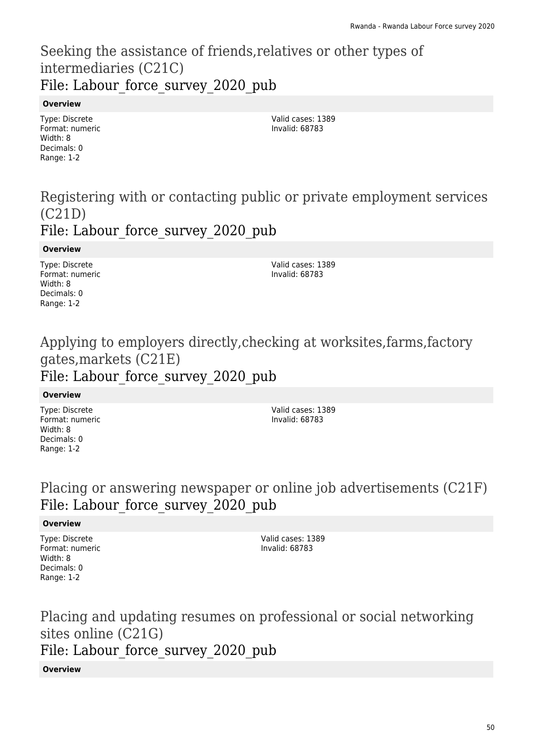## Seeking the assistance of friends,relatives or other types of intermediaries (C21C)
### File: Labour_force_survey_2020_pub

**Overview**

Type: Discrete
Format: numeric
Width: 8
Decimals: 0
Range: 1-2

Valid cases: 1389
Invalid: 68783

## Registering with or contacting public or private employment services (C21D)
### File: Labour_force_survey_2020_pub

**Overview**

Type: Discrete
Format: numeric
Width: 8
Decimals: 0
Range: 1-2

Valid cases: 1389
Invalid: 68783

## Applying to employers directly,checking at worksites,farms,factory gates,markets (C21E)
### File: Labour_force_survey_2020_pub

**Overview**

Type: Discrete
Format: numeric
Width: 8
Decimals: 0
Range: 1-2

Valid cases: 1389
Invalid: 68783

## Placing or answering newspaper or online job advertisements (C21F)
### File: Labour_force_survey_2020_pub

**Overview**

Type: Discrete
Format: numeric
Width: 8
Decimals: 0
Range: 1-2

Valid cases: 1389
Invalid: 68783

## Placing and updating resumes on professional or social networking sites online (C21G)
### File: Labour_force_survey_2020_pub

**Overview**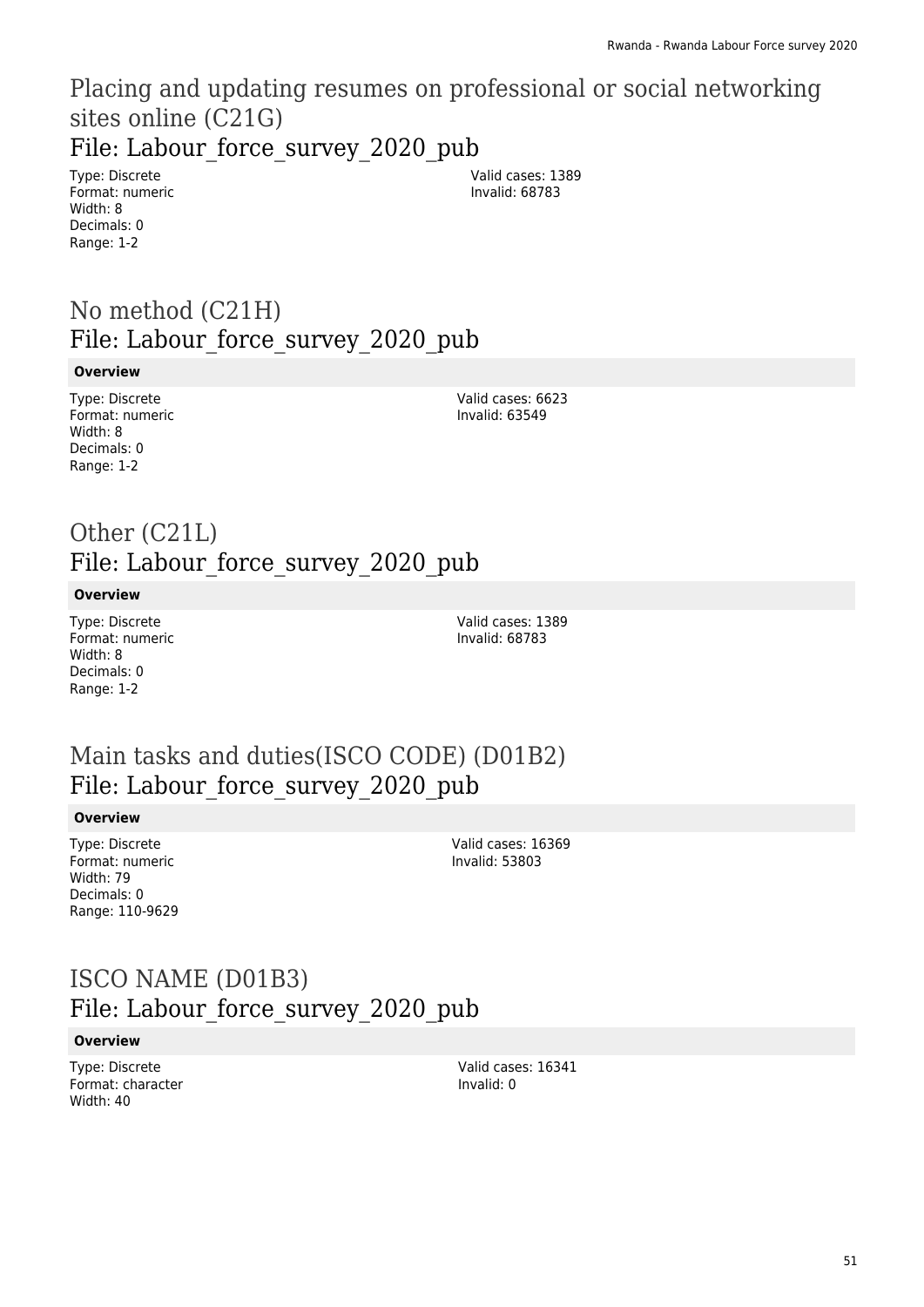## Placing and updating resumes on professional or social networking sites online (C21G)

### File: Labour_force_survey_2020_pub

Type: Discrete
Format: numeric
Width: 8
Decimals: 0
Range: 1-2

Valid cases: 1389
Invalid: 68783

## No method (C21H)

### File: Labour_force_survey_2020_pub

**Overview**

Type: Discrete
Format: numeric
Width: 8
Decimals: 0
Range: 1-2

Valid cases: 6623
Invalid: 63549

## Other (C21L)

### File: Labour_force_survey_2020_pub

**Overview**

Type: Discrete
Format: numeric
Width: 8
Decimals: 0
Range: 1-2

Valid cases: 1389
Invalid: 68783

## Main tasks and duties(ISCO CODE) (D01B2)

### File: Labour_force_survey_2020_pub

**Overview**

Type: Discrete
Format: numeric
Width: 79
Decimals: 0
Range: 110-9629

Valid cases: 16369
Invalid: 53803

## ISCO NAME (D01B3)

### File: Labour_force_survey_2020_pub

**Overview**

Type: Discrete
Format: character
Width: 40

Valid cases: 16341
Invalid: 0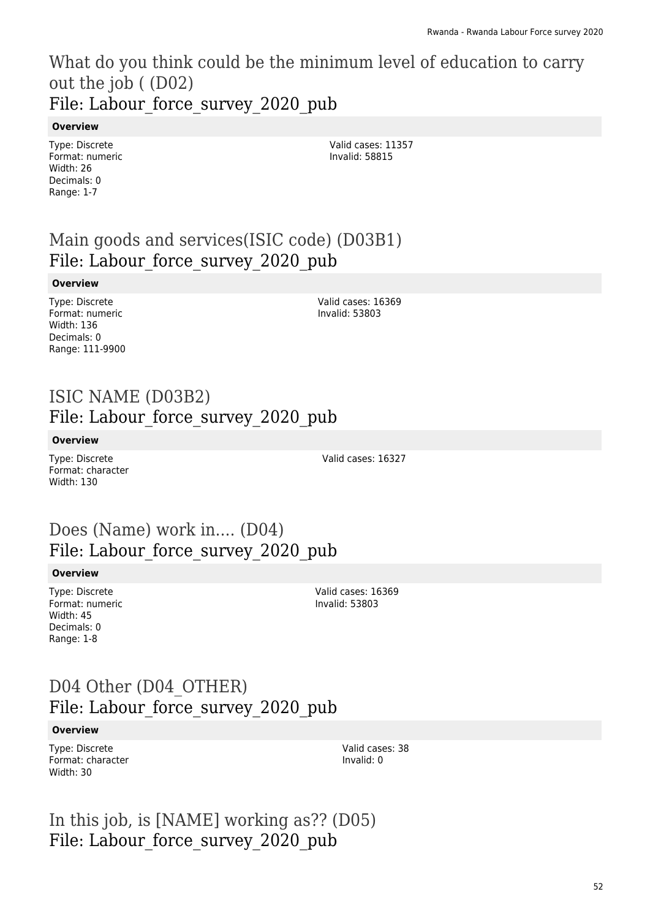## What do you think could be the minimum level of education to carry out the job ( (D02)
## File: Labour_force_survey_2020_pub

**Overview**

Type: Discrete
Format: numeric
Width: 26
Decimals: 0
Range: 1-7

Valid cases: 11357
Invalid: 58815

## Main goods and services(ISIC code) (D03B1)
## File: Labour_force_survey_2020_pub

**Overview**

Type: Discrete
Format: numeric
Width: 136
Decimals: 0
Range: 111-9900

Valid cases: 16369
Invalid: 53803

## ISIC NAME (D03B2)
## File: Labour_force_survey_2020_pub

**Overview**

Type: Discrete
Format: character
Width: 130

Valid cases: 16327

## Does (Name) work in.... (D04)
## File: Labour_force_survey_2020_pub

**Overview**

Type: Discrete
Format: numeric
Width: 45
Decimals: 0
Range: 1-8

Valid cases: 16369
Invalid: 53803

## D04 Other (D04_OTHER)
## File: Labour_force_survey_2020_pub

**Overview**

Type: Discrete
Format: character
Width: 30

Valid cases: 38
Invalid: 0

## In this job, is [NAME] working as?? (D05)
## File: Labour_force_survey_2020_pub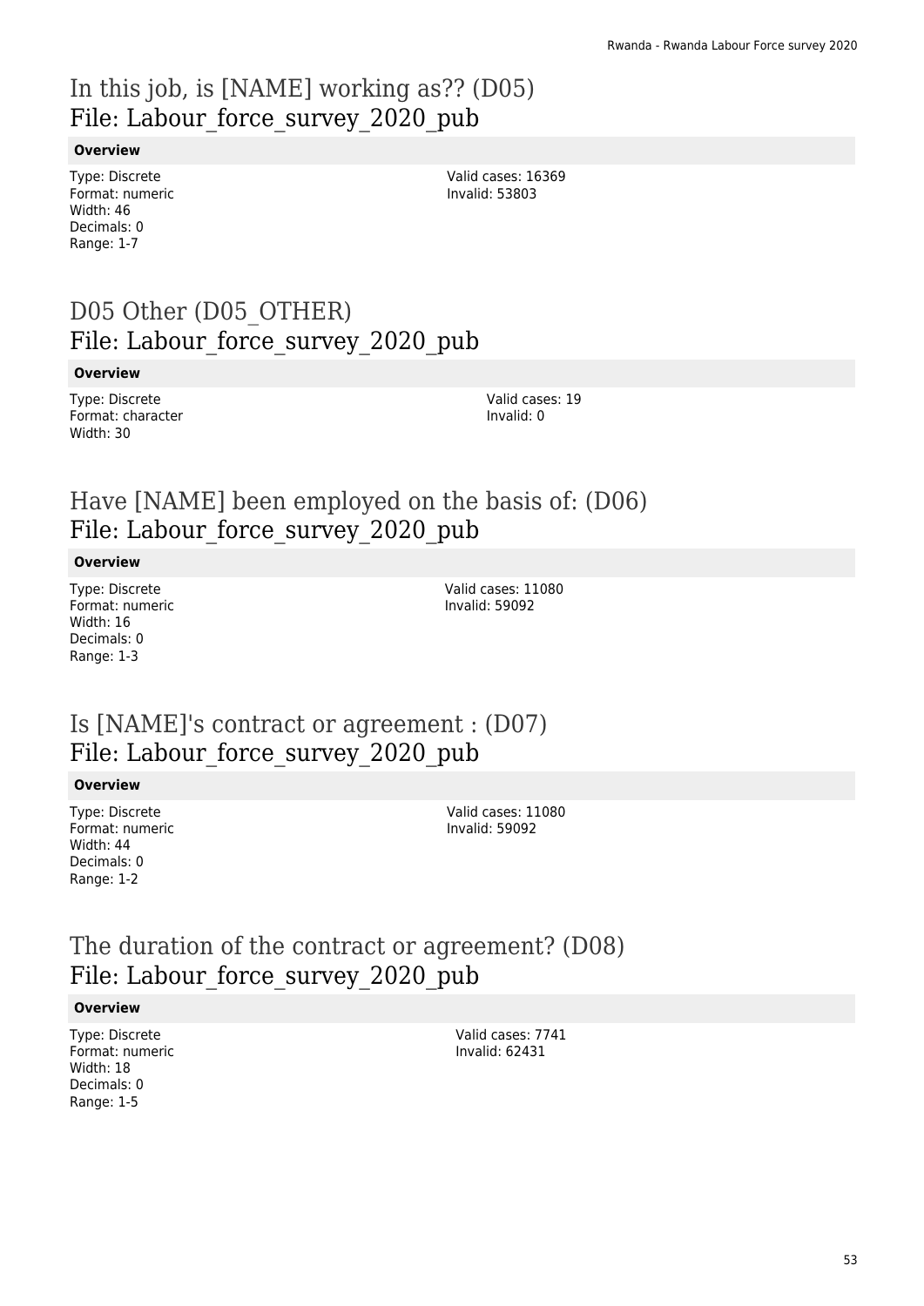# In this job, is [NAME] working as?? (D05)
## File: Labour_force_survey_2020_pub

**Overview**

Type: Discrete
Format: numeric
Width: 46
Decimals: 0
Range: 1-7

Valid cases: 16369
Invalid: 53803

# D05 Other (D05_OTHER)
## File: Labour_force_survey_2020_pub

**Overview**

Type: Discrete
Format: character
Width: 30

Valid cases: 19
Invalid: 0

# Have [NAME] been employed on the basis of: (D06)
## File: Labour_force_survey_2020_pub

**Overview**

Type: Discrete
Format: numeric
Width: 16
Decimals: 0
Range: 1-3

Valid cases: 11080
Invalid: 59092

# Is [NAME]'s contract or agreement : (D07)
## File: Labour_force_survey_2020_pub

**Overview**

Type: Discrete
Format: numeric
Width: 44
Decimals: 0
Range: 1-2

Valid cases: 11080
Invalid: 59092

# The duration of the contract or agreement? (D08)
## File: Labour_force_survey_2020_pub

**Overview**

Type: Discrete
Format: numeric
Width: 18
Decimals: 0
Range: 1-5

Valid cases: 7741
Invalid: 62431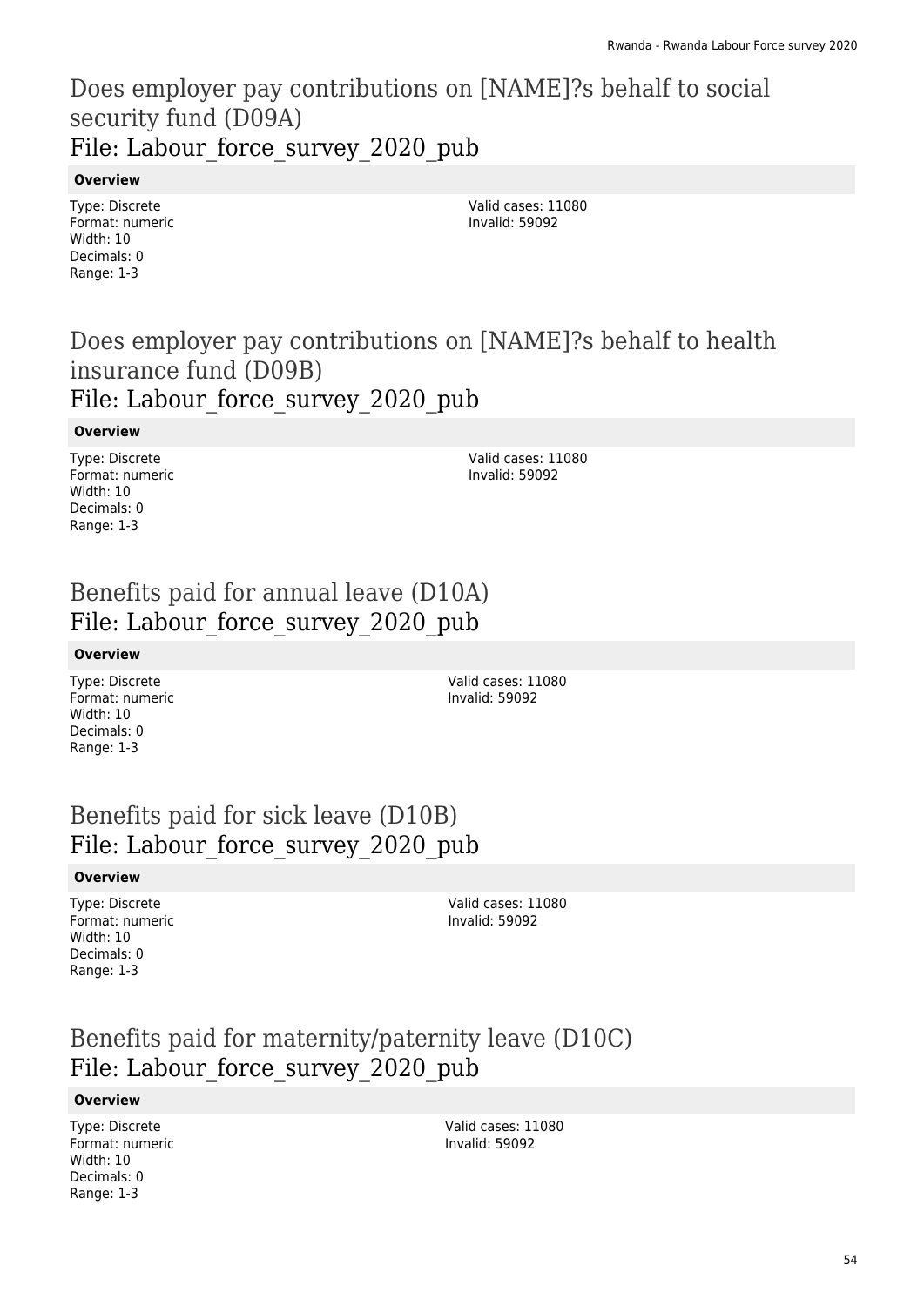## Does employer pay contributions on [NAME]?s behalf to social security fund (D09A)
## File: Labour_force_survey_2020_pub

**Overview**

Type: Discrete
Format: numeric
Width: 10
Decimals: 0
Range: 1-3

Valid cases: 11080
Invalid: 59092

## Does employer pay contributions on [NAME]?s behalf to health insurance fund (D09B)
## File: Labour_force_survey_2020_pub

**Overview**

Type: Discrete
Format: numeric
Width: 10
Decimals: 0
Range: 1-3

Valid cases: 11080
Invalid: 59092

## Benefits paid for annual leave (D10A)
## File: Labour_force_survey_2020_pub

**Overview**

Type: Discrete
Format: numeric
Width: 10
Decimals: 0
Range: 1-3

Valid cases: 11080
Invalid: 59092

## Benefits paid for sick leave (D10B)
## File: Labour_force_survey_2020_pub

**Overview**

Type: Discrete
Format: numeric
Width: 10
Decimals: 0
Range: 1-3

Valid cases: 11080
Invalid: 59092

## Benefits paid for maternity/paternity leave (D10C)
## File: Labour_force_survey_2020_pub

**Overview**

Type: Discrete
Format: numeric
Width: 10
Decimals: 0
Range: 1-3

Valid cases: 11080
Invalid: 59092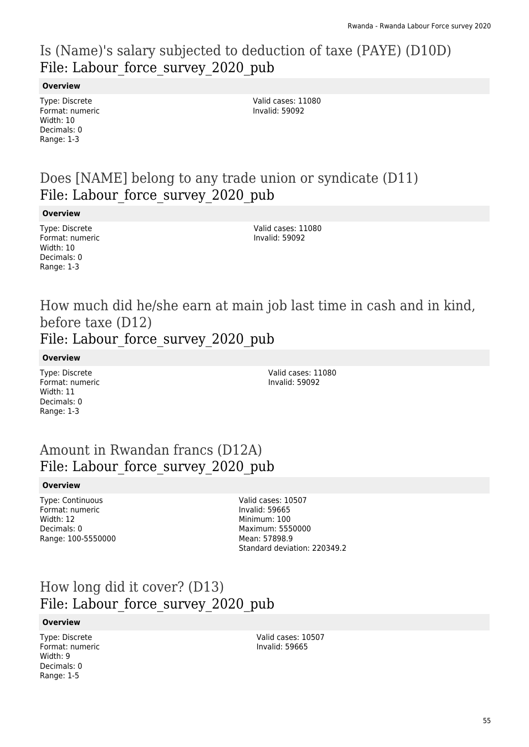# Is (Name)'s salary subjected to deduction of taxe (PAYE) (D10D)
## File: Labour_force_survey_2020_pub

**Overview**

Type: Discrete
Format: numeric
Width: 10
Decimals: 0
Range: 1-3

Valid cases: 11080
Invalid: 59092

# Does [NAME] belong to any trade union or syndicate (D11)
## File: Labour_force_survey_2020_pub

**Overview**

Type: Discrete
Format: numeric
Width: 10
Decimals: 0
Range: 1-3

Valid cases: 11080
Invalid: 59092

# How much did he/she earn at main job last time in cash and in kind, before taxe (D12)
## File: Labour_force_survey_2020_pub

**Overview**

Type: Discrete
Format: numeric
Width: 11
Decimals: 0
Range: 1-3

Valid cases: 11080
Invalid: 59092

# Amount in Rwandan francs (D12A)
## File: Labour_force_survey_2020_pub

**Overview**

Type: Continuous
Format: numeric
Width: 12
Decimals: 0
Range: 100-5550000

Valid cases: 10507
Invalid: 59665
Minimum: 100
Maximum: 5550000
Mean: 57898.9
Standard deviation: 220349.2

# How long did it cover? (D13)
## File: Labour_force_survey_2020_pub

**Overview**

Type: Discrete
Format: numeric
Width: 9
Decimals: 0
Range: 1-5

Valid cases: 10507
Invalid: 59665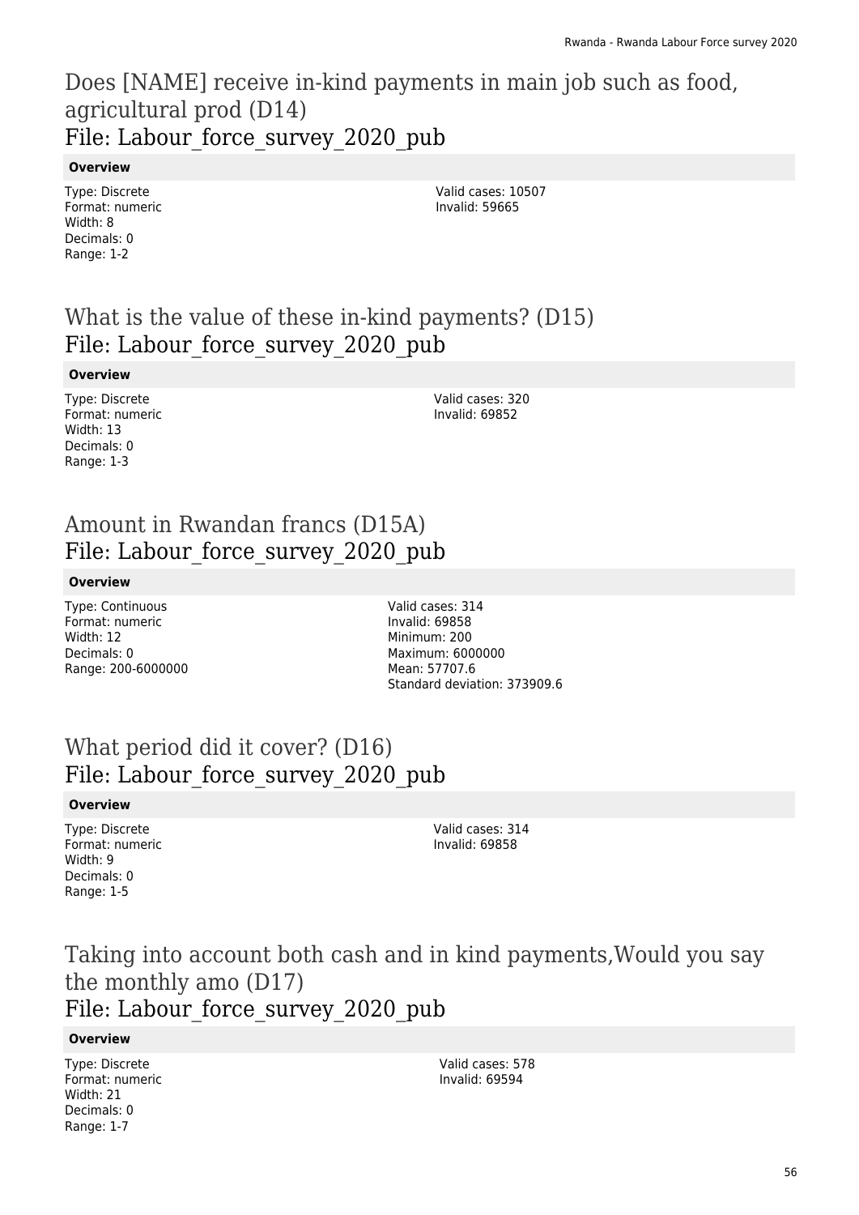## Does [NAME] receive in-kind payments in main job such as food, agricultural prod (D14)
## File: Labour_force_survey_2020_pub

**Overview**

Type: Discrete
Format: numeric
Width: 8
Decimals: 0
Range: 1-2

Valid cases: 10507
Invalid: 59665

## What is the value of these in-kind payments? (D15)
## File: Labour_force_survey_2020_pub

**Overview**

Type: Discrete
Format: numeric
Width: 13
Decimals: 0
Range: 1-3

Valid cases: 320
Invalid: 69852

## Amount in Rwandan francs (D15A)
## File: Labour_force_survey_2020_pub

**Overview**

Type: Continuous
Format: numeric
Width: 12
Decimals: 0
Range: 200-6000000

Valid cases: 314
Invalid: 69858
Minimum: 200
Maximum: 6000000
Mean: 57707.6
Standard deviation: 373909.6

## What period did it cover? (D16)
## File: Labour_force_survey_2020_pub

**Overview**

Type: Discrete
Format: numeric
Width: 9
Decimals: 0
Range: 1-5

Valid cases: 314
Invalid: 69858

## Taking into account both cash and in kind payments,Would you say the monthly amo (D17)
## File: Labour_force_survey_2020_pub

**Overview**

Type: Discrete
Format: numeric
Width: 21
Decimals: 0
Range: 1-7

Valid cases: 578
Invalid: 69594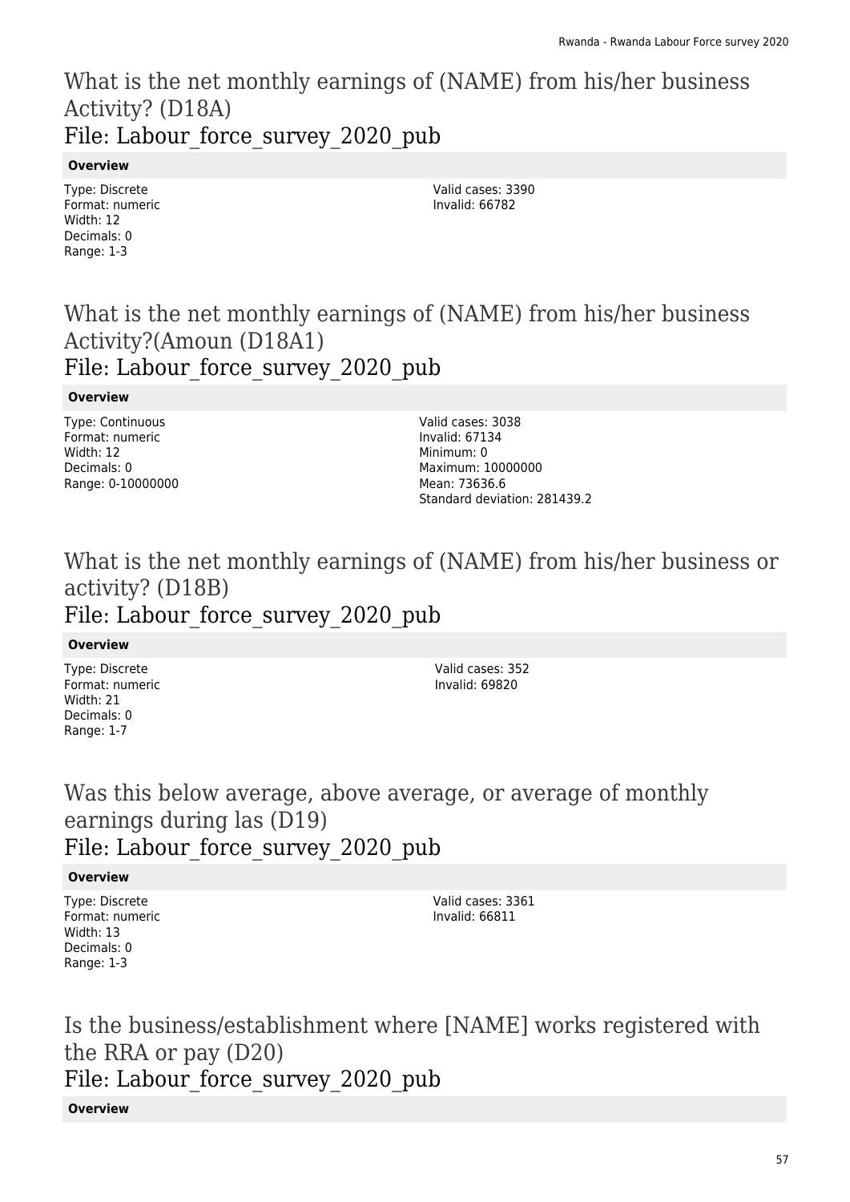## What is the net monthly earnings of (NAME) from his/her business Activity? (D18A)
## File: Labour_force_survey_2020_pub

**Overview**

Type: Discrete
Format: numeric
Width: 12
Decimals: 0
Range: 1-3

Valid cases: 3390
Invalid: 66782

## What is the net monthly earnings of (NAME) from his/her business Activity?(Amoun (D18A1)
## File: Labour_force_survey_2020_pub

**Overview**

Type: Continuous
Format: numeric
Width: 12
Decimals: 0
Range: 0-10000000

Valid cases: 3038
Invalid: 67134
Minimum: 0
Maximum: 10000000
Mean: 73636.6
Standard deviation: 281439.2

## What is the net monthly earnings of (NAME) from his/her business or activity? (D18B)
## File: Labour_force_survey_2020_pub

**Overview**

Type: Discrete
Format: numeric
Width: 21
Decimals: 0
Range: 1-7

Valid cases: 352
Invalid: 69820

## Was this below average, above average, or average of monthly earnings during las (D19)
## File: Labour_force_survey_2020_pub

**Overview**

Type: Discrete
Format: numeric
Width: 13
Decimals: 0
Range: 1-3

Valid cases: 3361
Invalid: 66811

## Is the business/establishment where [NAME] works registered with the RRA or pay (D20)
## File: Labour_force_survey_2020_pub

**Overview**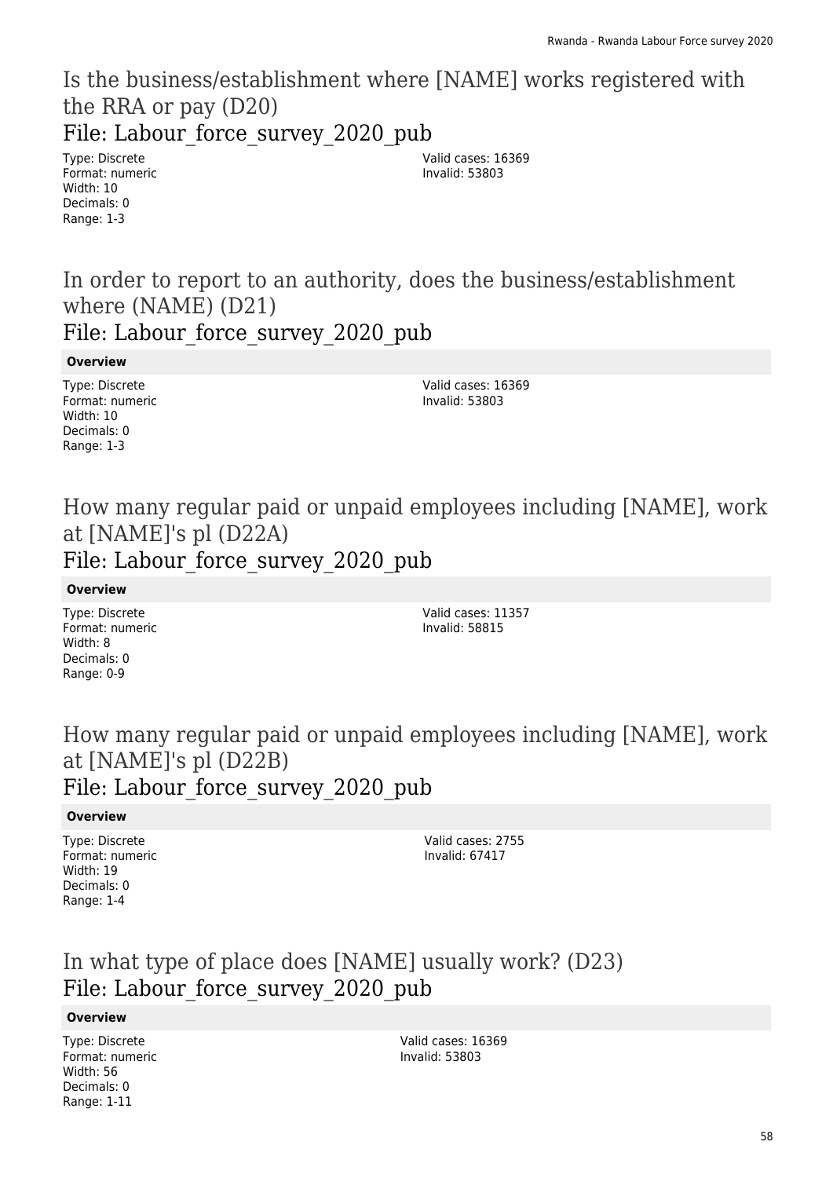## Is the business/establishment where [NAME] works registered with the RRA or pay (D20)

### File: Labour_force_survey_2020_pub

Type: Discrete
Format: numeric
Width: 10
Decimals: 0
Range: 1-3

Valid cases: 16369
Invalid: 53803

## In order to report to an authority, does the business/establishment where (NAME) (D21)

### File: Labour_force_survey_2020_pub

**Overview**

Type: Discrete
Format: numeric
Width: 10
Decimals: 0
Range: 1-3

Valid cases: 16369
Invalid: 53803

## How many regular paid or unpaid employees including [NAME], work at [NAME]'s pl (D22A)

### File: Labour_force_survey_2020_pub

**Overview**

Type: Discrete
Format: numeric
Width: 8
Decimals: 0
Range: 0-9

Valid cases: 11357
Invalid: 58815

## How many regular paid or unpaid employees including [NAME], work at [NAME]'s pl (D22B)

### File: Labour_force_survey_2020_pub

**Overview**

Type: Discrete
Format: numeric
Width: 19
Decimals: 0
Range: 1-4

Valid cases: 2755
Invalid: 67417

## In what type of place does [NAME] usually work? (D23)

### File: Labour_force_survey_2020_pub

**Overview**

Type: Discrete
Format: numeric
Width: 56
Decimals: 0
Range: 1-11

Valid cases: 16369
Invalid: 53803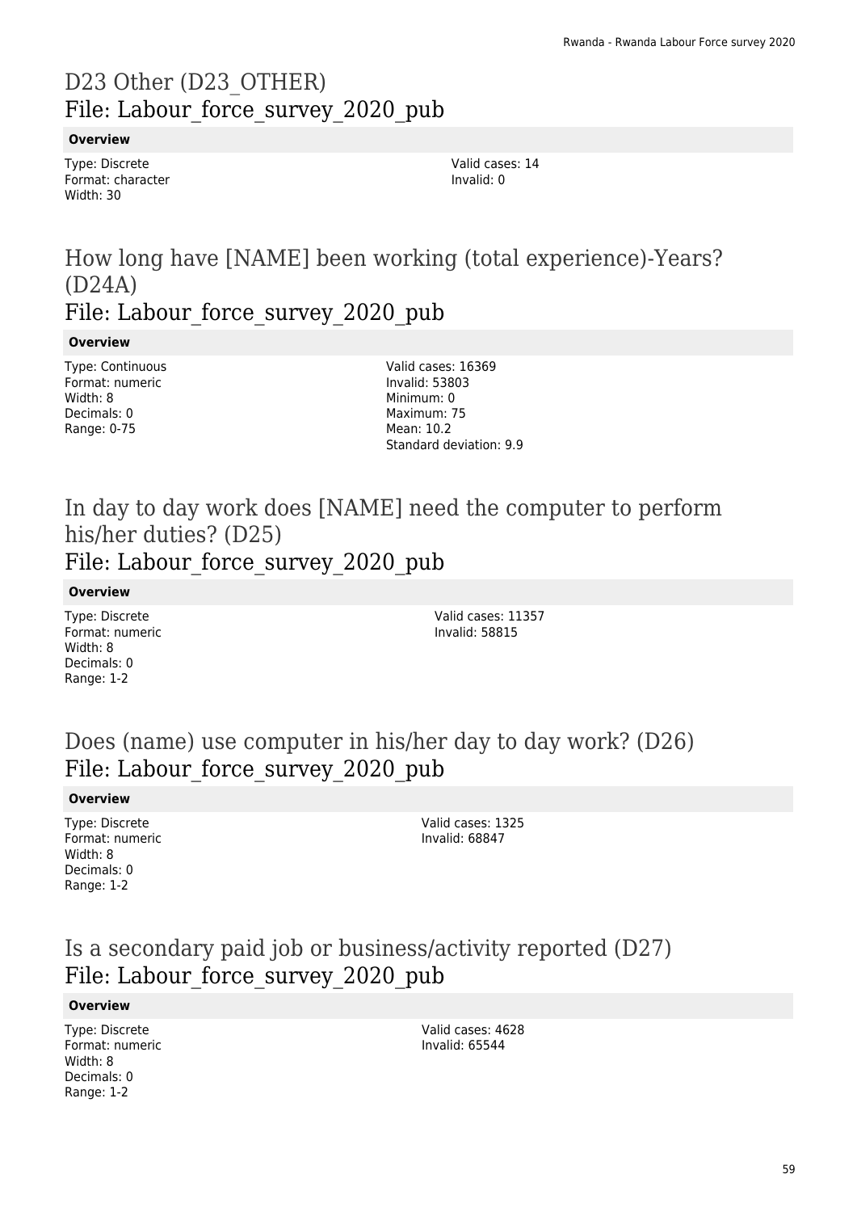## D23 Other (D23_OTHER)
## File: Labour_force_survey_2020_pub

**Overview**

Type: Discrete
Format: character
Width: 30

Valid cases: 14
Invalid: 0

## How long have [NAME] been working (total experience)-Years? (D24A)
## File: Labour_force_survey_2020_pub

**Overview**

Type: Continuous
Format: numeric
Width: 8
Decimals: 0
Range: 0-75

Valid cases: 16369
Invalid: 53803
Minimum: 0
Maximum: 75
Mean: 10.2
Standard deviation: 9.9

## In day to day work does [NAME] need the computer to perform his/her duties? (D25)
## File: Labour_force_survey_2020_pub

**Overview**

Type: Discrete
Format: numeric
Width: 8
Decimals: 0
Range: 1-2

Valid cases: 11357
Invalid: 58815

## Does (name) use computer in his/her day to day work? (D26)
## File: Labour_force_survey_2020_pub

**Overview**

Type: Discrete
Format: numeric
Width: 8
Decimals: 0
Range: 1-2

Valid cases: 1325
Invalid: 68847

## Is a secondary paid job or business/activity reported (D27)
## File: Labour_force_survey_2020_pub

**Overview**

Type: Discrete
Format: numeric
Width: 8
Decimals: 0
Range: 1-2

Valid cases: 4628
Invalid: 65544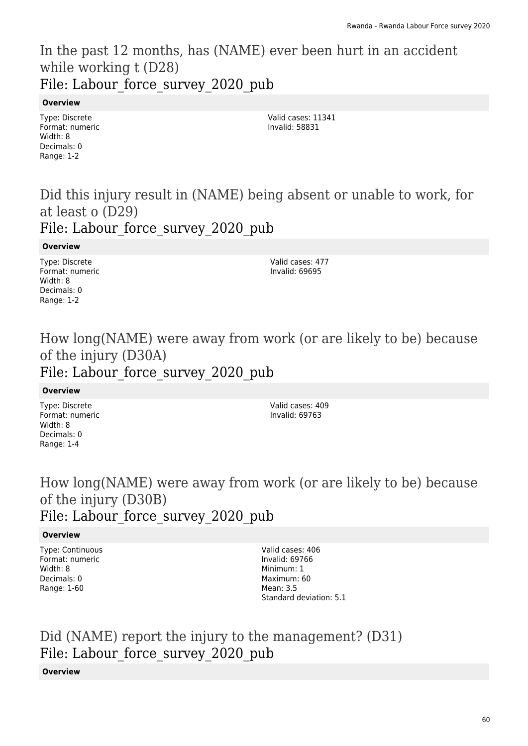## In the past 12 months, has (NAME) ever been hurt in an accident while working t (D28)
## File: Labour_force_survey_2020_pub

**Overview**

Type: Discrete
Format: numeric
Width: 8
Decimals: 0
Range: 1-2

Valid cases: 11341
Invalid: 58831

## Did this injury result in (NAME) being absent or unable to work, for at least o (D29)
## File: Labour_force_survey_2020_pub

**Overview**

Type: Discrete
Format: numeric
Width: 8
Decimals: 0
Range: 1-2

Valid cases: 477
Invalid: 69695

## How long(NAME) were away from work (or are likely to be) because of the injury (D30A)
## File: Labour_force_survey_2020_pub

**Overview**

Type: Discrete
Format: numeric
Width: 8
Decimals: 0
Range: 1-4

Valid cases: 409
Invalid: 69763

## How long(NAME) were away from work (or are likely to be) because of the injury (D30B)
## File: Labour_force_survey_2020_pub

**Overview**

Type: Continuous
Format: numeric
Width: 8
Decimals: 0
Range: 1-60

Valid cases: 406
Invalid: 69766
Minimum: 1
Maximum: 60
Mean: 3.5
Standard deviation: 5.1

## Did (NAME) report the injury to the management? (D31)
## File: Labour_force_survey_2020_pub

**Overview**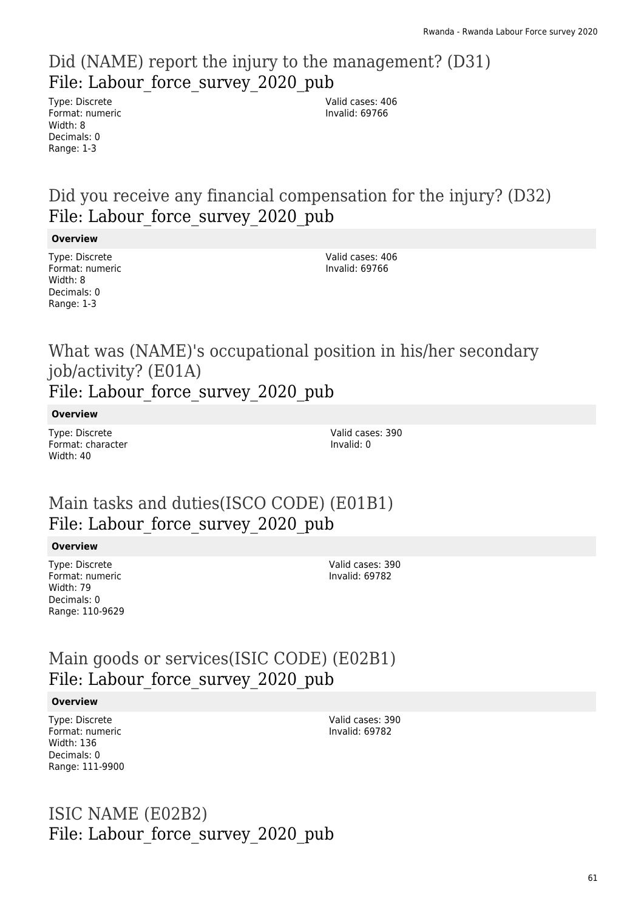## Did (NAME) report the injury to the management? (D31)
File: Labour_force_survey_2020_pub

Type: Discrete
Format: numeric
Width: 8
Decimals: 0
Range: 1-3

Valid cases: 406
Invalid: 69766

## Did you receive any financial compensation for the injury? (D32)
File: Labour_force_survey_2020_pub

**Overview**

Type: Discrete
Format: numeric
Width: 8
Decimals: 0
Range: 1-3

Valid cases: 406
Invalid: 69766

## What was (NAME)'s occupational position in his/her secondary job/activity? (E01A)
File: Labour_force_survey_2020_pub

**Overview**

Type: Discrete
Format: character
Width: 40

Valid cases: 390
Invalid: 0

## Main tasks and duties(ISCO CODE) (E01B1)
File: Labour_force_survey_2020_pub

**Overview**

Type: Discrete
Format: numeric
Width: 79
Decimals: 0
Range: 110-9629

Valid cases: 390
Invalid: 69782

## Main goods or services(ISIC CODE) (E02B1)
File: Labour_force_survey_2020_pub

**Overview**

Type: Discrete
Format: numeric
Width: 136
Decimals: 0
Range: 111-9900

Valid cases: 390
Invalid: 69782

## ISIC NAME (E02B2)
File: Labour_force_survey_2020_pub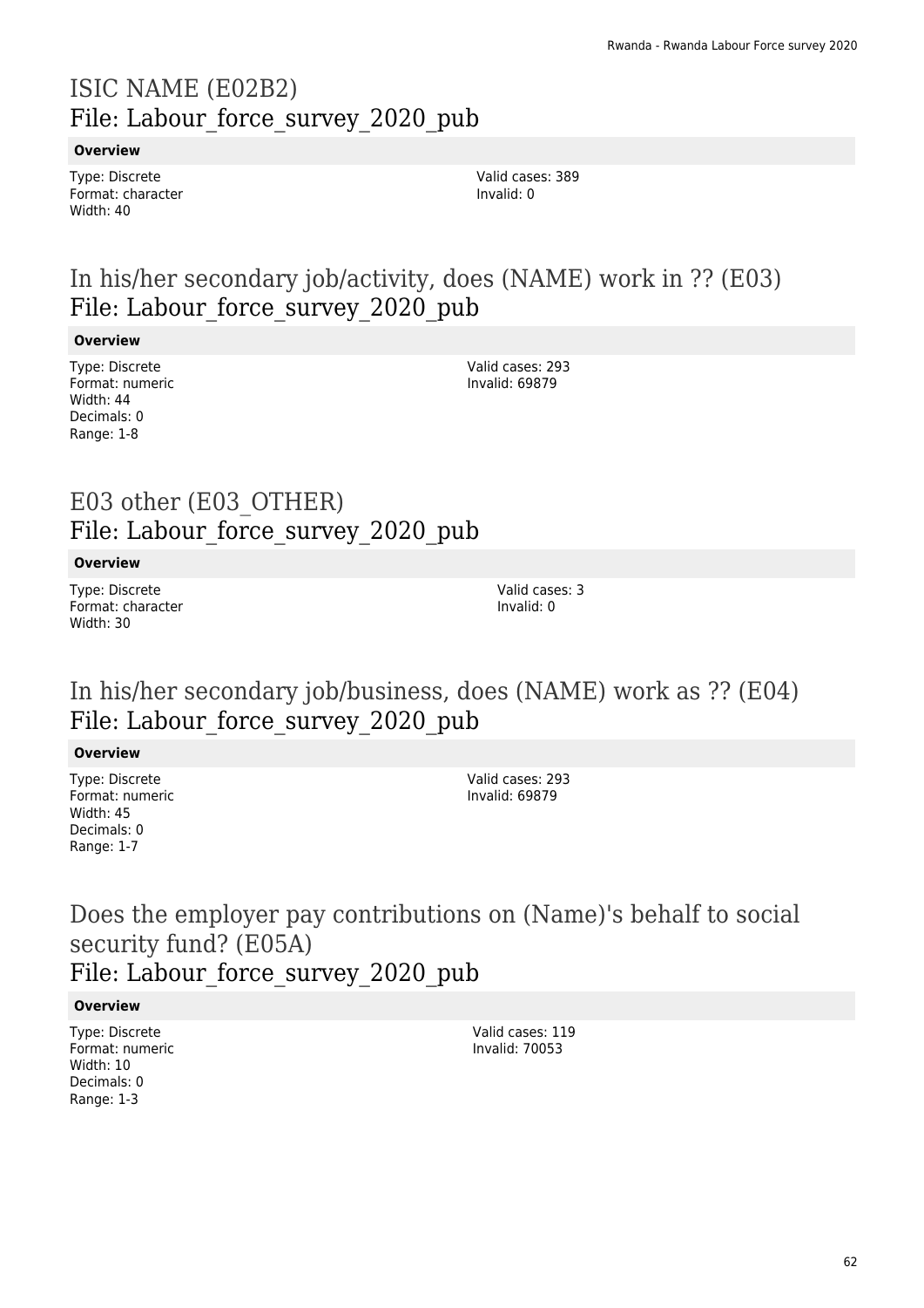# ISIC NAME (E02B2)
## File: Labour_force_survey_2020_pub

**Overview**

Type: Discrete
Format: character
Width: 40

Valid cases: 389
Invalid: 0

# In his/her secondary job/activity, does (NAME) work in ?? (E03)
## File: Labour_force_survey_2020_pub

**Overview**

Type: Discrete
Format: numeric
Width: 44
Decimals: 0
Range: 1-8

Valid cases: 293
Invalid: 69879

# E03 other (E03_OTHER)
## File: Labour_force_survey_2020_pub

**Overview**

Type: Discrete
Format: character
Width: 30

Valid cases: 3
Invalid: 0

# In his/her secondary job/business, does (NAME) work as ?? (E04)
## File: Labour_force_survey_2020_pub

**Overview**

Type: Discrete
Format: numeric
Width: 45
Decimals: 0
Range: 1-7

Valid cases: 293
Invalid: 69879

# Does the employer pay contributions on (Name)'s behalf to social security fund? (E05A)
## File: Labour_force_survey_2020_pub

**Overview**

Type: Discrete
Format: numeric
Width: 10
Decimals: 0
Range: 1-3

Valid cases: 119
Invalid: 70053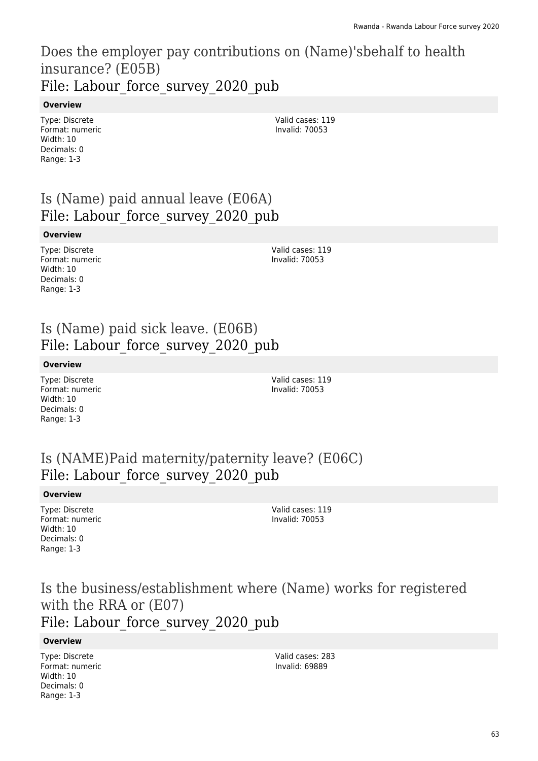## Does the employer pay contributions on (Name)'sbehalf to health insurance? (E05B)
## File: Labour_force_survey_2020_pub

**Overview**

Type: Discrete
Format: numeric
Width: 10
Decimals: 0
Range: 1-3

Valid cases: 119
Invalid: 70053

## Is (Name) paid annual leave (E06A)
## File: Labour_force_survey_2020_pub

**Overview**

Type: Discrete
Format: numeric
Width: 10
Decimals: 0
Range: 1-3

Valid cases: 119
Invalid: 70053

## Is (Name) paid sick leave. (E06B)
## File: Labour_force_survey_2020_pub

**Overview**

Type: Discrete
Format: numeric
Width: 10
Decimals: 0
Range: 1-3

Valid cases: 119
Invalid: 70053

## Is (NAME)Paid maternity/paternity leave? (E06C)
## File: Labour_force_survey_2020_pub

**Overview**

Type: Discrete
Format: numeric
Width: 10
Decimals: 0
Range: 1-3

Valid cases: 119
Invalid: 70053

## Is the business/establishment where (Name) works for registered with the RRA or (E07)
## File: Labour_force_survey_2020_pub

**Overview**

Type: Discrete
Format: numeric
Width: 10
Decimals: 0
Range: 1-3

Valid cases: 283
Invalid: 69889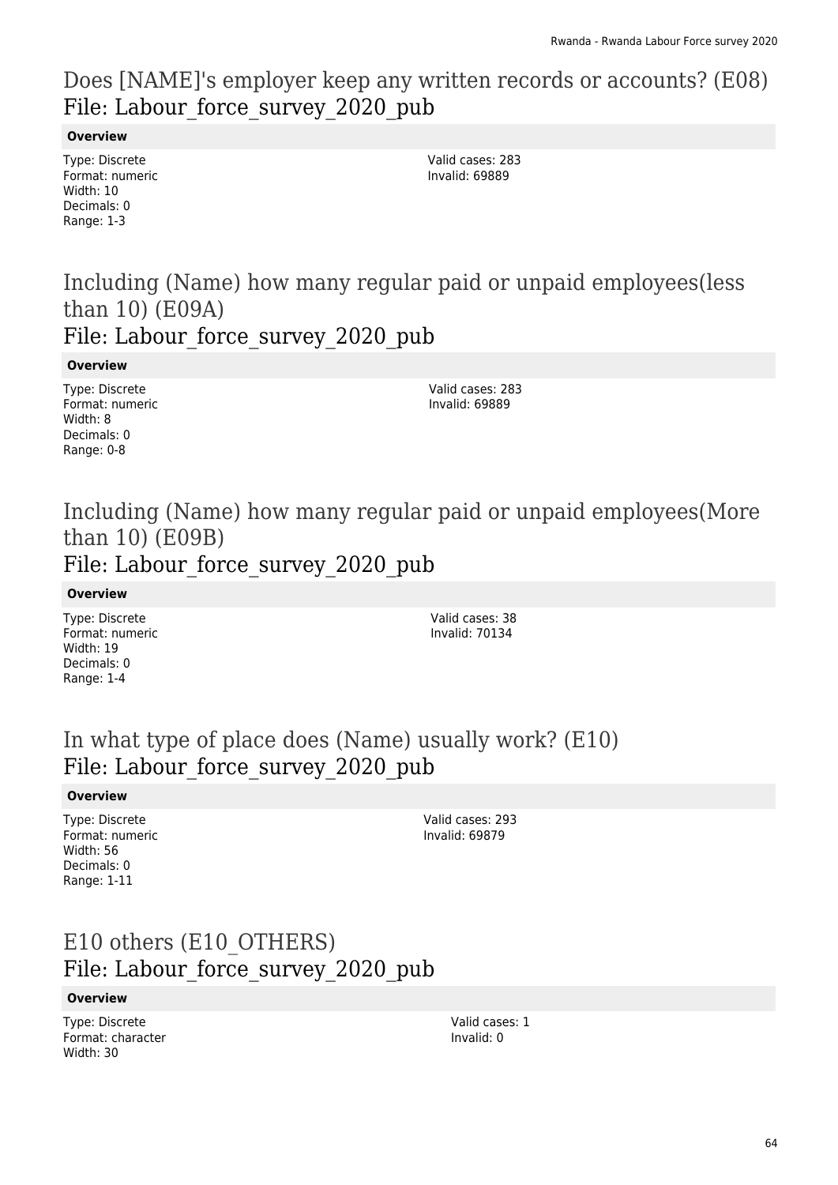# Does [NAME]'s employer keep any written records or accounts? (E08)
## File: Labour_force_survey_2020_pub

**Overview**

Type: Discrete
Format: numeric
Width: 10
Decimals: 0
Range: 1-3

Valid cases: 283
Invalid: 69889

# Including (Name) how many regular paid or unpaid employees(less than 10) (E09A)
## File: Labour_force_survey_2020_pub

**Overview**

Type: Discrete
Format: numeric
Width: 8
Decimals: 0
Range: 0-8

Valid cases: 283
Invalid: 69889

# Including (Name) how many regular paid or unpaid employees(More than 10) (E09B)
## File: Labour_force_survey_2020_pub

**Overview**

Type: Discrete
Format: numeric
Width: 19
Decimals: 0
Range: 1-4

Valid cases: 38
Invalid: 70134

# In what type of place does (Name) usually work? (E10)
## File: Labour_force_survey_2020_pub

**Overview**

Type: Discrete
Format: numeric
Width: 56
Decimals: 0
Range: 1-11

Valid cases: 293
Invalid: 69879

# E10 others (E10_OTHERS)
## File: Labour_force_survey_2020_pub

**Overview**

Type: Discrete
Format: character
Width: 30

Valid cases: 1
Invalid: 0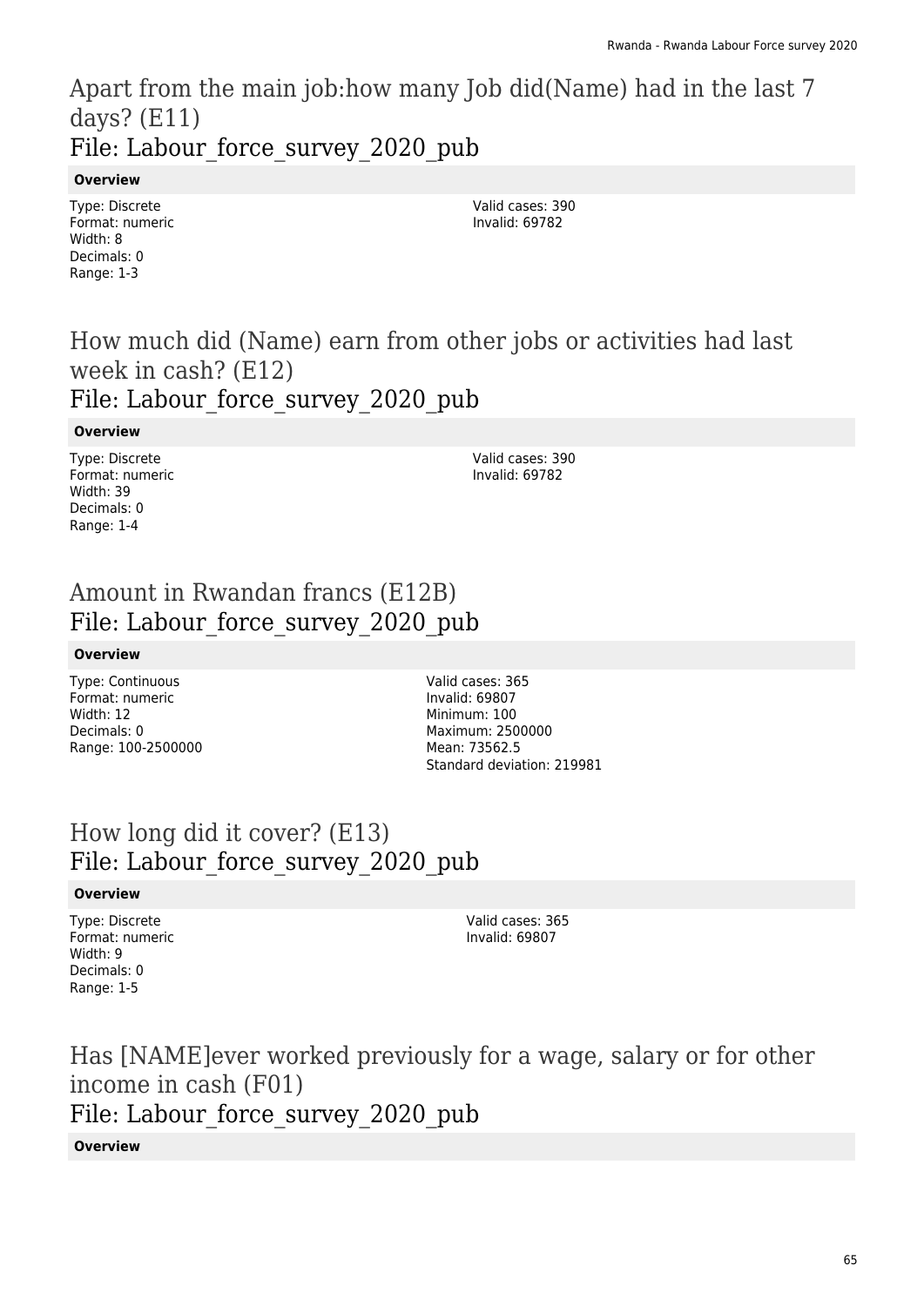## Apart from the main job:how many Job did(Name) had in the last 7 days? (E11)
### File: Labour_force_survey_2020_pub

**Overview**

Type: Discrete
Format: numeric
Width: 8
Decimals: 0
Range: 1-3

Valid cases: 390
Invalid: 69782

## How much did (Name) earn from other jobs or activities had last week in cash? (E12)
### File: Labour_force_survey_2020_pub

**Overview**

Type: Discrete
Format: numeric
Width: 39
Decimals: 0
Range: 1-4

Valid cases: 390
Invalid: 69782

## Amount in Rwandan francs (E12B)
### File: Labour_force_survey_2020_pub

**Overview**

Type: Continuous
Format: numeric
Width: 12
Decimals: 0
Range: 100-2500000

Valid cases: 365
Invalid: 69807
Minimum: 100
Maximum: 2500000
Mean: 73562.5
Standard deviation: 219981

## How long did it cover? (E13)
### File: Labour_force_survey_2020_pub

**Overview**

Type: Discrete
Format: numeric
Width: 9
Decimals: 0
Range: 1-5

Valid cases: 365
Invalid: 69807

## Has [NAME]ever worked previously for a wage, salary or for other income in cash (F01)
### File: Labour_force_survey_2020_pub

**Overview**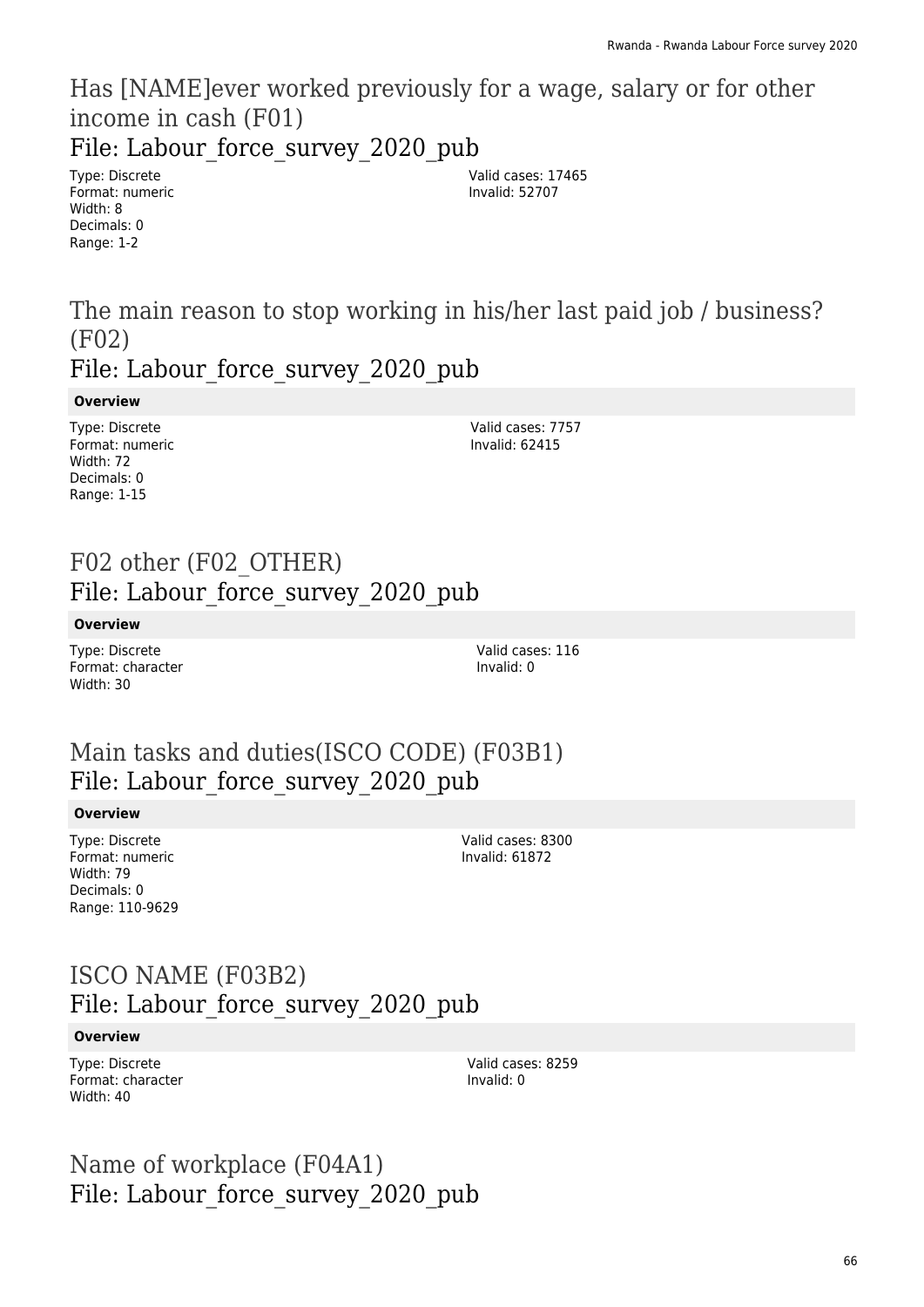## Has [NAME]ever worked previously for a wage, salary or for other income in cash (F01)

### File: Labour_force_survey_2020_pub

Type: Discrete
Format: numeric
Width: 8
Decimals: 0
Range: 1-2

Valid cases: 17465
Invalid: 52707

## The main reason to stop working in his/her last paid job / business? (F02)

### File: Labour_force_survey_2020_pub

**Overview**

Type: Discrete
Format: numeric
Width: 72
Decimals: 0
Range: 1-15

Valid cases: 7757
Invalid: 62415

## F02 other (F02_OTHER)

### File: Labour_force_survey_2020_pub

**Overview**

Type: Discrete
Format: character
Width: 30

Valid cases: 116
Invalid: 0

## Main tasks and duties(ISCO CODE) (F03B1)

### File: Labour_force_survey_2020_pub

**Overview**

Type: Discrete
Format: numeric
Width: 79
Decimals: 0
Range: 110-9629

Valid cases: 8300
Invalid: 61872

## ISCO NAME (F03B2)

### File: Labour_force_survey_2020_pub

**Overview**

Type: Discrete
Format: character
Width: 40

Valid cases: 8259
Invalid: 0

## Name of workplace (F04A1)

### File: Labour_force_survey_2020_pub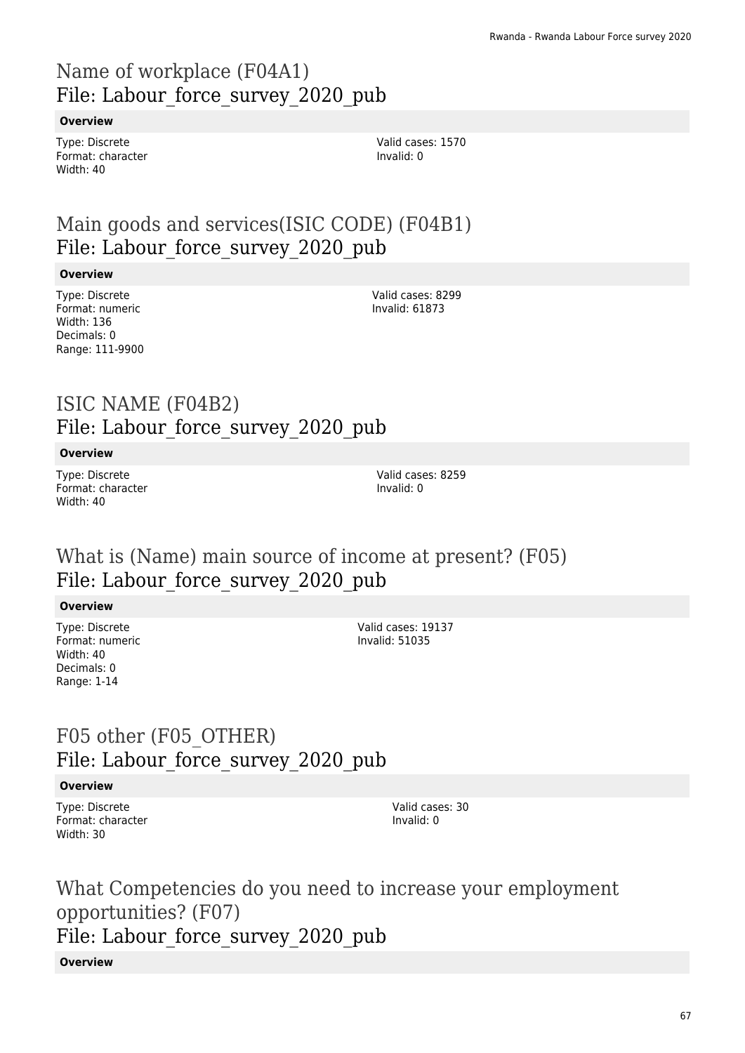# Name of workplace (F04A1)
File: Labour_force_survey_2020_pub

**Overview**

Type: Discrete
Format: character
Width: 40

Valid cases: 1570
Invalid: 0

# Main goods and services(ISIC CODE) (F04B1)
File: Labour_force_survey_2020_pub

**Overview**

Type: Discrete
Format: numeric
Width: 136
Decimals: 0
Range: 111-9900

Valid cases: 8299
Invalid: 61873

# ISIC NAME (F04B2)
File: Labour_force_survey_2020_pub

**Overview**

Type: Discrete
Format: character
Width: 40

Valid cases: 8259
Invalid: 0

# What is (Name) main source of income at present? (F05)
File: Labour_force_survey_2020_pub

**Overview**

Type: Discrete
Format: numeric
Width: 40
Decimals: 0
Range: 1-14

Valid cases: 19137
Invalid: 51035

# F05 other (F05_OTHER)
File: Labour_force_survey_2020_pub

**Overview**

Type: Discrete
Format: character
Width: 30

Valid cases: 30
Invalid: 0

# What Competencies do you need to increase your employment opportunities? (F07)
File: Labour_force_survey_2020_pub

**Overview**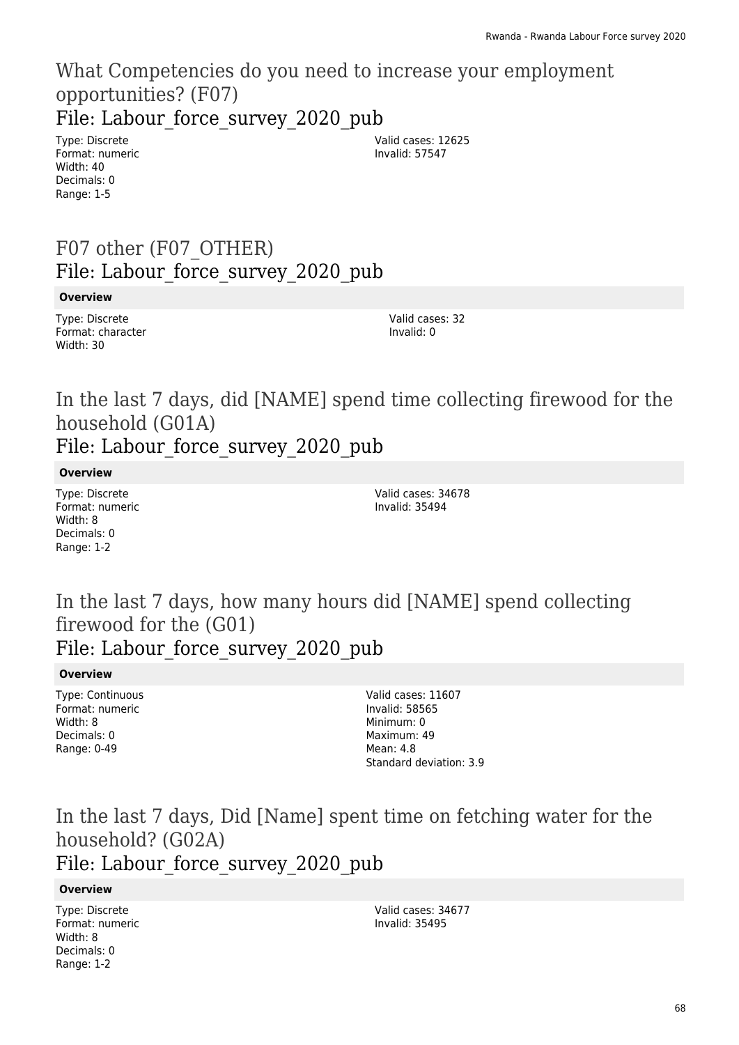# What Competencies do you need to increase your employment opportunities? (F07)

## File: Labour_force_survey_2020_pub

Type: Discrete
Format: numeric
Width: 40
Decimals: 0
Range: 1-5

Valid cases: 12625
Invalid: 57547

# F07 other (F07_OTHER)

## File: Labour_force_survey_2020_pub

**Overview**

Type: Discrete
Format: character
Width: 30

Valid cases: 32
Invalid: 0

# In the last 7 days, did [NAME] spend time collecting firewood for the household (G01A)

## File: Labour_force_survey_2020_pub

**Overview**

Type: Discrete
Format: numeric
Width: 8
Decimals: 0
Range: 1-2

Valid cases: 34678
Invalid: 35494

# In the last 7 days, how many hours did [NAME] spend collecting firewood for the (G01)

## File: Labour_force_survey_2020_pub

**Overview**

Type: Continuous
Format: numeric
Width: 8
Decimals: 0
Range: 0-49

Valid cases: 11607
Invalid: 58565
Minimum: 0
Maximum: 49
Mean: 4.8
Standard deviation: 3.9

# In the last 7 days, Did [Name] spent time on fetching water for the household? (G02A)

## File: Labour_force_survey_2020_pub

**Overview**

Type: Discrete
Format: numeric
Width: 8
Decimals: 0
Range: 1-2

Valid cases: 34677
Invalid: 35495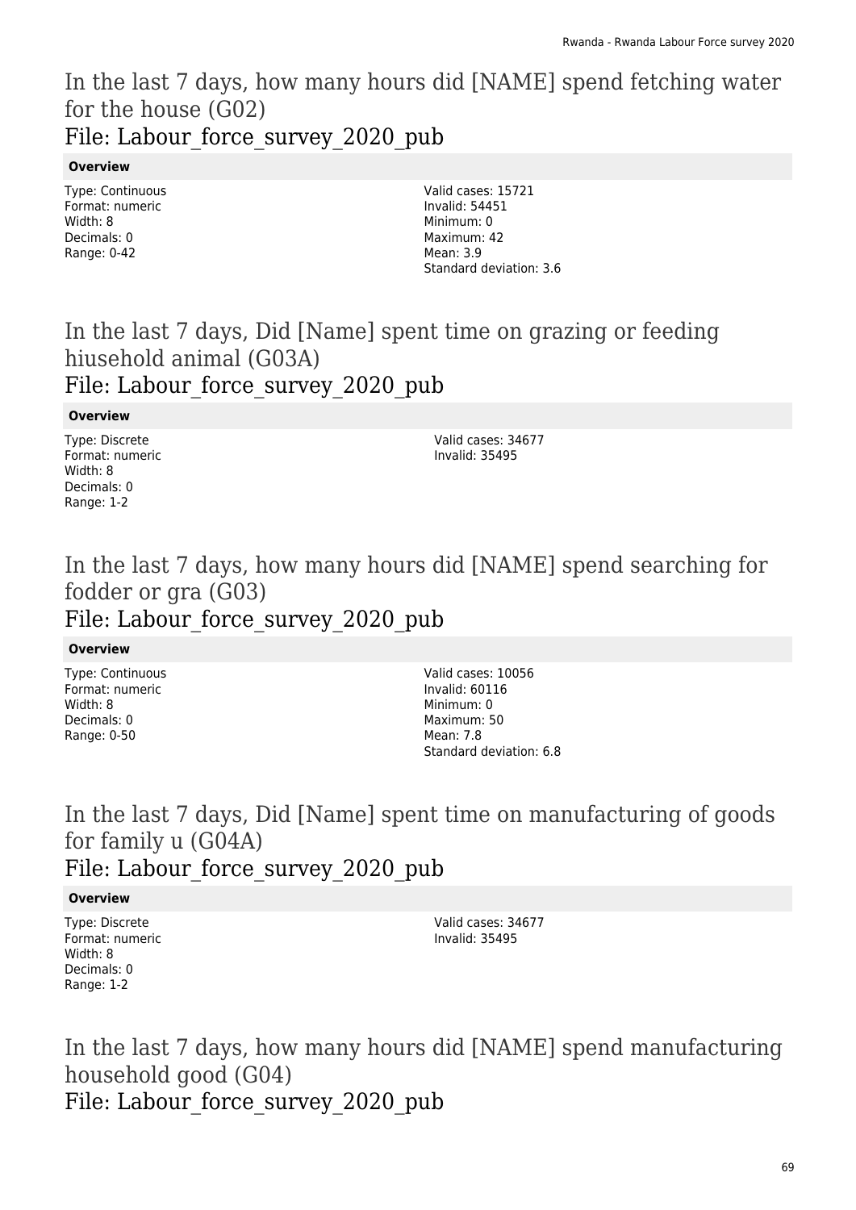## In the last 7 days, how many hours did [NAME] spend fetching water for the house (G02)

### File: Labour_force_survey_2020_pub

**Overview**

Type: Continuous
Format: numeric
Width: 8
Decimals: 0
Range: 0-42

Valid cases: 15721
Invalid: 54451
Minimum: 0
Maximum: 42
Mean: 3.9
Standard deviation: 3.6

## In the last 7 days, Did [Name] spent time on grazing or feeding hiusehold animal (G03A)

### File: Labour_force_survey_2020_pub

**Overview**

Type: Discrete
Format: numeric
Width: 8
Decimals: 0
Range: 1-2

Valid cases: 34677
Invalid: 35495

## In the last 7 days, how many hours did [NAME] spend searching for fodder or gra (G03)

### File: Labour_force_survey_2020_pub

**Overview**

Type: Continuous
Format: numeric
Width: 8
Decimals: 0
Range: 0-50

Valid cases: 10056
Invalid: 60116
Minimum: 0
Maximum: 50
Mean: 7.8
Standard deviation: 6.8

## In the last 7 days, Did [Name] spent time on manufacturing of goods for family u (G04A)

### File: Labour_force_survey_2020_pub

**Overview**

Type: Discrete
Format: numeric
Width: 8
Decimals: 0
Range: 1-2

Valid cases: 34677
Invalid: 35495

## In the last 7 days, how many hours did [NAME] spend manufacturing household good (G04)

### File: Labour_force_survey_2020_pub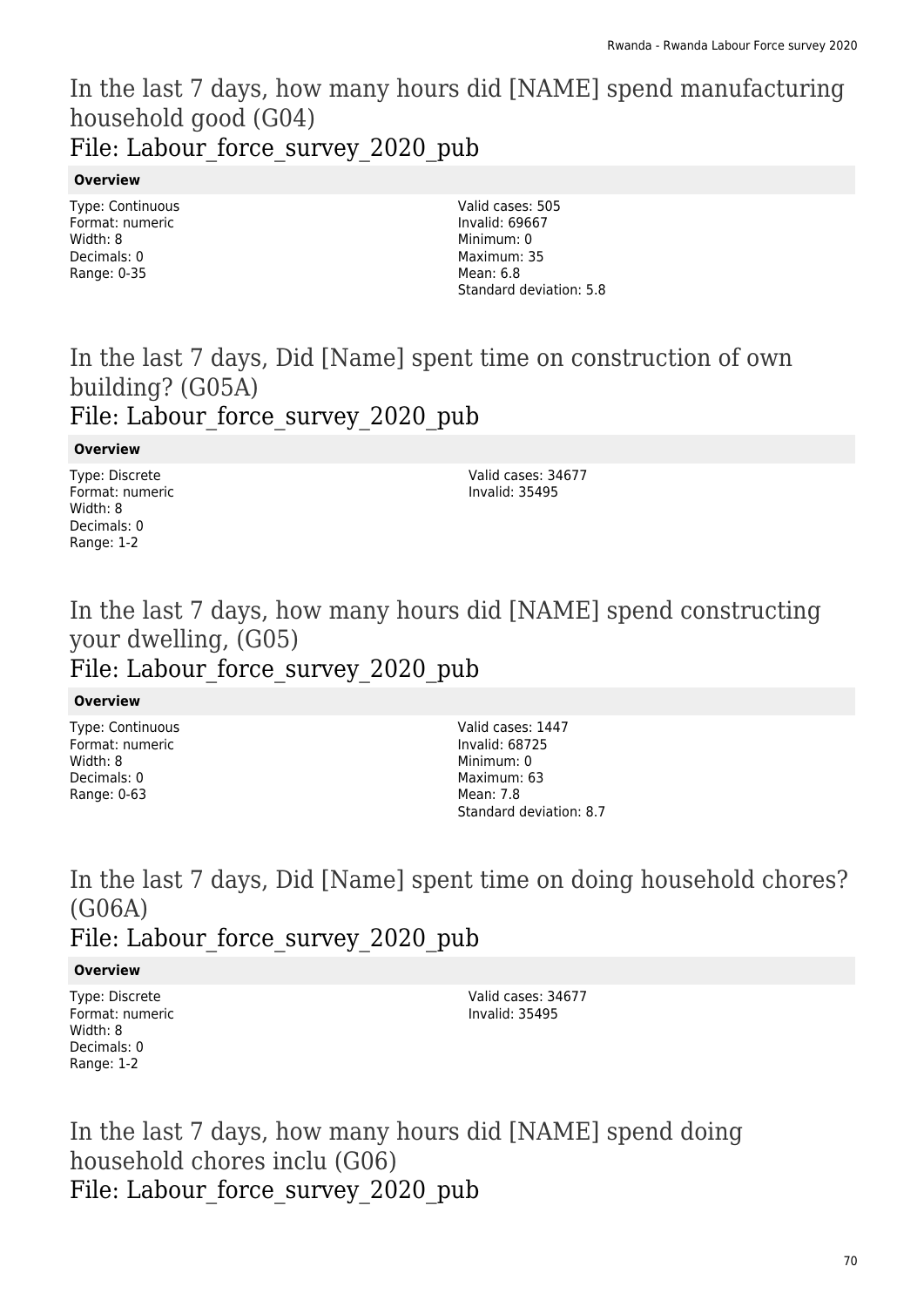# In the last 7 days, how many hours did [NAME] spend manufacturing household good (G04)
## File: Labour_force_survey_2020_pub

**Overview**

Type: Continuous
Format: numeric
Width: 8
Decimals: 0
Range: 0-35

Valid cases: 505
Invalid: 69667
Minimum: 0
Maximum: 35
Mean: 6.8
Standard deviation: 5.8

# In the last 7 days, Did [Name] spent time on construction of own building? (G05A)
## File: Labour_force_survey_2020_pub

**Overview**

Type: Discrete
Format: numeric
Width: 8
Decimals: 0
Range: 1-2

Valid cases: 34677
Invalid: 35495

# In the last 7 days, how many hours did [NAME] spend constructing your dwelling, (G05)
## File: Labour_force_survey_2020_pub

**Overview**

Type: Continuous
Format: numeric
Width: 8
Decimals: 0
Range: 0-63

Valid cases: 1447
Invalid: 68725
Minimum: 0
Maximum: 63
Mean: 7.8
Standard deviation: 8.7

# In the last 7 days, Did [Name] spent time on doing household chores? (G06A)
## File: Labour_force_survey_2020_pub

**Overview**

Type: Discrete
Format: numeric
Width: 8
Decimals: 0
Range: 1-2

Valid cases: 34677
Invalid: 35495

# In the last 7 days, how many hours did [NAME] spend doing household chores inclu (G06)
## File: Labour_force_survey_2020_pub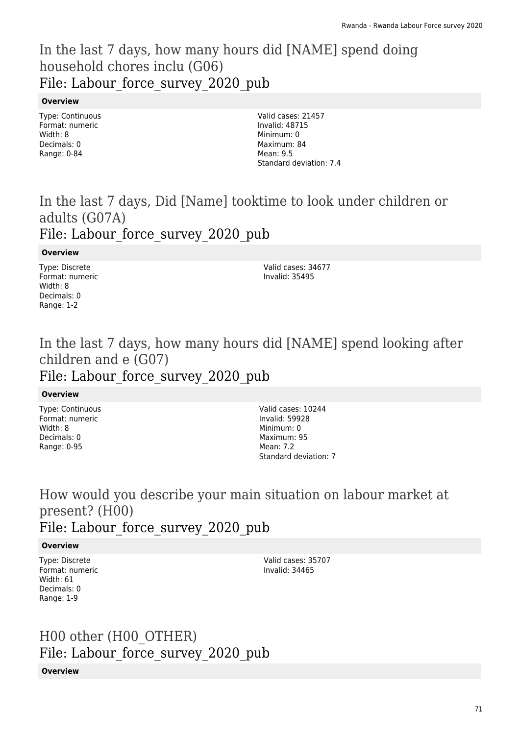# In the last 7 days, how many hours did [NAME] spend doing household chores inclu (G06)

## File: Labour_force_survey_2020_pub

**Overview**

Type: Continuous
Format: numeric
Width: 8
Decimals: 0
Range: 0-84

Valid cases: 21457
Invalid: 48715
Minimum: 0
Maximum: 84
Mean: 9.5
Standard deviation: 7.4

# In the last 7 days, Did [Name] tooktime to look under children or adults (G07A)

## File: Labour_force_survey_2020_pub

**Overview**

Type: Discrete
Format: numeric
Width: 8
Decimals: 0
Range: 1-2

Valid cases: 34677
Invalid: 35495

# In the last 7 days, how many hours did [NAME] spend looking after children and e (G07)

## File: Labour_force_survey_2020_pub

**Overview**

Type: Continuous
Format: numeric
Width: 8
Decimals: 0
Range: 0-95

Valid cases: 10244
Invalid: 59928
Minimum: 0
Maximum: 95
Mean: 7.2
Standard deviation: 7

# How would you describe your main situation on labour market at present? (H00)

## File: Labour_force_survey_2020_pub

**Overview**

Type: Discrete
Format: numeric
Width: 61
Decimals: 0
Range: 1-9

Valid cases: 35707
Invalid: 34465

# H00 other (H00_OTHER)

## File: Labour_force_survey_2020_pub

**Overview**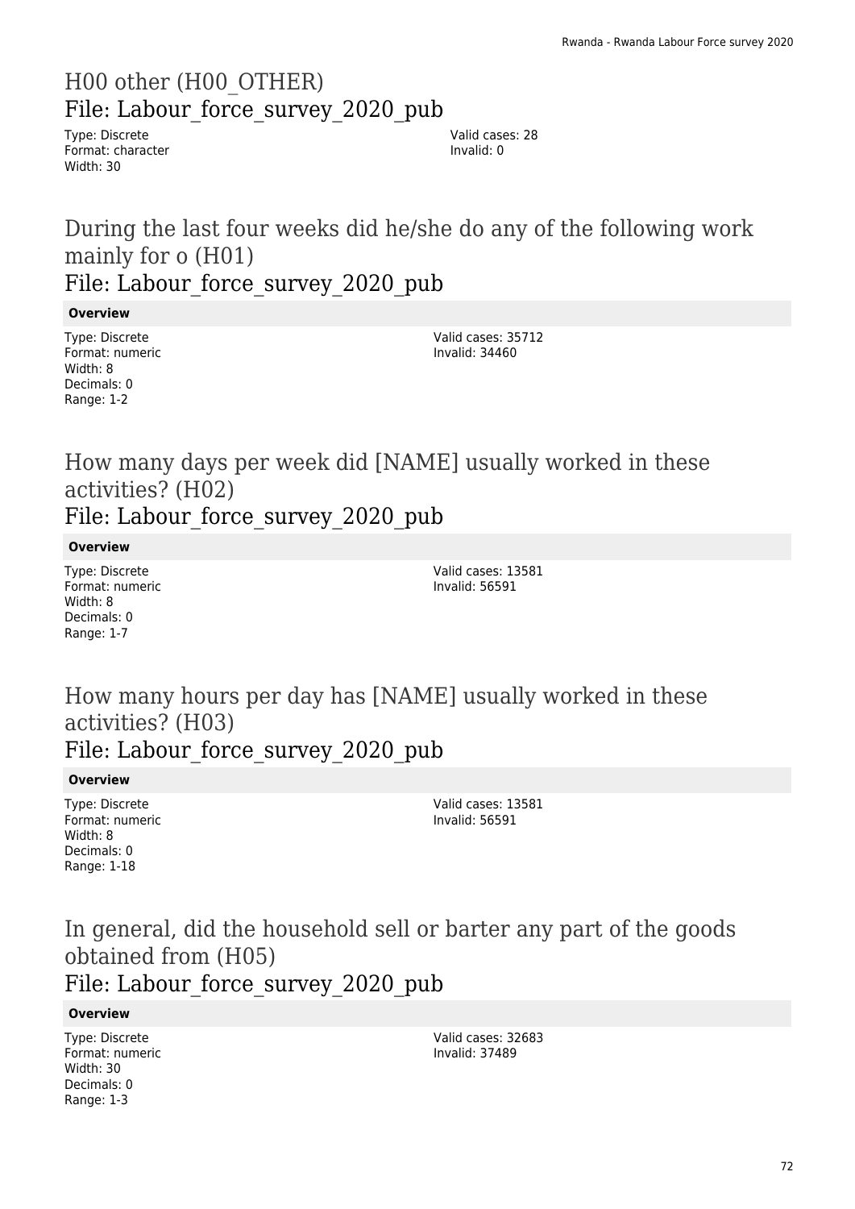# H00 other (H00_OTHER)
## File: Labour_force_survey_2020_pub

Type: Discrete
Format: character
Width: 30

Valid cases: 28
Invalid: 0

# During the last four weeks did he/she do any of the following work mainly for o (H01)
## File: Labour_force_survey_2020_pub

**Overview**

Type: Discrete
Format: numeric
Width: 8
Decimals: 0
Range: 1-2

Valid cases: 35712
Invalid: 34460

# How many days per week did [NAME] usually worked in these activities? (H02)
## File: Labour_force_survey_2020_pub

**Overview**

Type: Discrete
Format: numeric
Width: 8
Decimals: 0
Range: 1-7

Valid cases: 13581
Invalid: 56591

# How many hours per day has [NAME] usually worked in these activities? (H03)
## File: Labour_force_survey_2020_pub

**Overview**

Type: Discrete
Format: numeric
Width: 8
Decimals: 0
Range: 1-18

Valid cases: 13581
Invalid: 56591

# In general, did the household sell or barter any part of the goods obtained from (H05)
## File: Labour_force_survey_2020_pub

**Overview**

Type: Discrete
Format: numeric
Width: 30
Decimals: 0
Range: 1-3

Valid cases: 32683
Invalid: 37489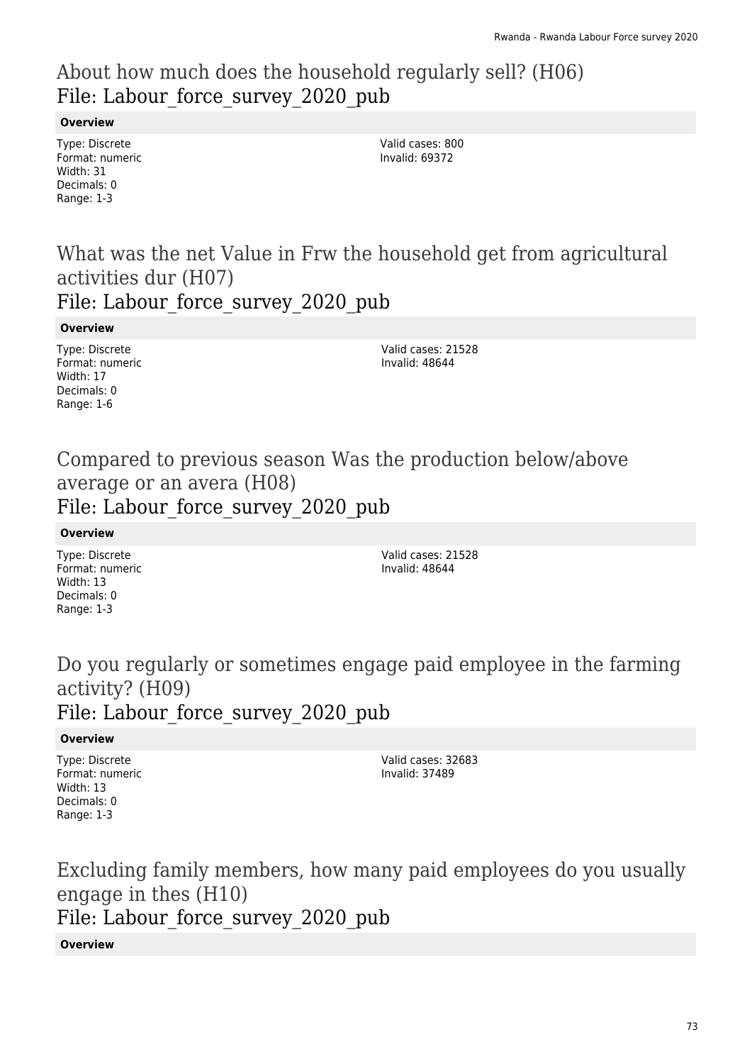## About how much does the household regularly sell? (H06)
### File: Labour_force_survey_2020_pub

**Overview**

Type: Discrete
Format: numeric
Width: 31
Decimals: 0
Range: 1-3

Valid cases: 800
Invalid: 69372

## What was the net Value in Frw the household get from agricultural activities dur (H07)
### File: Labour_force_survey_2020_pub

**Overview**

Type: Discrete
Format: numeric
Width: 17
Decimals: 0
Range: 1-6

Valid cases: 21528
Invalid: 48644

## Compared to previous season Was the production below/above average or an avera (H08)
### File: Labour_force_survey_2020_pub

**Overview**

Type: Discrete
Format: numeric
Width: 13
Decimals: 0
Range: 1-3

Valid cases: 21528
Invalid: 48644

## Do you regularly or sometimes engage paid employee in the farming activity? (H09)
### File: Labour_force_survey_2020_pub

**Overview**

Type: Discrete
Format: numeric
Width: 13
Decimals: 0
Range: 1-3

Valid cases: 32683
Invalid: 37489

## Excluding family members, how many paid employees do you usually engage in thes (H10)
### File: Labour_force_survey_2020_pub

**Overview**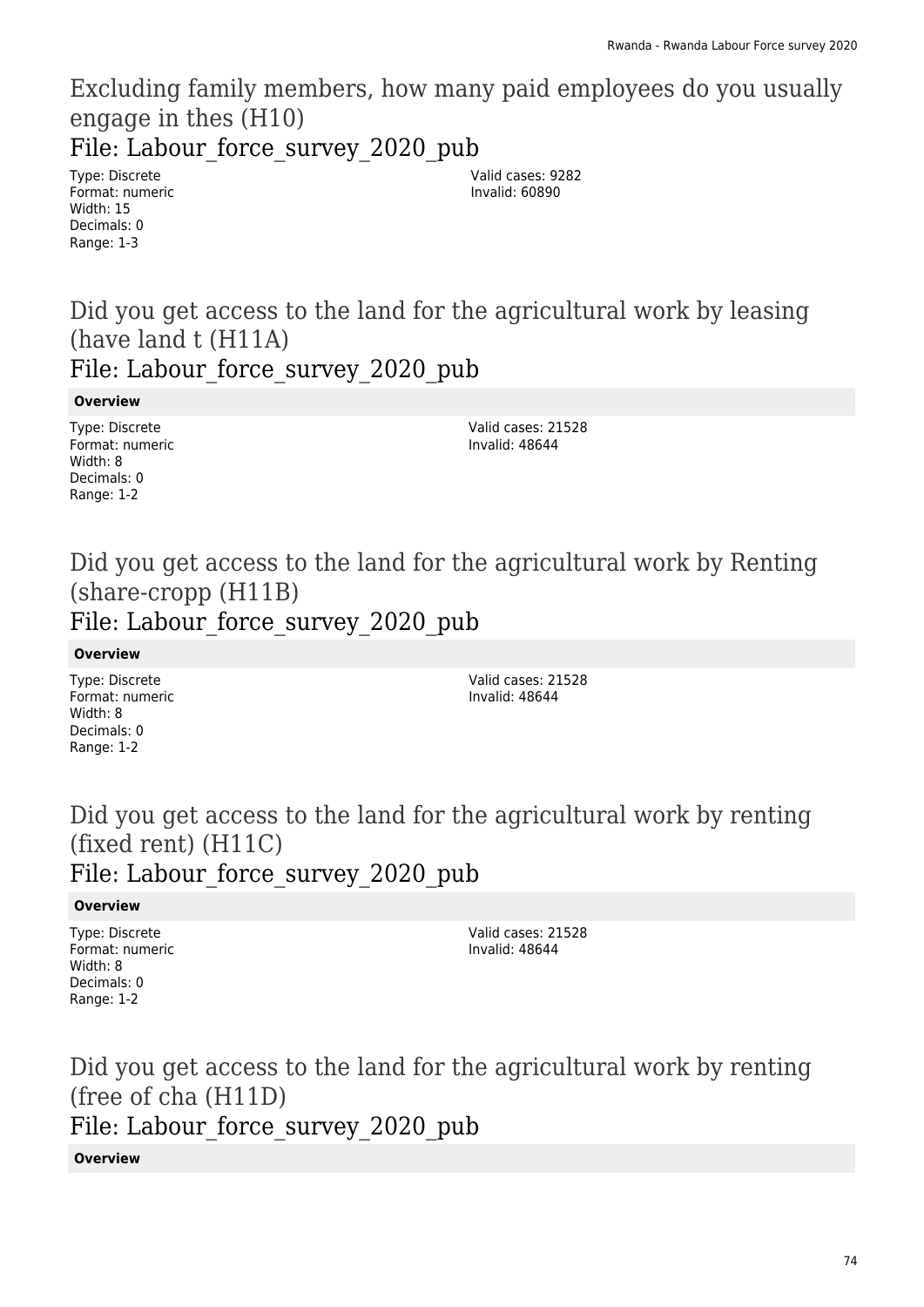## Excluding family members, how many paid employees do you usually engage in thes (H10)

### File: Labour_force_survey_2020_pub

Type: Discrete
Format: numeric
Width: 15
Decimals: 0
Range: 1-3

Valid cases: 9282
Invalid: 60890

## Did you get access to the land for the agricultural work by leasing (have land t (H11A)

### File: Labour_force_survey_2020_pub

**Overview**

Type: Discrete
Format: numeric
Width: 8
Decimals: 0
Range: 1-2

Valid cases: 21528
Invalid: 48644

## Did you get access to the land for the agricultural work by Renting (share-cropp (H11B)

### File: Labour_force_survey_2020_pub

**Overview**

Type: Discrete
Format: numeric
Width: 8
Decimals: 0
Range: 1-2

Valid cases: 21528
Invalid: 48644

## Did you get access to the land for the agricultural work by renting (fixed rent) (H11C)

### File: Labour_force_survey_2020_pub

**Overview**

Type: Discrete
Format: numeric
Width: 8
Decimals: 0
Range: 1-2

Valid cases: 21528
Invalid: 48644

## Did you get access to the land for the agricultural work by renting (free of cha (H11D)

### File: Labour_force_survey_2020_pub

**Overview**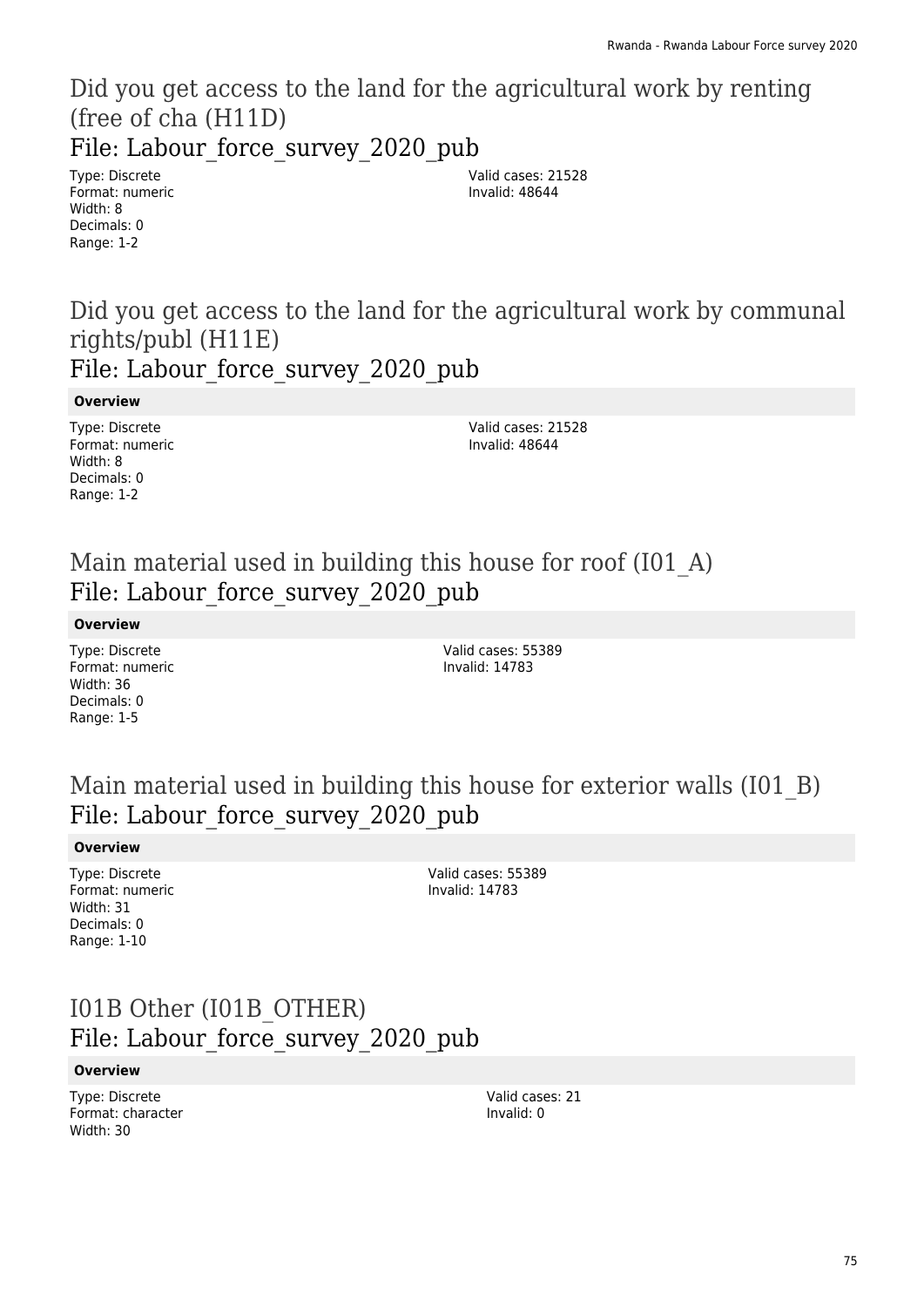## Did you get access to the land for the agricultural work by renting (free of cha (H11D)

### File: Labour_force_survey_2020_pub

Type: Discrete
Format: numeric
Width: 8
Decimals: 0
Range: 1-2

Valid cases: 21528
Invalid: 48644

## Did you get access to the land for the agricultural work by communal rights/publ (H11E)

### File: Labour_force_survey_2020_pub

**Overview**

Type: Discrete
Format: numeric
Width: 8
Decimals: 0
Range: 1-2

Valid cases: 21528
Invalid: 48644

## Main material used in building this house for roof (I01_A)

### File: Labour_force_survey_2020_pub

**Overview**

Type: Discrete
Format: numeric
Width: 36
Decimals: 0
Range: 1-5

Valid cases: 55389
Invalid: 14783

## Main material used in building this house for exterior walls (I01_B)

### File: Labour_force_survey_2020_pub

**Overview**

Type: Discrete
Format: numeric
Width: 31
Decimals: 0
Range: 1-10

Valid cases: 55389
Invalid: 14783

## I01B Other (I01B_OTHER)

### File: Labour_force_survey_2020_pub

**Overview**

Type: Discrete
Format: character
Width: 30

Valid cases: 21
Invalid: 0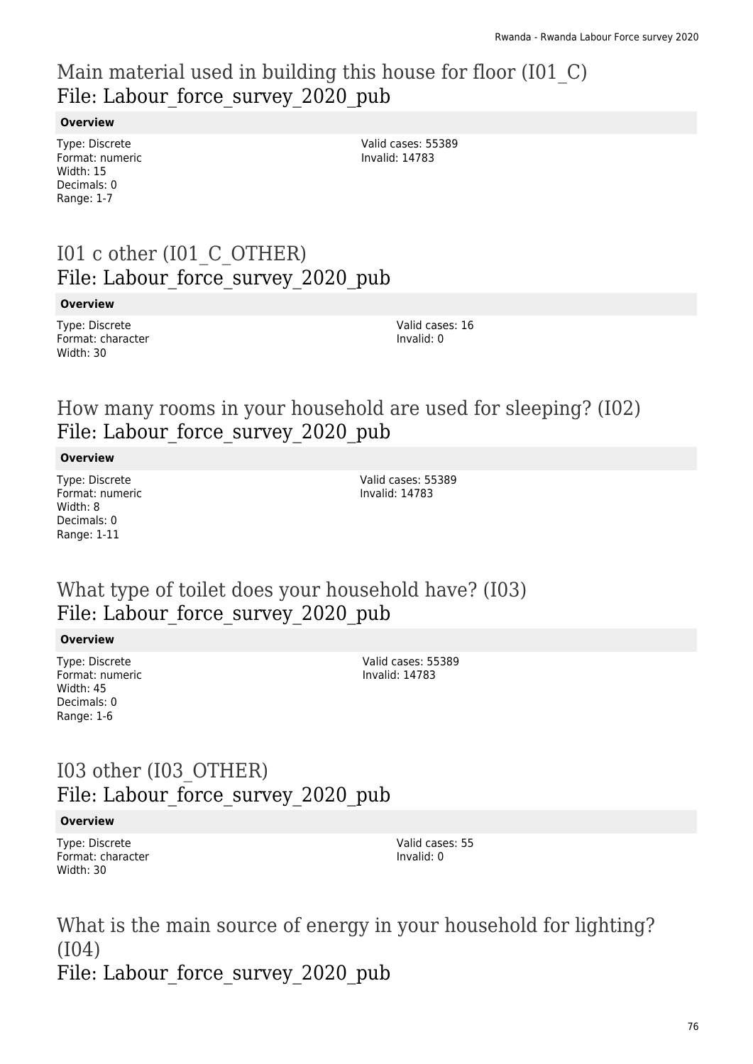## Main material used in building this house for floor (I01_C)
File: Labour_force_survey_2020_pub

**Overview**

Type: Discrete
Format: numeric
Width: 15
Decimals: 0
Range: 1-7

Valid cases: 55389
Invalid: 14783

## I01 c other (I01_C_OTHER)
File: Labour_force_survey_2020_pub

**Overview**

Type: Discrete
Format: character
Width: 30

Valid cases: 16
Invalid: 0

## How many rooms in your household are used for sleeping? (I02)
File: Labour_force_survey_2020_pub

**Overview**

Type: Discrete
Format: numeric
Width: 8
Decimals: 0
Range: 1-11

Valid cases: 55389
Invalid: 14783

## What type of toilet does your household have? (I03)
File: Labour_force_survey_2020_pub

**Overview**

Type: Discrete
Format: numeric
Width: 45
Decimals: 0
Range: 1-6

Valid cases: 55389
Invalid: 14783

## I03 other (I03_OTHER)
File: Labour_force_survey_2020_pub

**Overview**

Type: Discrete
Format: character
Width: 30

Valid cases: 55
Invalid: 0

## What is the main source of energy in your household for lighting? (I04)
File: Labour_force_survey_2020_pub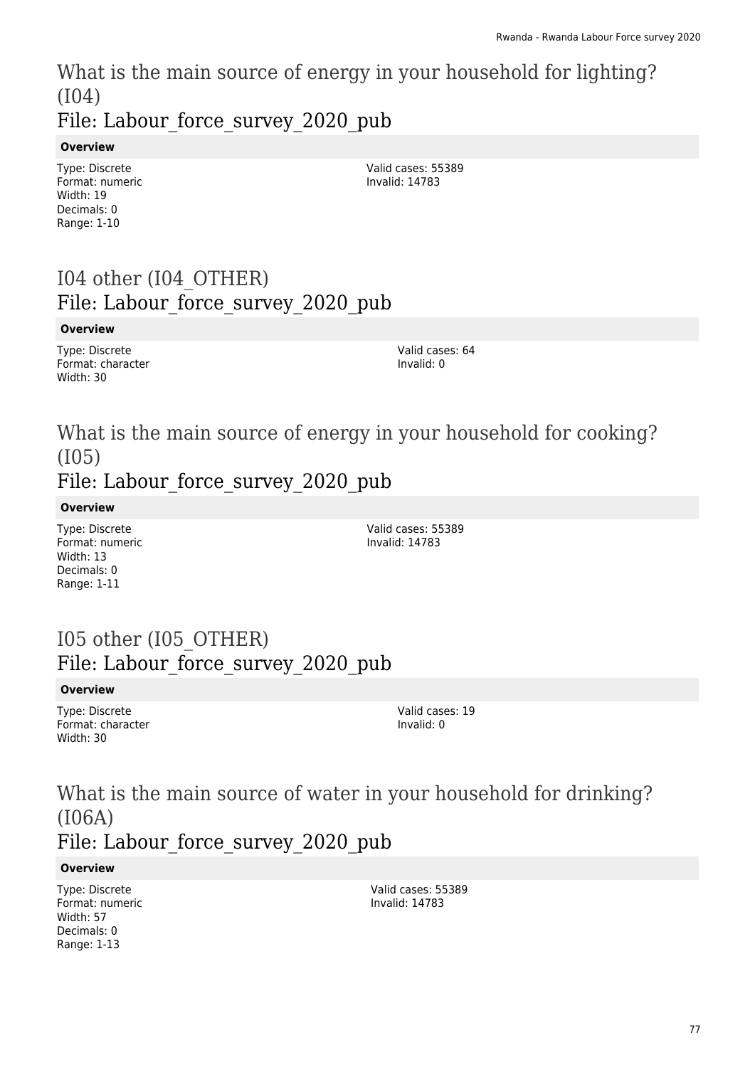## What is the main source of energy in your household for lighting? (I04)

### File: Labour_force_survey_2020_pub

**Overview**

Type: Discrete
Format: numeric
Width: 19
Decimals: 0
Range: 1-10

Valid cases: 55389
Invalid: 14783

## I04 other (I04_OTHER)

### File: Labour_force_survey_2020_pub

**Overview**

Type: Discrete
Format: character
Width: 30

Valid cases: 64
Invalid: 0

## What is the main source of energy in your household for cooking? (I05)

### File: Labour_force_survey_2020_pub

**Overview**

Type: Discrete
Format: numeric
Width: 13
Decimals: 0
Range: 1-11

Valid cases: 55389
Invalid: 14783

## I05 other (I05_OTHER)

### File: Labour_force_survey_2020_pub

**Overview**

Type: Discrete
Format: character
Width: 30

Valid cases: 19
Invalid: 0

## What is the main source of water in your household for drinking? (I06A)

### File: Labour_force_survey_2020_pub

**Overview**

Type: Discrete
Format: numeric
Width: 57
Decimals: 0
Range: 1-13

Valid cases: 55389
Invalid: 14783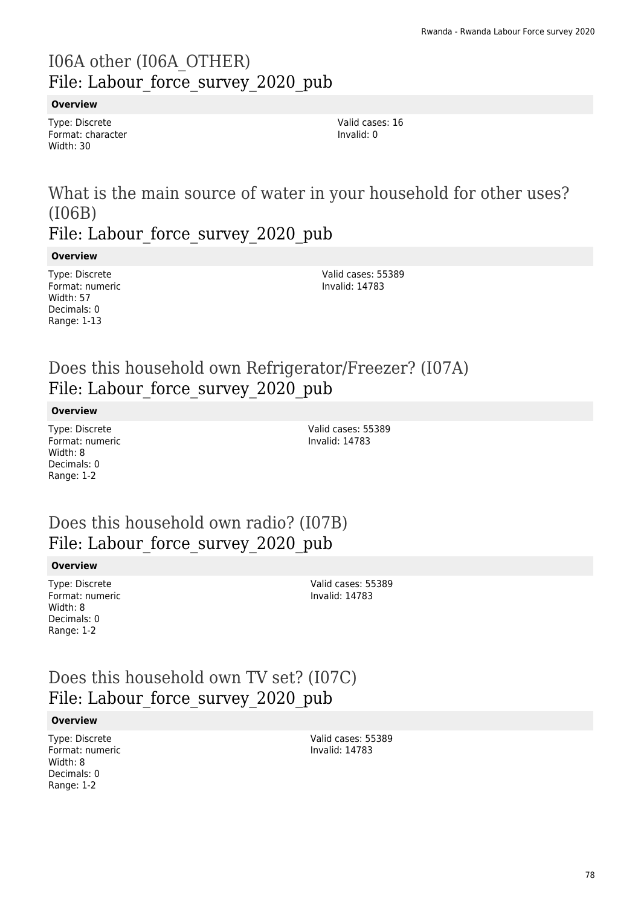## I06A other (I06A_OTHER)
## File: Labour_force_survey_2020_pub

**Overview**

Type: Discrete
Format: character
Width: 30

Valid cases: 16
Invalid: 0

## What is the main source of water in your household for other uses? (I06B)
## File: Labour_force_survey_2020_pub

**Overview**

Type: Discrete
Format: numeric
Width: 57
Decimals: 0
Range: 1-13

Valid cases: 55389
Invalid: 14783

## Does this household own Refrigerator/Freezer? (I07A)
## File: Labour_force_survey_2020_pub

**Overview**

Type: Discrete
Format: numeric
Width: 8
Decimals: 0
Range: 1-2

Valid cases: 55389
Invalid: 14783

## Does this household own radio? (I07B)
## File: Labour_force_survey_2020_pub

**Overview**

Type: Discrete
Format: numeric
Width: 8
Decimals: 0
Range: 1-2

Valid cases: 55389
Invalid: 14783

## Does this household own TV set? (I07C)
## File: Labour_force_survey_2020_pub

**Overview**

Type: Discrete
Format: numeric
Width: 8
Decimals: 0
Range: 1-2

Valid cases: 55389
Invalid: 14783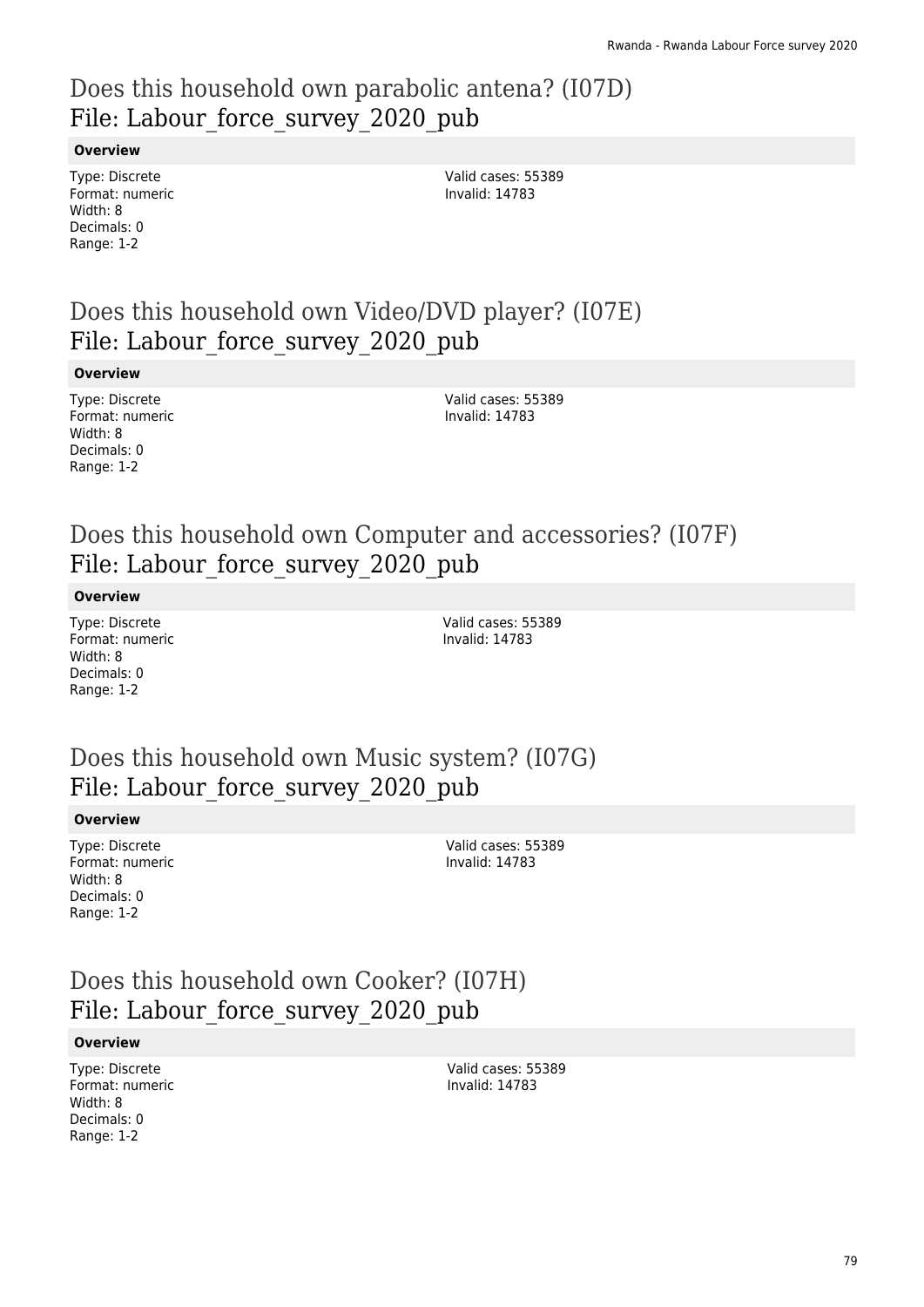# Does this household own parabolic antena? (I07D)
File: Labour_force_survey_2020_pub

**Overview**

Type: Discrete
Format: numeric
Width: 8
Decimals: 0
Range: 1-2

Valid cases: 55389
Invalid: 14783

# Does this household own Video/DVD player? (I07E)
File: Labour_force_survey_2020_pub

**Overview**

Type: Discrete
Format: numeric
Width: 8
Decimals: 0
Range: 1-2

Valid cases: 55389
Invalid: 14783

# Does this household own Computer and accessories? (I07F)
File: Labour_force_survey_2020_pub

**Overview**

Type: Discrete
Format: numeric
Width: 8
Decimals: 0
Range: 1-2

Valid cases: 55389
Invalid: 14783

# Does this household own Music system? (I07G)
File: Labour_force_survey_2020_pub

**Overview**

Type: Discrete
Format: numeric
Width: 8
Decimals: 0
Range: 1-2

Valid cases: 55389
Invalid: 14783

# Does this household own Cooker? (I07H)
File: Labour_force_survey_2020_pub

**Overview**

Type: Discrete
Format: numeric
Width: 8
Decimals: 0
Range: 1-2

Valid cases: 55389
Invalid: 14783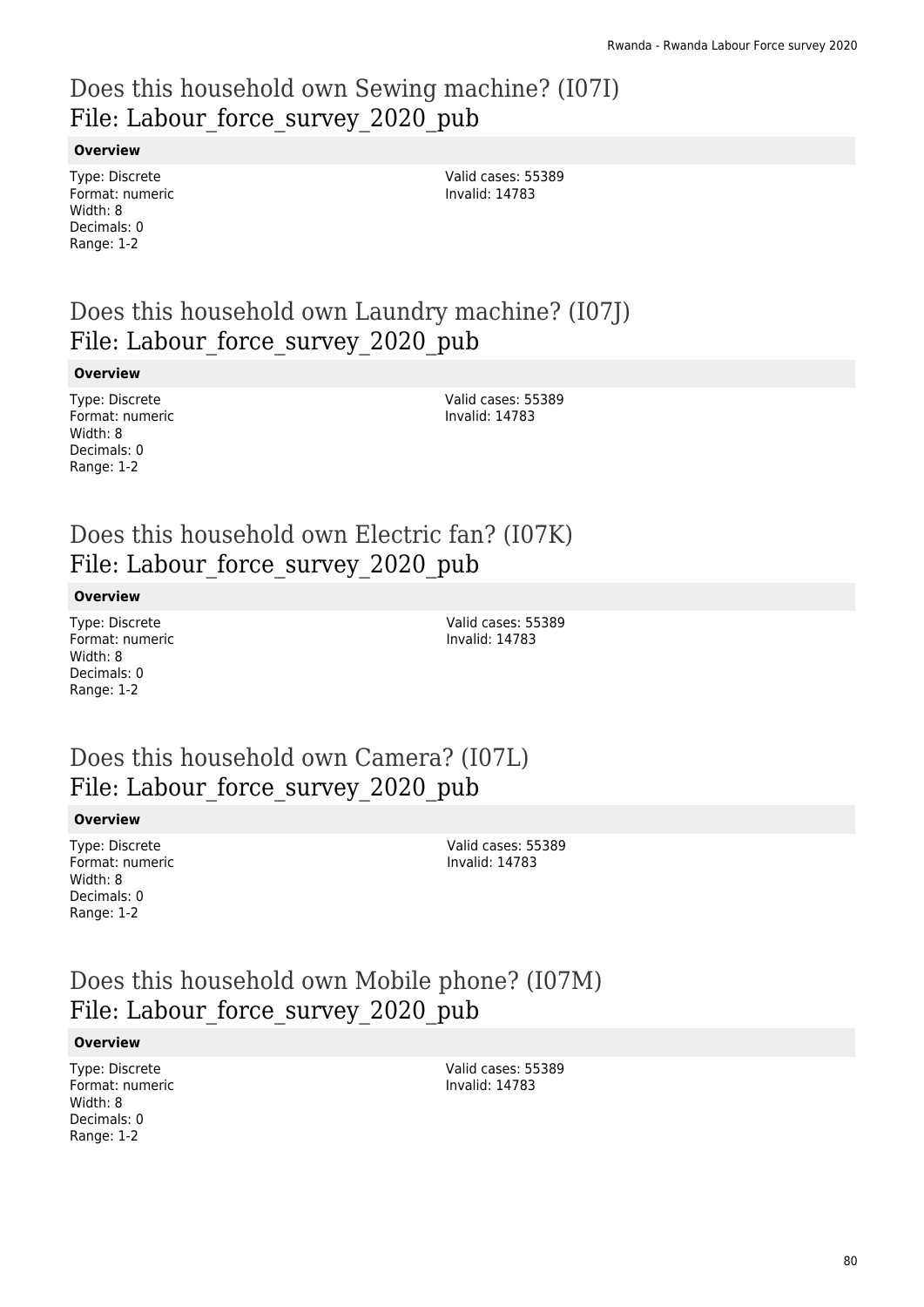## Does this household own Sewing machine? (I07I)
## File: Labour_force_survey_2020_pub

**Overview**

Type: Discrete
Format: numeric
Width: 8
Decimals: 0
Range: 1-2

Valid cases: 55389
Invalid: 14783

## Does this household own Laundry machine? (I07J)
## File: Labour_force_survey_2020_pub

**Overview**

Type: Discrete
Format: numeric
Width: 8
Decimals: 0
Range: 1-2

Valid cases: 55389
Invalid: 14783

## Does this household own Electric fan? (I07K)
## File: Labour_force_survey_2020_pub

**Overview**

Type: Discrete
Format: numeric
Width: 8
Decimals: 0
Range: 1-2

Valid cases: 55389
Invalid: 14783

## Does this household own Camera? (I07L)
## File: Labour_force_survey_2020_pub

**Overview**

Type: Discrete
Format: numeric
Width: 8
Decimals: 0
Range: 1-2

Valid cases: 55389
Invalid: 14783

## Does this household own Mobile phone? (I07M)
## File: Labour_force_survey_2020_pub

**Overview**

Type: Discrete
Format: numeric
Width: 8
Decimals: 0
Range: 1-2

Valid cases: 55389
Invalid: 14783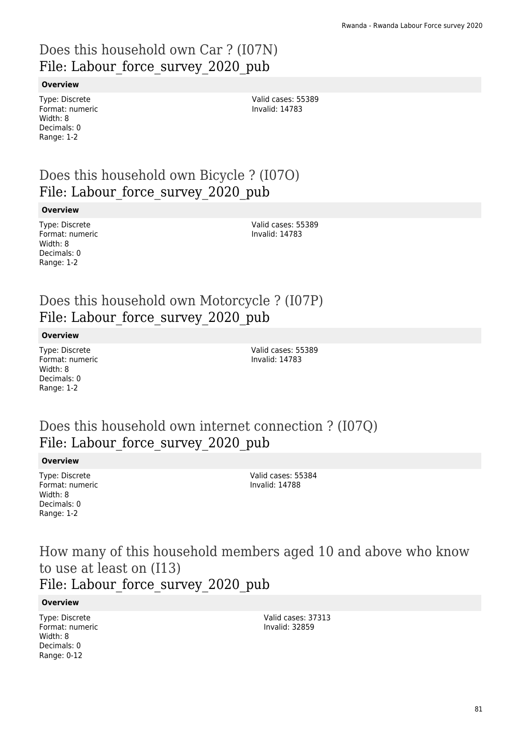## Does this household own Car ? (I07N)
## File: Labour_force_survey_2020_pub

**Overview**

Type: Discrete
Format: numeric
Width: 8
Decimals: 0
Range: 1-2

Valid cases: 55389
Invalid: 14783

## Does this household own Bicycle ? (I07O)
## File: Labour_force_survey_2020_pub

**Overview**

Type: Discrete
Format: numeric
Width: 8
Decimals: 0
Range: 1-2

Valid cases: 55389
Invalid: 14783

## Does this household own Motorcycle ? (I07P)
## File: Labour_force_survey_2020_pub

**Overview**

Type: Discrete
Format: numeric
Width: 8
Decimals: 0
Range: 1-2

Valid cases: 55389
Invalid: 14783

## Does this household own internet connection ? (I07Q)
## File: Labour_force_survey_2020_pub

**Overview**

Type: Discrete
Format: numeric
Width: 8
Decimals: 0
Range: 1-2

Valid cases: 55384
Invalid: 14788

## How many of this household members aged 10 and above who know to use at least on (I13)
## File: Labour_force_survey_2020_pub

**Overview**

Type: Discrete
Format: numeric
Width: 8
Decimals: 0
Range: 0-12

Valid cases: 37313
Invalid: 32859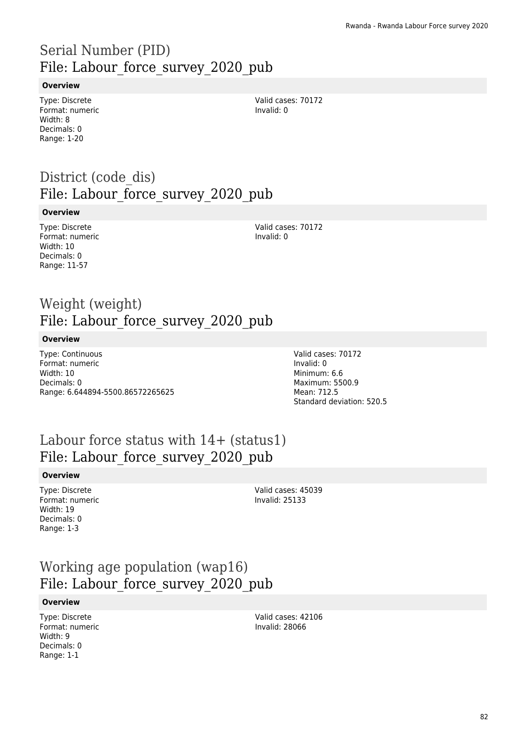# Serial Number (PID)
## File: Labour_force_survey_2020_pub

**Overview**

Type: Discrete
Format: numeric
Width: 8
Decimals: 0
Range: 1-20

Valid cases: 70172
Invalid: 0

# District (code_dis)
## File: Labour_force_survey_2020_pub

**Overview**

Type: Discrete
Format: numeric
Width: 10
Decimals: 0
Range: 11-57

Valid cases: 70172
Invalid: 0

# Weight (weight)
## File: Labour_force_survey_2020_pub

**Overview**

Type: Continuous
Format: numeric
Width: 10
Decimals: 0
Range: 6.644894-5500.86572265625

Valid cases: 70172
Invalid: 0
Minimum: 6.6
Maximum: 5500.9
Mean: 712.5
Standard deviation: 520.5

# Labour force status with 14+ (status1)
## File: Labour_force_survey_2020_pub

**Overview**

Type: Discrete
Format: numeric
Width: 19
Decimals: 0
Range: 1-3

Valid cases: 45039
Invalid: 25133

# Working age population (wap16)
## File: Labour_force_survey_2020_pub

**Overview**

Type: Discrete
Format: numeric
Width: 9
Decimals: 0
Range: 1-1

Valid cases: 42106
Invalid: 28066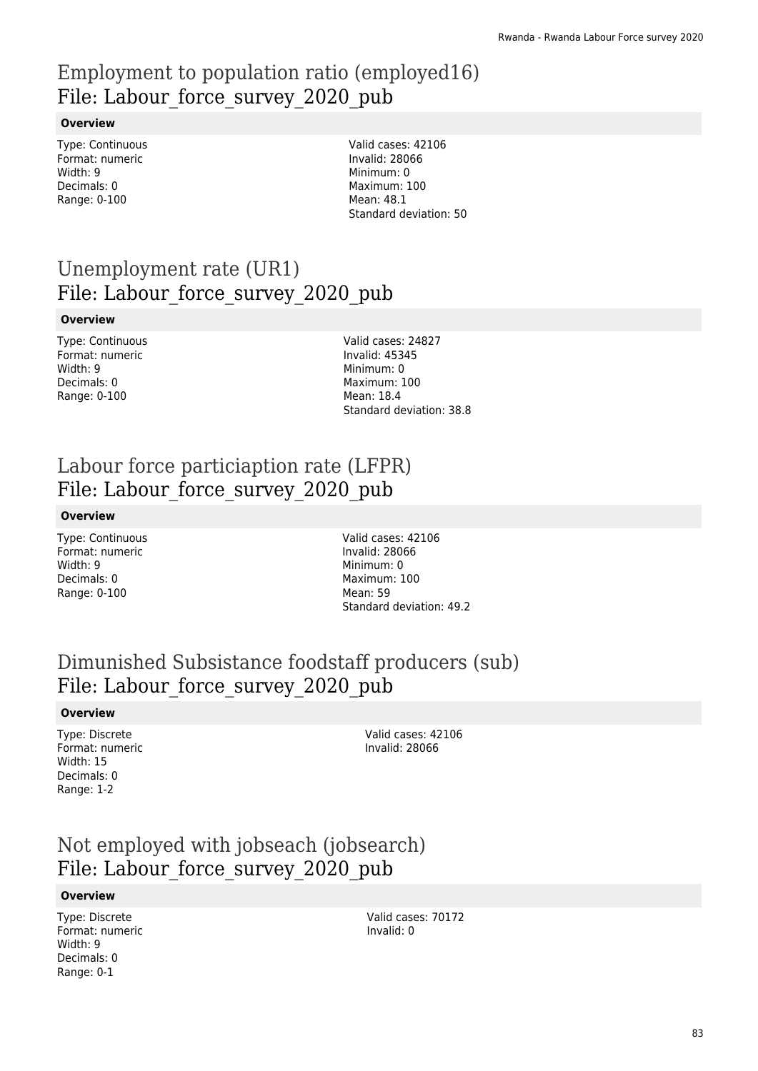# Employment to population ratio (employed16)
File: Labour_force_survey_2020_pub

**Overview**

Type: Continuous
Format: numeric
Width: 9
Decimals: 0
Range: 0-100

Valid cases: 42106
Invalid: 28066
Minimum: 0
Maximum: 100
Mean: 48.1
Standard deviation: 50

# Unemployment rate (UR1)
File: Labour_force_survey_2020_pub

**Overview**

Type: Continuous
Format: numeric
Width: 9
Decimals: 0
Range: 0-100

Valid cases: 24827
Invalid: 45345
Minimum: 0
Maximum: 100
Mean: 18.4
Standard deviation: 38.8

# Labour force particiaption rate (LFPR)
File: Labour_force_survey_2020_pub

**Overview**

Type: Continuous
Format: numeric
Width: 9
Decimals: 0
Range: 0-100

Valid cases: 42106
Invalid: 28066
Minimum: 0
Maximum: 100
Mean: 59
Standard deviation: 49.2

# Dimunished Subsistance foodstaff producers (sub)
File: Labour_force_survey_2020_pub

**Overview**

Type: Discrete
Format: numeric
Width: 15
Decimals: 0
Range: 1-2

Valid cases: 42106
Invalid: 28066

# Not employed with jobseach (jobsearch)
File: Labour_force_survey_2020_pub

**Overview**

Type: Discrete
Format: numeric
Width: 9
Decimals: 0
Range: 0-1

Valid cases: 70172
Invalid: 0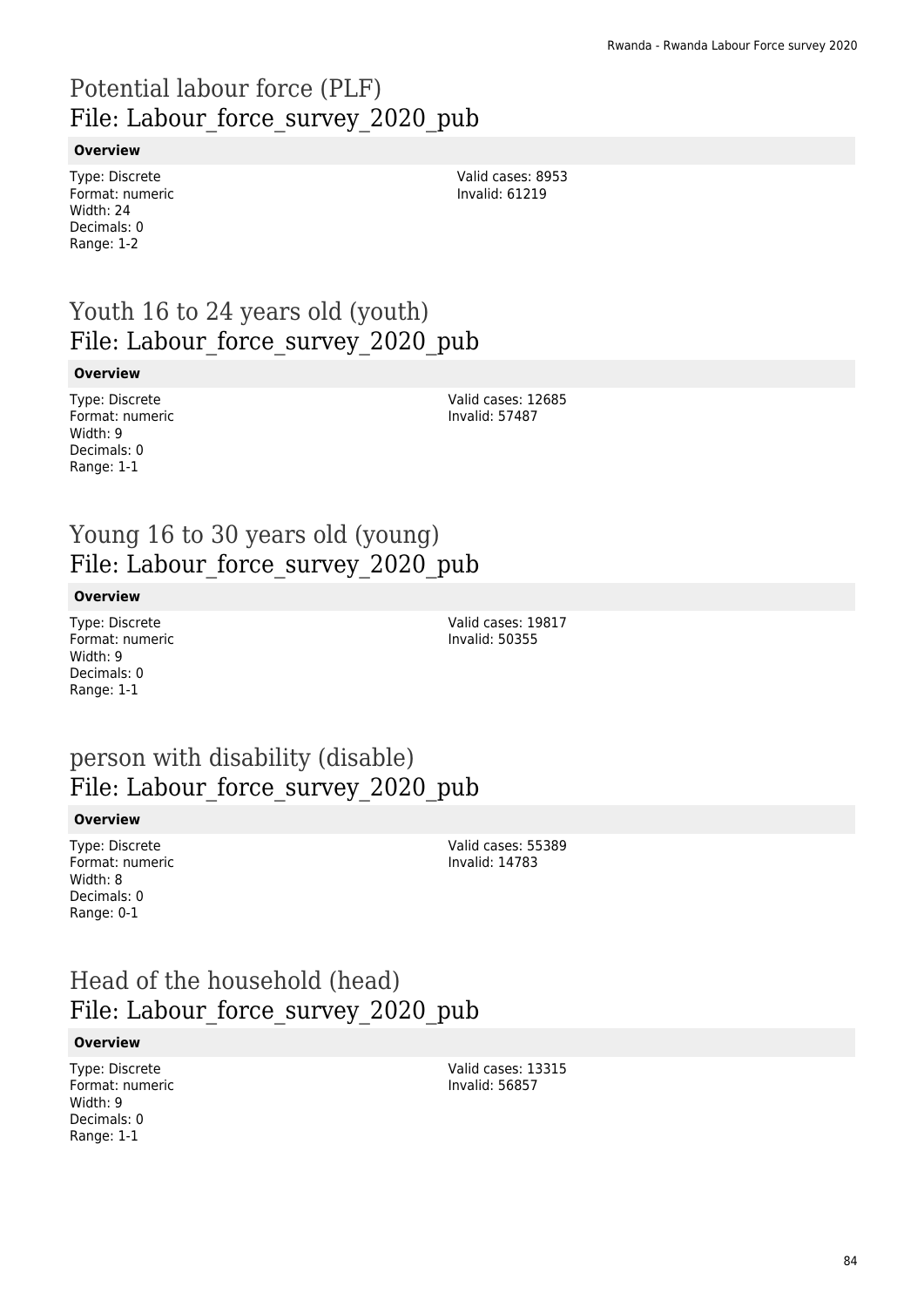## Potential labour force (PLF)
## File: Labour_force_survey_2020_pub

**Overview**

Type: Discrete
Format: numeric
Width: 24
Decimals: 0
Range: 1-2

Valid cases: 8953
Invalid: 61219

## Youth 16 to 24 years old (youth)
## File: Labour_force_survey_2020_pub

**Overview**

Type: Discrete
Format: numeric
Width: 9
Decimals: 0
Range: 1-1

Valid cases: 12685
Invalid: 57487

## Young 16 to 30 years old (young)
## File: Labour_force_survey_2020_pub

**Overview**

Type: Discrete
Format: numeric
Width: 9
Decimals: 0
Range: 1-1

Valid cases: 19817
Invalid: 50355

## person with disability (disable)
## File: Labour_force_survey_2020_pub

**Overview**

Type: Discrete
Format: numeric
Width: 8
Decimals: 0
Range: 0-1

Valid cases: 55389
Invalid: 14783

## Head of the household (head)
## File: Labour_force_survey_2020_pub

**Overview**

Type: Discrete
Format: numeric
Width: 9
Decimals: 0
Range: 1-1

Valid cases: 13315
Invalid: 56857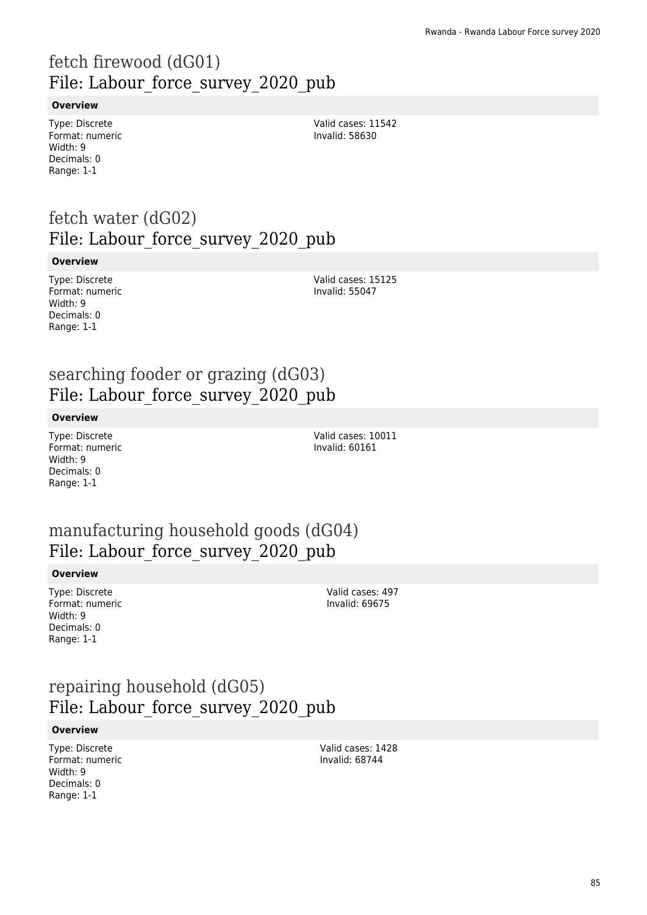# fetch firewood (dG01)
## File: Labour_force_survey_2020_pub

**Overview**

Type: Discrete
Format: numeric
Width: 9
Decimals: 0
Range: 1-1

Valid cases: 11542
Invalid: 58630

# fetch water (dG02)
## File: Labour_force_survey_2020_pub

**Overview**

Type: Discrete
Format: numeric
Width: 9
Decimals: 0
Range: 1-1

Valid cases: 15125
Invalid: 55047

# searching fooder or grazing (dG03)
## File: Labour_force_survey_2020_pub

**Overview**

Type: Discrete
Format: numeric
Width: 9
Decimals: 0
Range: 1-1

Valid cases: 10011
Invalid: 60161

# manufacturing household goods (dG04)
## File: Labour_force_survey_2020_pub

**Overview**

Type: Discrete
Format: numeric
Width: 9
Decimals: 0
Range: 1-1

Valid cases: 497
Invalid: 69675

# repairing household (dG05)
## File: Labour_force_survey_2020_pub

**Overview**

Type: Discrete
Format: numeric
Width: 9
Decimals: 0
Range: 1-1

Valid cases: 1428
Invalid: 68744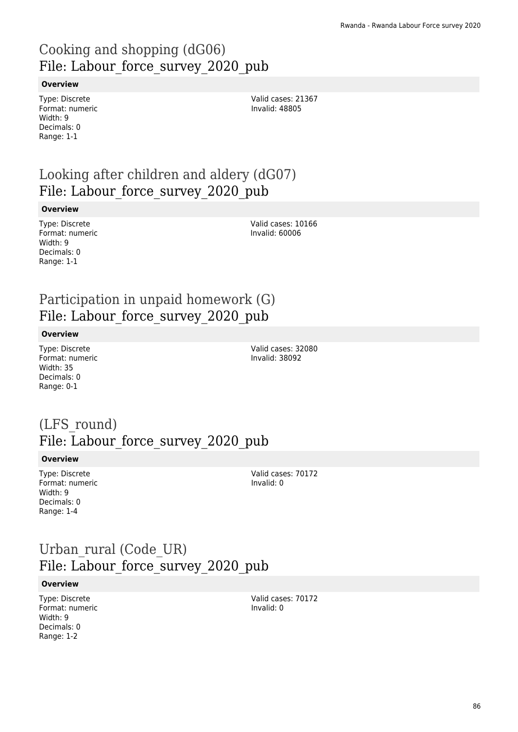## Cooking and shopping (dG06)
## File: Labour_force_survey_2020_pub

**Overview**

Type: Discrete
Format: numeric
Width: 9
Decimals: 0
Range: 1-1

Valid cases: 21367
Invalid: 48805

## Looking after children and aldery (dG07)
## File: Labour_force_survey_2020_pub

**Overview**

Type: Discrete
Format: numeric
Width: 9
Decimals: 0
Range: 1-1

Valid cases: 10166
Invalid: 60006

## Participation in unpaid homework (G)
## File: Labour_force_survey_2020_pub

**Overview**

Type: Discrete
Format: numeric
Width: 35
Decimals: 0
Range: 0-1

Valid cases: 32080
Invalid: 38092

## (LFS_round)
## File: Labour_force_survey_2020_pub

**Overview**

Type: Discrete
Format: numeric
Width: 9
Decimals: 0
Range: 1-4

Valid cases: 70172
Invalid: 0

## Urban_rural (Code_UR)
## File: Labour_force_survey_2020_pub

**Overview**

Type: Discrete
Format: numeric
Width: 9
Decimals: 0
Range: 1-2

Valid cases: 70172
Invalid: 0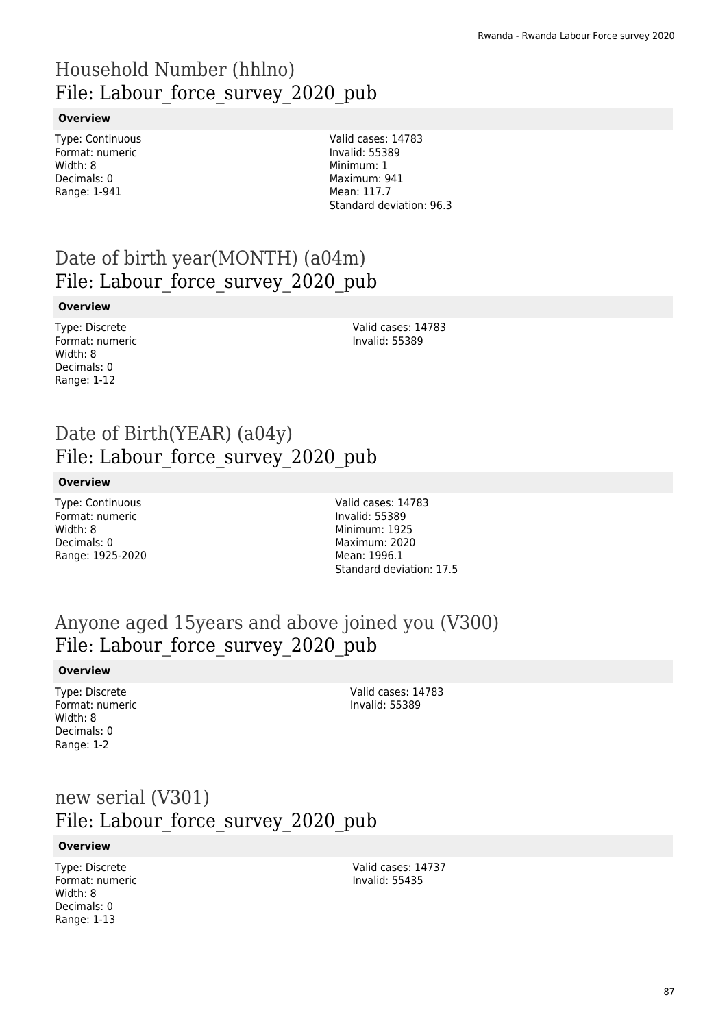# Household Number (hhlno)
## File: Labour_force_survey_2020_pub

**Overview**

Type: Continuous
Format: numeric
Width: 8
Decimals: 0
Range: 1-941

Valid cases: 14783
Invalid: 55389
Minimum: 1
Maximum: 941
Mean: 117.7
Standard deviation: 96.3

# Date of birth year(MONTH) (a04m)
## File: Labour_force_survey_2020_pub

**Overview**

Type: Discrete
Format: numeric
Width: 8
Decimals: 0
Range: 1-12

Valid cases: 14783
Invalid: 55389

# Date of Birth(YEAR) (a04y)
## File: Labour_force_survey_2020_pub

**Overview**

Type: Continuous
Format: numeric
Width: 8
Decimals: 0
Range: 1925-2020

Valid cases: 14783
Invalid: 55389
Minimum: 1925
Maximum: 2020
Mean: 1996.1
Standard deviation: 17.5

# Anyone aged 15years and above joined you (V300)
## File: Labour_force_survey_2020_pub

**Overview**

Type: Discrete
Format: numeric
Width: 8
Decimals: 0
Range: 1-2

Valid cases: 14783
Invalid: 55389

# new serial (V301)
## File: Labour_force_survey_2020_pub

**Overview**

Type: Discrete
Format: numeric
Width: 8
Decimals: 0
Range: 1-13

Valid cases: 14737
Invalid: 55435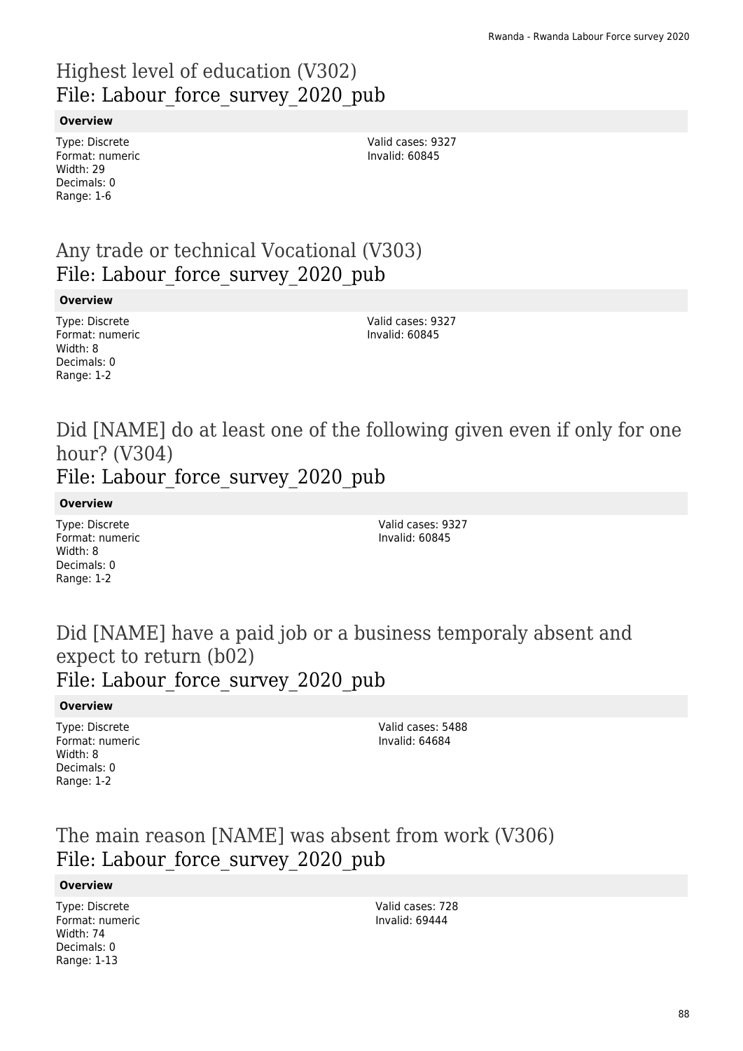# Highest level of education (V302)
## File: Labour_force_survey_2020_pub

**Overview**

Type: Discrete
Format: numeric
Width: 29
Decimals: 0
Range: 1-6

Valid cases: 9327
Invalid: 60845

# Any trade or technical Vocational (V303)
## File: Labour_force_survey_2020_pub

**Overview**

Type: Discrete
Format: numeric
Width: 8
Decimals: 0
Range: 1-2

Valid cases: 9327
Invalid: 60845

# Did [NAME] do at least one of the following given even if only for one hour? (V304)
## File: Labour_force_survey_2020_pub

**Overview**

Type: Discrete
Format: numeric
Width: 8
Decimals: 0
Range: 1-2

Valid cases: 9327
Invalid: 60845

# Did [NAME] have a paid job or a business temporaly absent and expect to return (b02)
## File: Labour_force_survey_2020_pub

**Overview**

Type: Discrete
Format: numeric
Width: 8
Decimals: 0
Range: 1-2

Valid cases: 5488
Invalid: 64684

# The main reason [NAME] was absent from work (V306)
## File: Labour_force_survey_2020_pub

**Overview**

Type: Discrete
Format: numeric
Width: 74
Decimals: 0
Range: 1-13

Valid cases: 728
Invalid: 69444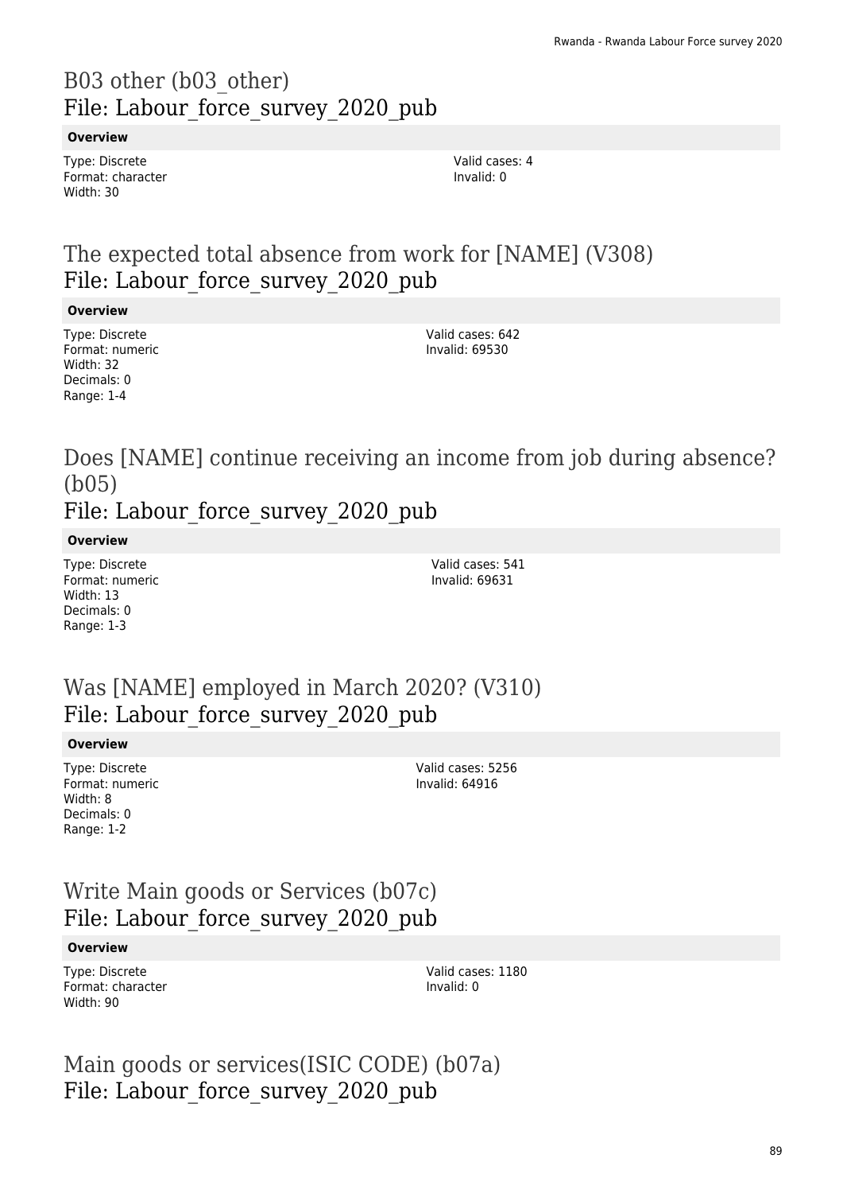## B03 other (b03_other)
## File: Labour_force_survey_2020_pub

**Overview**

Type: Discrete
Format: character
Width: 30

Valid cases: 4
Invalid: 0

## The expected total absence from work for [NAME] (V308)
## File: Labour_force_survey_2020_pub

**Overview**

Type: Discrete
Format: numeric
Width: 32
Decimals: 0
Range: 1-4

Valid cases: 642
Invalid: 69530

## Does [NAME] continue receiving an income from job during absence? (b05)
## File: Labour_force_survey_2020_pub

**Overview**

Type: Discrete
Format: numeric
Width: 13
Decimals: 0
Range: 1-3

Valid cases: 541
Invalid: 69631

## Was [NAME] employed in March 2020? (V310)
## File: Labour_force_survey_2020_pub

**Overview**

Type: Discrete
Format: numeric
Width: 8
Decimals: 0
Range: 1-2

Valid cases: 5256
Invalid: 64916

## Write Main goods or Services (b07c)
## File: Labour_force_survey_2020_pub

**Overview**

Type: Discrete
Format: character
Width: 90

Valid cases: 1180
Invalid: 0

## Main goods or services(ISIC CODE) (b07a)
## File: Labour_force_survey_2020_pub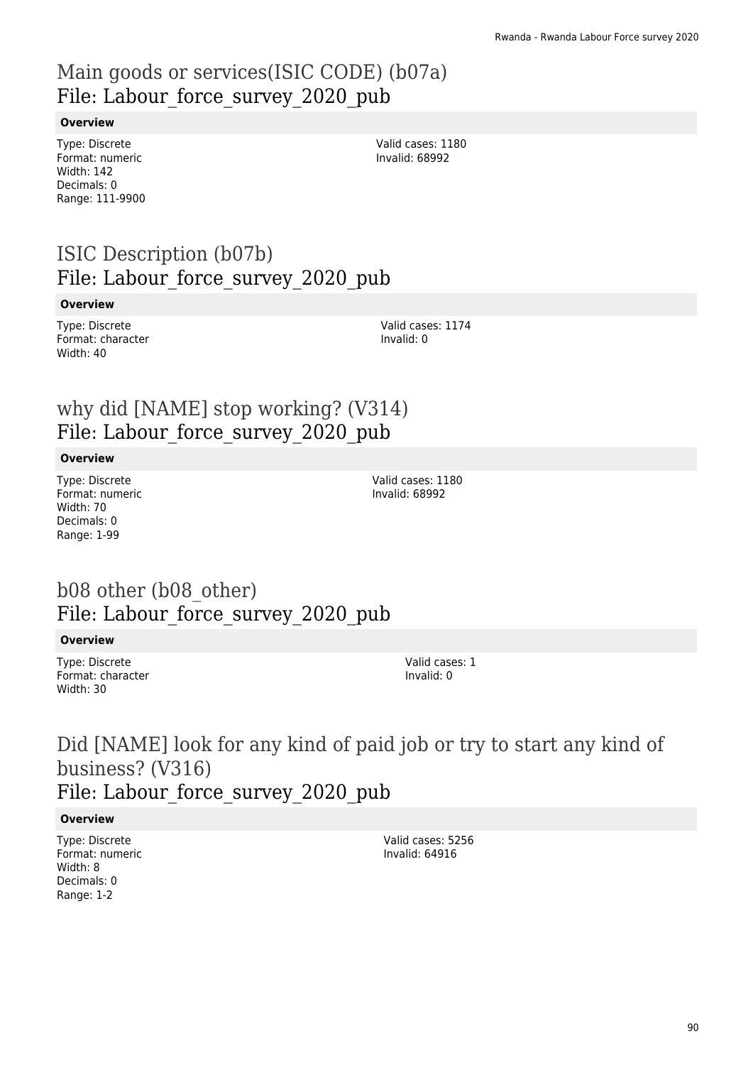## Main goods or services(ISIC CODE) (b07a)
## File: Labour_force_survey_2020_pub

**Overview**

Type: Discrete
Format: numeric
Width: 142
Decimals: 0
Range: 111-9900

Valid cases: 1180
Invalid: 68992

## ISIC Description (b07b)
## File: Labour_force_survey_2020_pub

**Overview**

Type: Discrete
Format: character
Width: 40

Valid cases: 1174
Invalid: 0

## why did [NAME] stop working? (V314)
## File: Labour_force_survey_2020_pub

**Overview**

Type: Discrete
Format: numeric
Width: 70
Decimals: 0
Range: 1-99

Valid cases: 1180
Invalid: 68992

## b08 other (b08_other)
## File: Labour_force_survey_2020_pub

**Overview**

Type: Discrete
Format: character
Width: 30

Valid cases: 1
Invalid: 0

## Did [NAME] look for any kind of paid job or try to start any kind of business? (V316)
## File: Labour_force_survey_2020_pub

**Overview**

Type: Discrete
Format: numeric
Width: 8
Decimals: 0
Range: 1-2

Valid cases: 5256
Invalid: 64916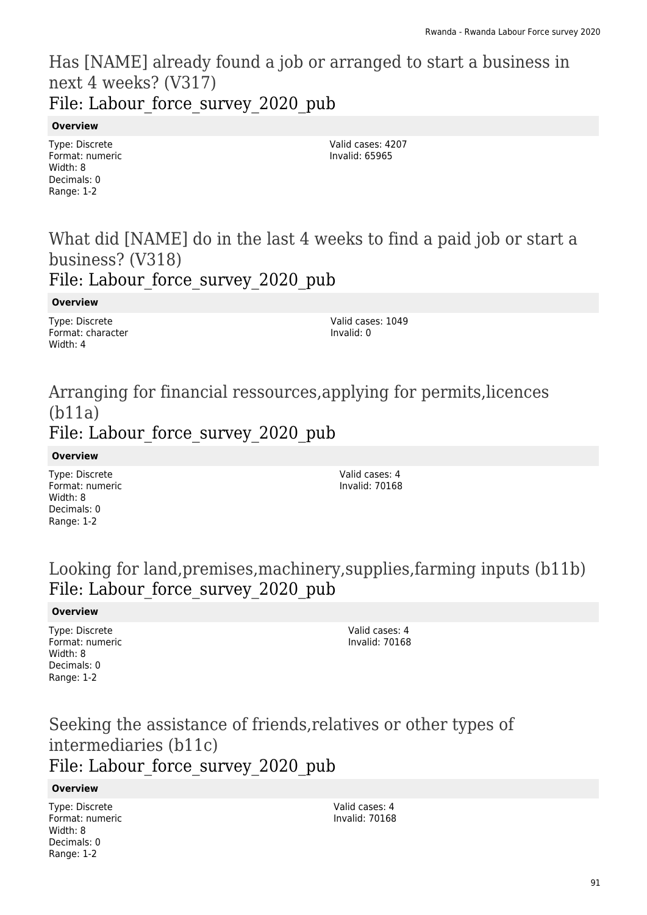## Has [NAME] already found a job or arranged to start a business in next 4 weeks? (V317)
## File: Labour_force_survey_2020_pub

**Overview**

Type: Discrete
Format: numeric
Width: 8
Decimals: 0
Range: 1-2

Valid cases: 4207
Invalid: 65965

## What did [NAME] do in the last 4 weeks to find a paid job or start a business? (V318)
## File: Labour_force_survey_2020_pub

**Overview**

Type: Discrete
Format: character
Width: 4

Valid cases: 1049
Invalid: 0

## Arranging for financial ressources,applying for permits,licences (b11a)
## File: Labour_force_survey_2020_pub

**Overview**

Type: Discrete
Format: numeric
Width: 8
Decimals: 0
Range: 1-2

Valid cases: 4
Invalid: 70168

## Looking for land,premises,machinery,supplies,farming inputs (b11b)
## File: Labour_force_survey_2020_pub

**Overview**

Type: Discrete
Format: numeric
Width: 8
Decimals: 0
Range: 1-2

Valid cases: 4
Invalid: 70168

## Seeking the assistance of friends,relatives or other types of intermediaries (b11c)
## File: Labour_force_survey_2020_pub

**Overview**

Type: Discrete
Format: numeric
Width: 8
Decimals: 0
Range: 1-2

Valid cases: 4
Invalid: 70168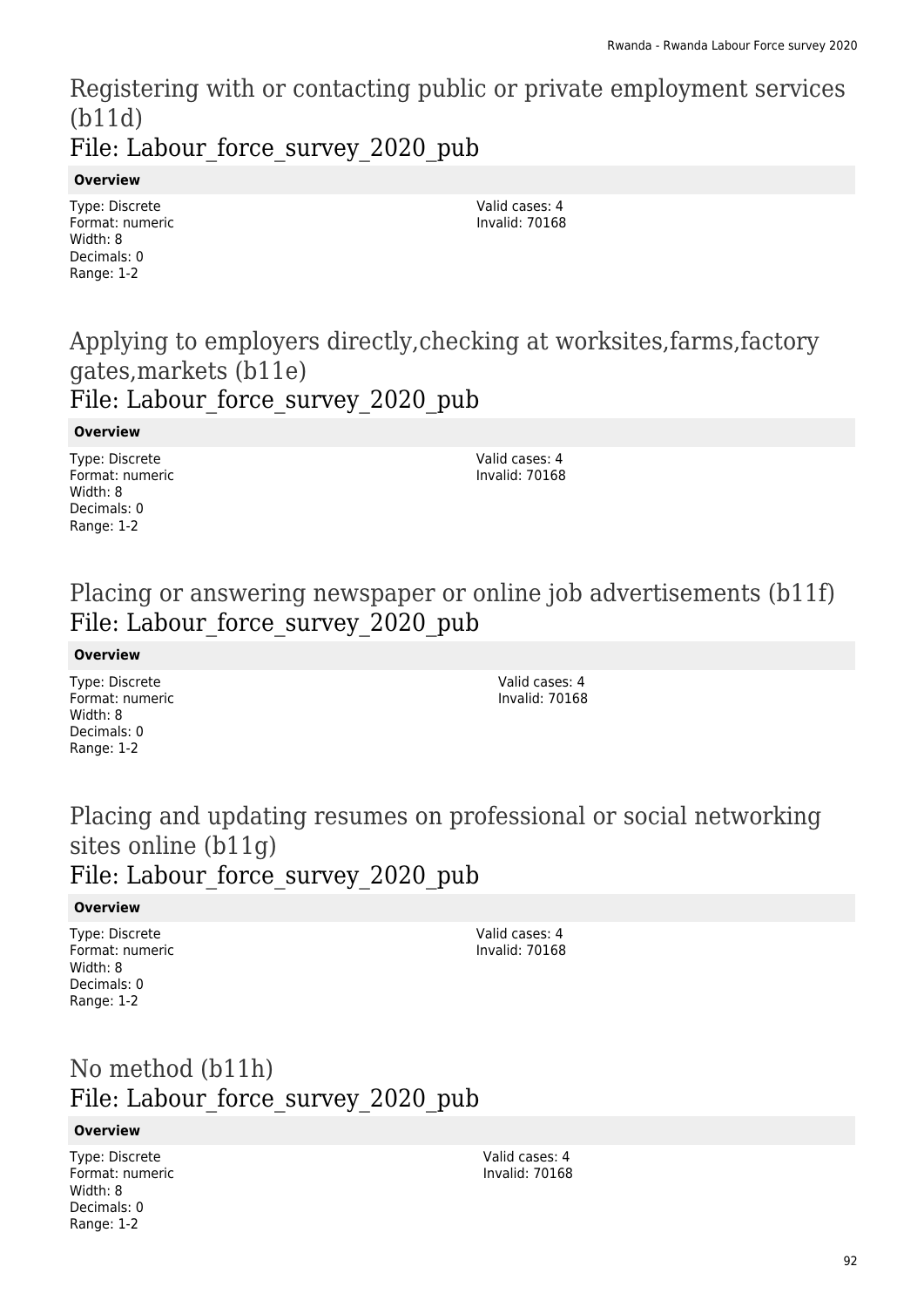# Registering with or contacting public or private employment services (b11d)

## File: Labour_force_survey_2020_pub

**Overview**

Type: Discrete
Format: numeric
Width: 8
Decimals: 0
Range: 1-2

Valid cases: 4
Invalid: 70168

# Applying to employers directly,checking at worksites,farms,factory gates,markets (b11e)

## File: Labour_force_survey_2020_pub

**Overview**

Type: Discrete
Format: numeric
Width: 8
Decimals: 0
Range: 1-2

Valid cases: 4
Invalid: 70168

# Placing or answering newspaper or online job advertisements (b11f)

## File: Labour_force_survey_2020_pub

**Overview**

Type: Discrete
Format: numeric
Width: 8
Decimals: 0
Range: 1-2

Valid cases: 4
Invalid: 70168

# Placing and updating resumes on professional or social networking sites online (b11g)

## File: Labour_force_survey_2020_pub

**Overview**

Type: Discrete
Format: numeric
Width: 8
Decimals: 0
Range: 1-2

Valid cases: 4
Invalid: 70168

# No method (b11h)

## File: Labour_force_survey_2020_pub

**Overview**

Type: Discrete
Format: numeric
Width: 8
Decimals: 0
Range: 1-2

Valid cases: 4
Invalid: 70168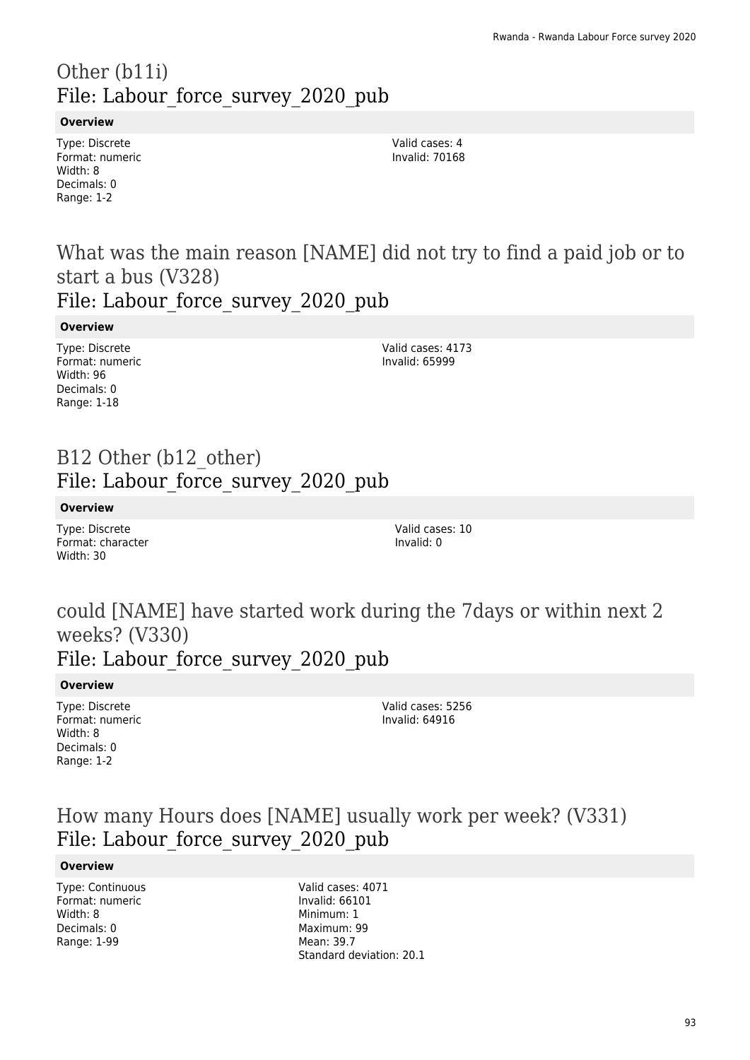# Other (b11i)
## File: Labour_force_survey_2020_pub

**Overview**

Type: Discrete
Format: numeric
Width: 8
Decimals: 0
Range: 1-2

Valid cases: 4
Invalid: 70168

# What was the main reason [NAME] did not try to find a paid job or to start a bus (V328)
## File: Labour_force_survey_2020_pub

**Overview**

Type: Discrete
Format: numeric
Width: 96
Decimals: 0
Range: 1-18

Valid cases: 4173
Invalid: 65999

# B12 Other (b12_other)
## File: Labour_force_survey_2020_pub

**Overview**

Type: Discrete
Format: character
Width: 30

Valid cases: 10
Invalid: 0

# could [NAME] have started work during the 7days or within next 2 weeks? (V330)
## File: Labour_force_survey_2020_pub

**Overview**

Type: Discrete
Format: numeric
Width: 8
Decimals: 0
Range: 1-2

Valid cases: 5256
Invalid: 64916

# How many Hours does [NAME] usually work per week? (V331)
## File: Labour_force_survey_2020_pub

**Overview**

Type: Continuous
Format: numeric
Width: 8
Decimals: 0
Range: 1-99

Valid cases: 4071
Invalid: 66101
Minimum: 1
Maximum: 99
Mean: 39.7
Standard deviation: 20.1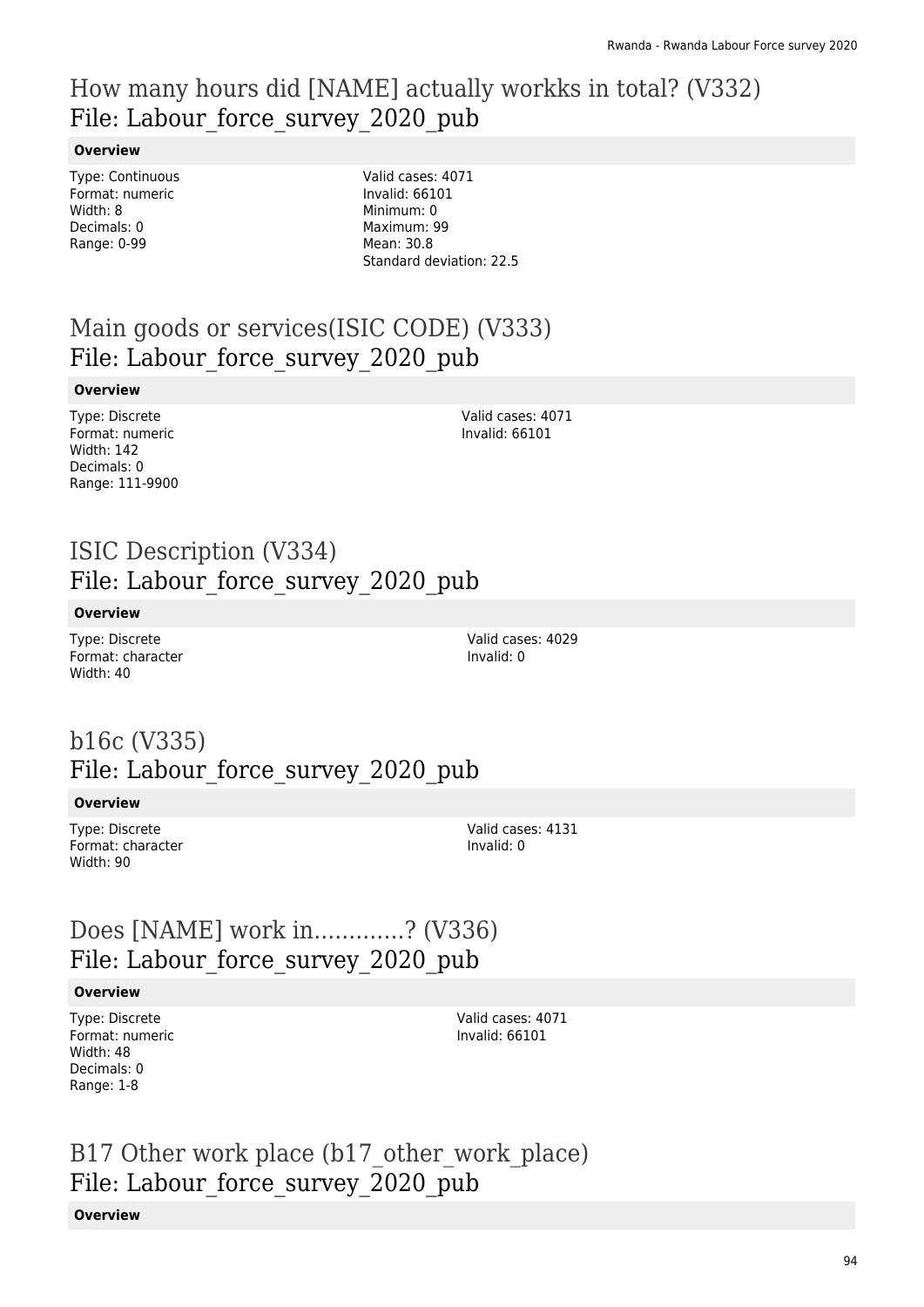## How many hours did [NAME] actually workks in total? (V332)
File: Labour_force_survey_2020_pub

**Overview**

Type: Continuous
Format: numeric
Width: 8
Decimals: 0
Range: 0-99

Valid cases: 4071
Invalid: 66101
Minimum: 0
Maximum: 99
Mean: 30.8
Standard deviation: 22.5

## Main goods or services(ISIC CODE) (V333)
File: Labour_force_survey_2020_pub

**Overview**

Type: Discrete
Format: numeric
Width: 142
Decimals: 0
Range: 111-9900

Valid cases: 4071
Invalid: 66101

## ISIC Description (V334)
File: Labour_force_survey_2020_pub

**Overview**

Type: Discrete
Format: character
Width: 40

Valid cases: 4029
Invalid: 0

## b16c (V335)
File: Labour_force_survey_2020_pub

**Overview**

Type: Discrete
Format: character
Width: 90

Valid cases: 4131
Invalid: 0

## Does [NAME] work in.............? (V336)
File: Labour_force_survey_2020_pub

**Overview**

Type: Discrete
Format: numeric
Width: 48
Decimals: 0
Range: 1-8

Valid cases: 4071
Invalid: 66101

## B17 Other work place (b17_other_work_place)
File: Labour_force_survey_2020_pub

**Overview**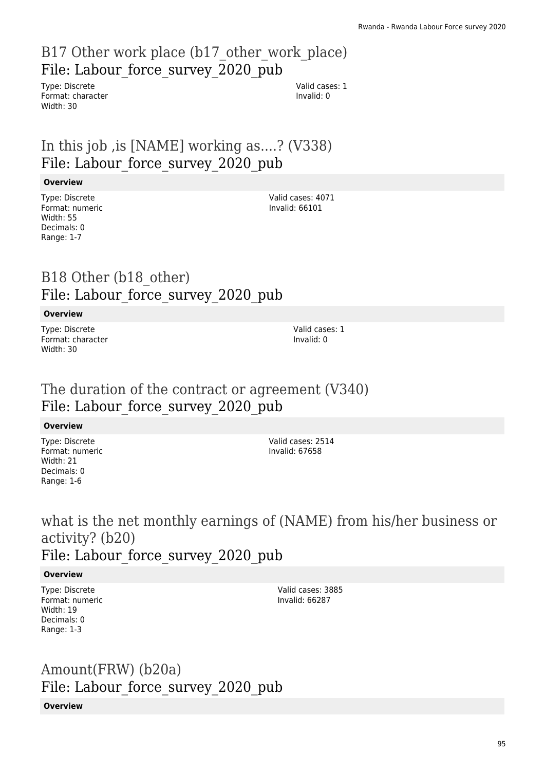## B17 Other work place (b17_other_work_place)
## File: Labour_force_survey_2020_pub

Type: Discrete
Format: character
Width: 30

Valid cases: 1
Invalid: 0

## In this job ,is [NAME] working as....? (V338)
## File: Labour_force_survey_2020_pub

**Overview**

Type: Discrete
Format: numeric
Width: 55
Decimals: 0
Range: 1-7

Valid cases: 4071
Invalid: 66101

## B18 Other (b18_other)
## File: Labour_force_survey_2020_pub

**Overview**

Type: Discrete
Format: character
Width: 30

Valid cases: 1
Invalid: 0

## The duration of the contract or agreement (V340)
## File: Labour_force_survey_2020_pub

**Overview**

Type: Discrete
Format: numeric
Width: 21
Decimals: 0
Range: 1-6

Valid cases: 2514
Invalid: 67658

## what is the net monthly earnings of (NAME) from his/her business or activity? (b20)
## File: Labour_force_survey_2020_pub

**Overview**

Type: Discrete
Format: numeric
Width: 19
Decimals: 0
Range: 1-3

Valid cases: 3885
Invalid: 66287

## Amount(FRW) (b20a)
## File: Labour_force_survey_2020_pub

**Overview**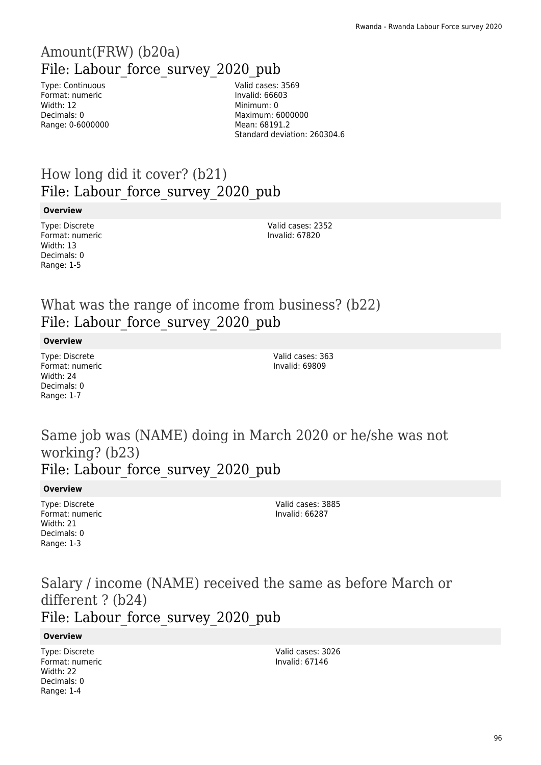# Amount(FRW) (b20a)
## File: Labour_force_survey_2020_pub

Type: Continuous
Format: numeric
Width: 12
Decimals: 0
Range: 0-6000000

Valid cases: 3569
Invalid: 66603
Minimum: 0
Maximum: 6000000
Mean: 68191.2
Standard deviation: 260304.6

# How long did it cover? (b21)
## File: Labour_force_survey_2020_pub

**Overview**

Type: Discrete
Format: numeric
Width: 13
Decimals: 0
Range: 1-5

Valid cases: 2352
Invalid: 67820

# What was the range of income from business? (b22)
## File: Labour_force_survey_2020_pub

**Overview**

Type: Discrete
Format: numeric
Width: 24
Decimals: 0
Range: 1-7

Valid cases: 363
Invalid: 69809

# Same job was (NAME) doing in March 2020 or he/she was not working? (b23)
## File: Labour_force_survey_2020_pub

**Overview**

Type: Discrete
Format: numeric
Width: 21
Decimals: 0
Range: 1-3

Valid cases: 3885
Invalid: 66287

# Salary / income (NAME) received the same as before March or different ? (b24)
## File: Labour_force_survey_2020_pub

**Overview**

Type: Discrete
Format: numeric
Width: 22
Decimals: 0
Range: 1-4

Valid cases: 3026
Invalid: 67146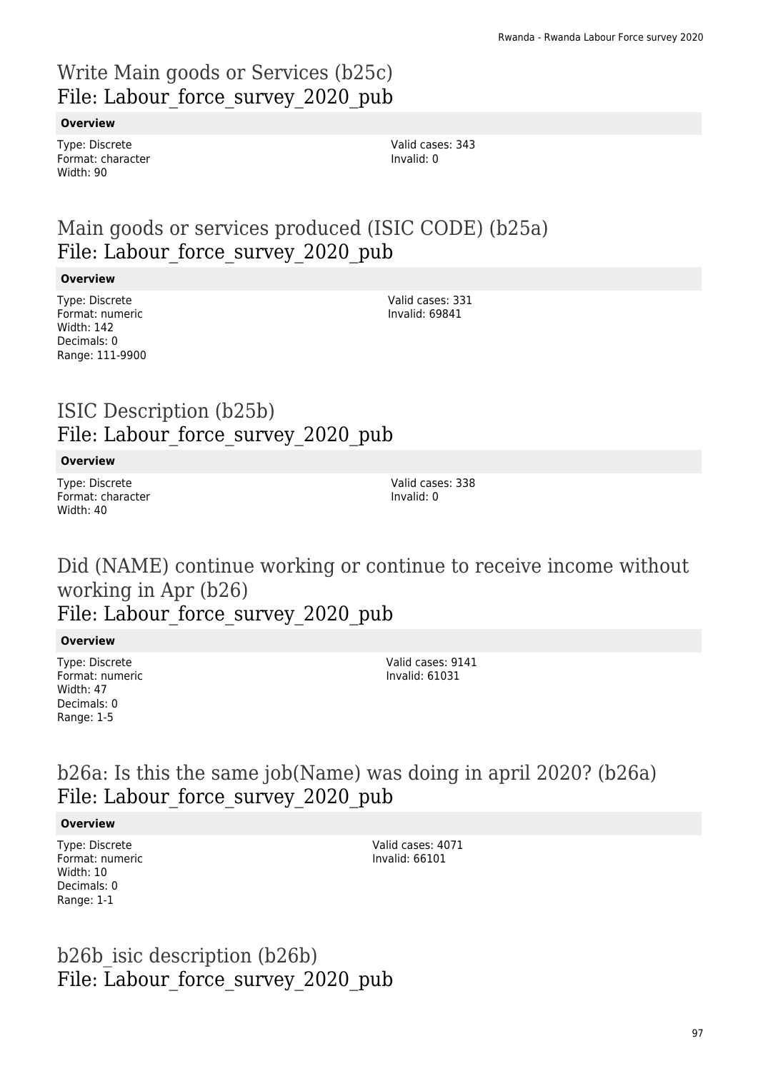# Write Main goods or Services (b25c)
## File: Labour_force_survey_2020_pub

**Overview**

Type: Discrete
Format: character
Width: 90

Valid cases: 343
Invalid: 0

# Main goods or services produced (ISIC CODE) (b25a)
## File: Labour_force_survey_2020_pub

**Overview**

Type: Discrete
Format: numeric
Width: 142
Decimals: 0
Range: 111-9900

Valid cases: 331
Invalid: 69841

# ISIC Description (b25b)
## File: Labour_force_survey_2020_pub

**Overview**

Type: Discrete
Format: character
Width: 40

Valid cases: 338
Invalid: 0

# Did (NAME) continue working or continue to receive income without working in Apr (b26)
## File: Labour_force_survey_2020_pub

**Overview**

Type: Discrete
Format: numeric
Width: 47
Decimals: 0
Range: 1-5

Valid cases: 9141
Invalid: 61031

# b26a: Is this the same job(Name) was doing in april 2020? (b26a)
## File: Labour_force_survey_2020_pub

**Overview**

Type: Discrete
Format: numeric
Width: 10
Decimals: 0
Range: 1-1

Valid cases: 4071
Invalid: 66101

# b26b_isic description (b26b)
## File: Labour_force_survey_2020_pub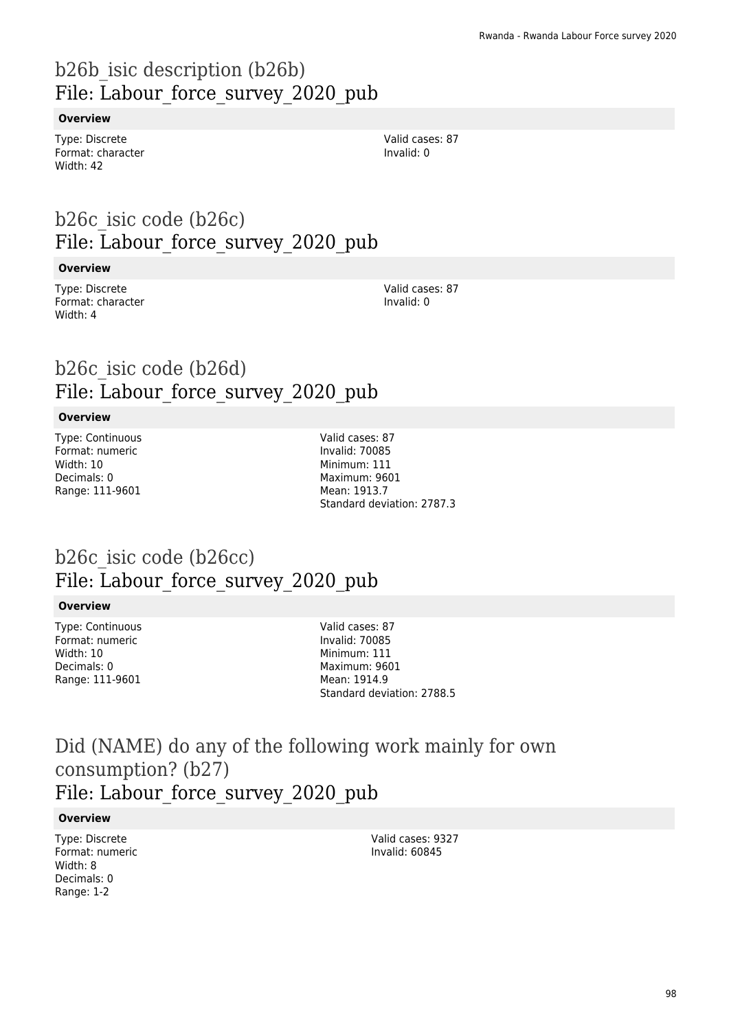# b26b_isic description (b26b)
## File: Labour_force_survey_2020_pub

**Overview**

Type: Discrete
Format: character
Width: 42

Valid cases: 87
Invalid: 0

# b26c_isic code (b26c)
## File: Labour_force_survey_2020_pub

**Overview**

Type: Discrete
Format: character
Width: 4

Valid cases: 87
Invalid: 0

# b26c_isic code (b26d)
## File: Labour_force_survey_2020_pub

**Overview**

Type: Continuous
Format: numeric
Width: 10
Decimals: 0
Range: 111-9601

Valid cases: 87
Invalid: 70085
Minimum: 111
Maximum: 9601
Mean: 1913.7
Standard deviation: 2787.3

# b26c_isic code (b26cc)
## File: Labour_force_survey_2020_pub

**Overview**

Type: Continuous
Format: numeric
Width: 10
Decimals: 0
Range: 111-9601

Valid cases: 87
Invalid: 70085
Minimum: 111
Maximum: 9601
Mean: 1914.9
Standard deviation: 2788.5

# Did (NAME) do any of the following work mainly for own consumption? (b27)
## File: Labour_force_survey_2020_pub

**Overview**

Type: Discrete
Format: numeric
Width: 8
Decimals: 0
Range: 1-2

Valid cases: 9327
Invalid: 60845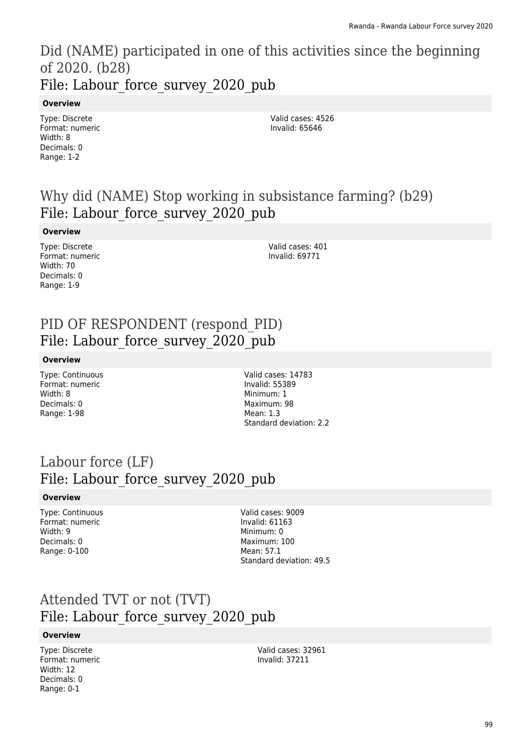## Did (NAME) participated in one of this activities since the beginning of 2020. (b28)
## File: Labour_force_survey_2020_pub

**Overview**

Type: Discrete
Format: numeric
Width: 8
Decimals: 0
Range: 1-2

Valid cases: 4526
Invalid: 65646

## Why did (NAME) Stop working in subsistance farming? (b29)
## File: Labour_force_survey_2020_pub

**Overview**

Type: Discrete
Format: numeric
Width: 70
Decimals: 0
Range: 1-9

Valid cases: 401
Invalid: 69771

## PID OF RESPONDENT (respond_PID)
## File: Labour_force_survey_2020_pub

**Overview**

Type: Continuous
Format: numeric
Width: 8
Decimals: 0
Range: 1-98

Valid cases: 14783
Invalid: 55389
Minimum: 1
Maximum: 98
Mean: 1.3
Standard deviation: 2.2

## Labour force (LF)
## File: Labour_force_survey_2020_pub

**Overview**

Type: Continuous
Format: numeric
Width: 9
Decimals: 0
Range: 0-100

Valid cases: 9009
Invalid: 61163
Minimum: 0
Maximum: 100
Mean: 57.1
Standard deviation: 49.5

## Attended TVT or not (TVT)
## File: Labour_force_survey_2020_pub

**Overview**

Type: Discrete
Format: numeric
Width: 12
Decimals: 0
Range: 0-1

Valid cases: 32961
Invalid: 37211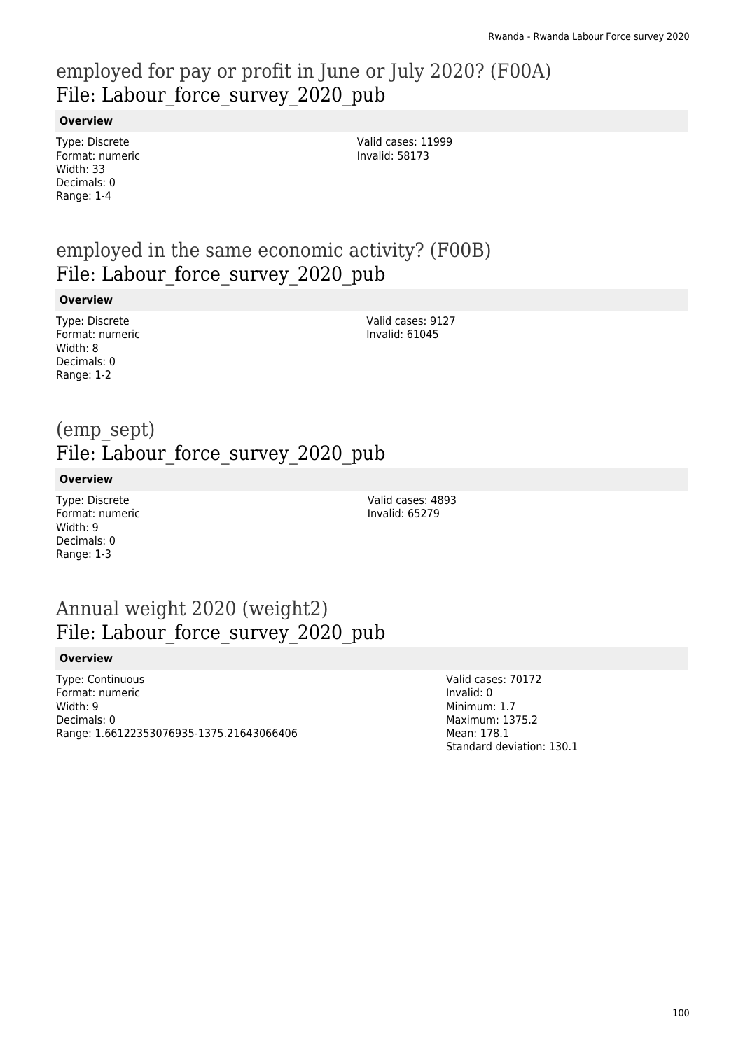## employed for pay or profit in June or July 2020? (F00A)
File: Labour_force_survey_2020_pub

**Overview**

Type: Discrete
Format: numeric
Width: 33
Decimals: 0
Range: 1-4

Valid cases: 11999
Invalid: 58173

## employed in the same economic activity? (F00B)
File: Labour_force_survey_2020_pub

**Overview**

Type: Discrete
Format: numeric
Width: 8
Decimals: 0
Range: 1-2

Valid cases: 9127
Invalid: 61045

## (emp_sept)
File: Labour_force_survey_2020_pub

**Overview**

Type: Discrete
Format: numeric
Width: 9
Decimals: 0
Range: 1-3

Valid cases: 4893
Invalid: 65279

## Annual weight 2020 (weight2)
File: Labour_force_survey_2020_pub

**Overview**

Type: Continuous
Format: numeric
Width: 9
Decimals: 0
Range: 1.66122353076935-1375.21643066406

Valid cases: 70172
Invalid: 0
Minimum: 1.7
Maximum: 1375.2
Mean: 178.1
Standard deviation: 130.1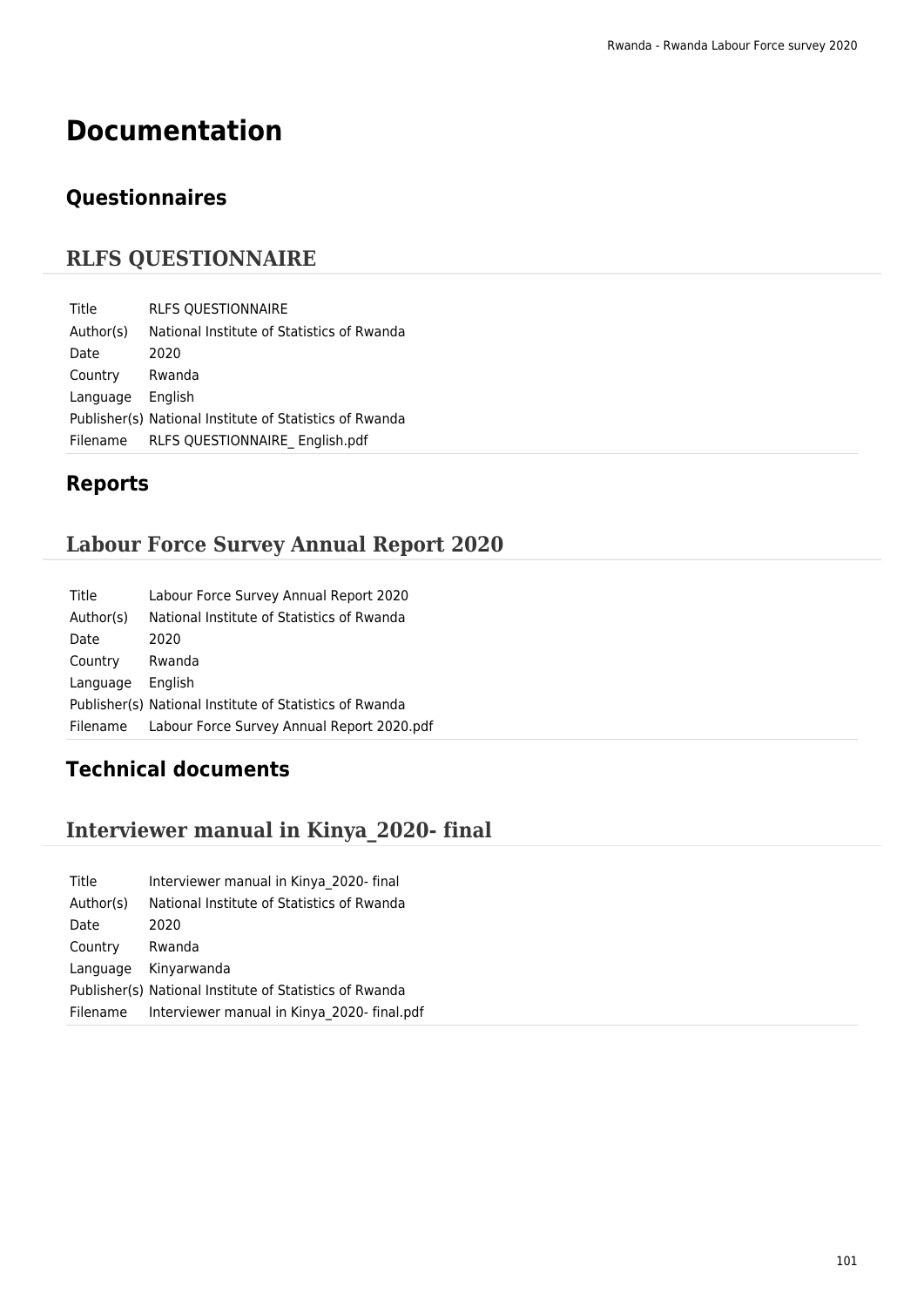# Documentation

## Questionnaires

### RLFS QUESTIONNAIRE

| | |
|---|---|
| Title | RLFS QUESTIONNAIRE |
| Author(s) | National Institute of Statistics of Rwanda |
| Date | 2020 |
| Country | Rwanda |
| Language | English |
| Publisher(s) | National Institute of Statistics of Rwanda |
| Filename | RLFS QUESTIONNAIRE_ English.pdf |

## Reports

### Labour Force Survey Annual Report 2020

| | |
|---|---|
| Title | Labour Force Survey Annual Report 2020 |
| Author(s) | National Institute of Statistics of Rwanda |
| Date | 2020 |
| Country | Rwanda |
| Language | English |
| Publisher(s) | National Institute of Statistics of Rwanda |
| Filename | Labour Force Survey Annual Report 2020.pdf |

## Technical documents

### Interviewer manual in Kinya_2020- final

| | |
|---|---|
| Title | Interviewer manual in Kinya_2020- final |
| Author(s) | National Institute of Statistics of Rwanda |
| Date | 2020 |
| Country | Rwanda |
| Language | Kinyarwanda |
| Publisher(s) | National Institute of Statistics of Rwanda |
| Filename | Interviewer manual in Kinya_2020- final.pdf |